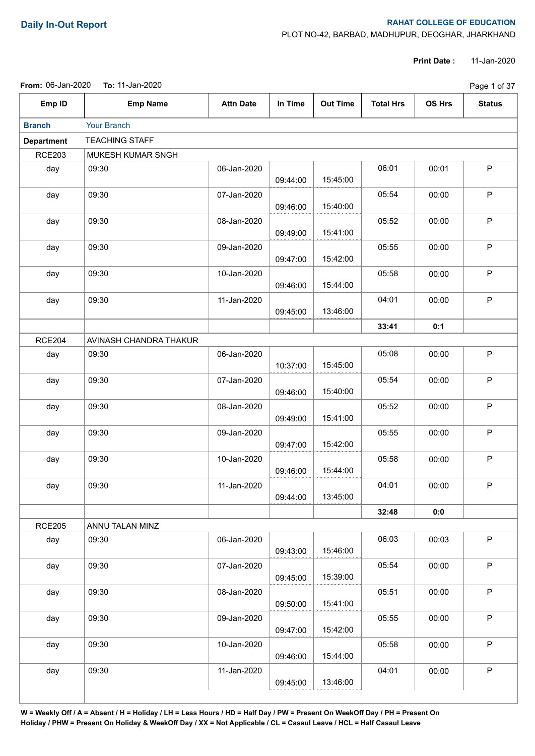# Daily In-Out Report

**RAHAT COLLEGE OF EDUCATION**
PLOT NO-42, BARBAD, MADHUPUR, DEOGHAR, JHARKHAND

**Print Date :** 11-Jan-2020

**From:** 06-Jan-2020 **To:** 11-Jan-2020

| Emp ID | Emp Name | Attn Date | In Time | Out Time | Total Hrs | OS Hrs | Status |
|---|---|---|---|---|---|---|---|
| **Branch** | Your Branch | | | | | | |
| **Department** | TEACHING STAFF | | | | | | |
| RCE203 | MUKESH KUMAR SNGH | | | | | | |
| day | 09:30 | 06-Jan-2020 | 09:44:00 | 15:45:00 | 06:01 | 00:01 | P |
| day | 09:30 | 07-Jan-2020 | 09:46:00 | 15:40:00 | 05:54 | 00:00 | P |
| day | 09:30 | 08-Jan-2020 | 09:49:00 | 15:41:00 | 05:52 | 00:00 | P |
| day | 09:30 | 09-Jan-2020 | 09:47:00 | 15:42:00 | 05:55 | 00:00 | P |
| day | 09:30 | 10-Jan-2020 | 09:46:00 | 15:44:00 | 05:58 | 00:00 | P |
| day | 09:30 | 11-Jan-2020 | 09:45:00 | 13:46:00 | 04:01 | 00:00 | P |
| | | | | | **33:41** | **0:1** | |
| RCE204 | AVINASH CHANDRA THAKUR | | | | | | |
| day | 09:30 | 06-Jan-2020 | 10:37:00 | 15:45:00 | 05:08 | 00:00 | P |
| day | 09:30 | 07-Jan-2020 | 09:46:00 | 15:40:00 | 05:54 | 00:00 | P |
| day | 09:30 | 08-Jan-2020 | 09:49:00 | 15:41:00 | 05:52 | 00:00 | P |
| day | 09:30 | 09-Jan-2020 | 09:47:00 | 15:42:00 | 05:55 | 00:00 | P |
| day | 09:30 | 10-Jan-2020 | 09:46:00 | 15:44:00 | 05:58 | 00:00 | P |
| day | 09:30 | 11-Jan-2020 | 09:44:00 | 13:45:00 | 04:01 | 00:00 | P |
| | | | | | **32:48** | **0:0** | |
| RCE205 | ANNU TALAN MINZ | | | | | | |
| day | 09:30 | 06-Jan-2020 | 09:43:00 | 15:46:00 | 06:03 | 00:03 | P |
| day | 09:30 | 07-Jan-2020 | 09:45:00 | 15:39:00 | 05:54 | 00:00 | P |
| day | 09:30 | 08-Jan-2020 | 09:50:00 | 15:41:00 | 05:51 | 00:00 | P |
| day | 09:30 | 09-Jan-2020 | 09:47:00 | 15:42:00 | 05:55 | 00:00 | P |
| day | 09:30 | 10-Jan-2020 | 09:46:00 | 15:44:00 | 05:58 | 00:00 | P |
| day | 09:30 | 11-Jan-2020 | 09:45:00 | 13:46:00 | 04:01 | 00:00 | P |

**W = Weekly Off / A = Absent / H = Holiday / LH = Less Hours / HD = Half Day / PW = Present On WeekOff Day / PH = Present On Holiday / PHW = Present On Holiday & WeekOff Day / XX = Not Applicable / CL = Casaul Leave / HCL = Half Casaul Leave**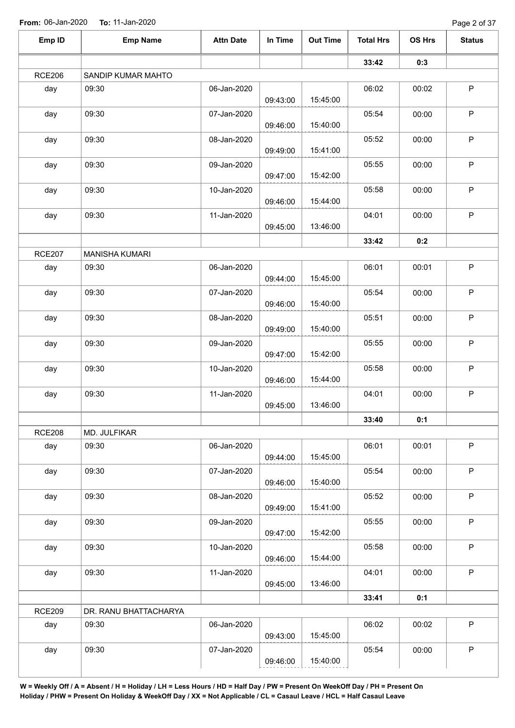From: 06-Jan-2020 To: 11-Jan-2020

| Emp ID | Emp Name | Attn Date | In Time | Out Time | Total Hrs | OS Hrs | Status |
|---|---|---|---|---|---|---|---|
| | | | | | **33:42** | **0:3** | |
| RCE206 | SANDIP KUMAR MAHTO | | | | | | |
| day | 09:30 | 06-Jan-2020 | 09:43:00 | 15:45:00 | 06:02 | 00:02 | P |
| day | 09:30 | 07-Jan-2020 | 09:46:00 | 15:40:00 | 05:54 | 00:00 | P |
| day | 09:30 | 08-Jan-2020 | 09:49:00 | 15:41:00 | 05:52 | 00:00 | P |
| day | 09:30 | 09-Jan-2020 | 09:47:00 | 15:42:00 | 05:55 | 00:00 | P |
| day | 09:30 | 10-Jan-2020 | 09:46:00 | 15:44:00 | 05:58 | 00:00 | P |
| day | 09:30 | 11-Jan-2020 | 09:45:00 | 13:46:00 | 04:01 | 00:00 | P |
| | | | | | **33:42** | **0:2** | |
| RCE207 | MANISHA KUMARI | | | | | | |
| day | 09:30 | 06-Jan-2020 | 09:44:00 | 15:45:00 | 06:01 | 00:01 | P |
| day | 09:30 | 07-Jan-2020 | 09:46:00 | 15:40:00 | 05:54 | 00:00 | P |
| day | 09:30 | 08-Jan-2020 | 09:49:00 | 15:40:00 | 05:51 | 00:00 | P |
| day | 09:30 | 09-Jan-2020 | 09:47:00 | 15:42:00 | 05:55 | 00:00 | P |
| day | 09:30 | 10-Jan-2020 | 09:46:00 | 15:44:00 | 05:58 | 00:00 | P |
| day | 09:30 | 11-Jan-2020 | 09:45:00 | 13:46:00 | 04:01 | 00:00 | P |
| | | | | | **33:40** | **0:1** | |
| RCE208 | MD. JULFIKAR | | | | | | |
| day | 09:30 | 06-Jan-2020 | 09:44:00 | 15:45:00 | 06:01 | 00:01 | P |
| day | 09:30 | 07-Jan-2020 | 09:46:00 | 15:40:00 | 05:54 | 00:00 | P |
| day | 09:30 | 08-Jan-2020 | 09:49:00 | 15:41:00 | 05:52 | 00:00 | P |
| day | 09:30 | 09-Jan-2020 | 09:47:00 | 15:42:00 | 05:55 | 00:00 | P |
| day | 09:30 | 10-Jan-2020 | 09:46:00 | 15:44:00 | 05:58 | 00:00 | P |
| day | 09:30 | 11-Jan-2020 | 09:45:00 | 13:46:00 | 04:01 | 00:00 | P |
| | | | | | **33:41** | **0:1** | |
| RCE209 | DR. RANU BHATTACHARYA | | | | | | |
| day | 09:30 | 06-Jan-2020 | 09:43:00 | 15:45:00 | 06:02 | 00:02 | P |
| day | 09:30 | 07-Jan-2020 | 09:46:00 | 15:40:00 | 05:54 | 00:00 | P |

**W = Weekly Off / A = Absent / H = Holiday / LH = Less Hours / HD = Half Day / PW = Present On WeekOff Day / PH = Present On Holiday / PHW = Present On Holiday & WeekOff Day / XX = Not Applicable / CL = Casaul Leave / HCL = Half Casaul Leave**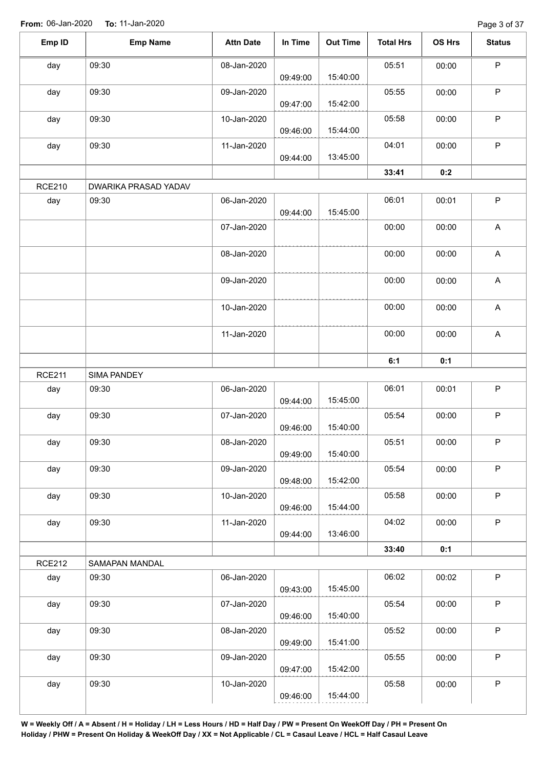**From:** 06-Jan-2020 **To:** 11-Jan-2020

| Emp ID | Emp Name | Attn Date | In Time | Out Time | Total Hrs | OS Hrs | Status |
|---|---|---|---|---|---|---|---|
| day | 09:30 | 08-Jan-2020 | 09:49:00 | 15:40:00 | 05:51 | 00:00 | P |
| day | 09:30 | 09-Jan-2020 | 09:47:00 | 15:42:00 | 05:55 | 00:00 | P |
| day | 09:30 | 10-Jan-2020 | 09:46:00 | 15:44:00 | 05:58 | 00:00 | P |
| day | 09:30 | 11-Jan-2020 | 09:44:00 | 13:45:00 | 04:01 | 00:00 | P |
| | | | | | **33:41** | **0:2** | |
| RCE210 | DWARIKA PRASAD YADAV | | | | | | |
| day | 09:30 | 06-Jan-2020 | 09:44:00 | 15:45:00 | 06:01 | 00:01 | P |
| | | 07-Jan-2020 | | | 00:00 | 00:00 | A |
| | | 08-Jan-2020 | | | 00:00 | 00:00 | A |
| | | 09-Jan-2020 | | | 00:00 | 00:00 | A |
| | | 10-Jan-2020 | | | 00:00 | 00:00 | A |
| | | 11-Jan-2020 | | | 00:00 | 00:00 | A |
| | | | | | **6:1** | **0:1** | |
| RCE211 | SIMA PANDEY | | | | | | |
| day | 09:30 | 06-Jan-2020 | 09:44:00 | 15:45:00 | 06:01 | 00:01 | P |
| day | 09:30 | 07-Jan-2020 | 09:46:00 | 15:40:00 | 05:54 | 00:00 | P |
| day | 09:30 | 08-Jan-2020 | 09:49:00 | 15:40:00 | 05:51 | 00:00 | P |
| day | 09:30 | 09-Jan-2020 | 09:48:00 | 15:42:00 | 05:54 | 00:00 | P |
| day | 09:30 | 10-Jan-2020 | 09:46:00 | 15:44:00 | 05:58 | 00:00 | P |
| day | 09:30 | 11-Jan-2020 | 09:44:00 | 13:46:00 | 04:02 | 00:00 | P |
| | | | | | **33:40** | **0:1** | |
| RCE212 | SAMAPAN MANDAL | | | | | | |
| day | 09:30 | 06-Jan-2020 | 09:43:00 | 15:45:00 | 06:02 | 00:02 | P |
| day | 09:30 | 07-Jan-2020 | 09:46:00 | 15:40:00 | 05:54 | 00:00 | P |
| day | 09:30 | 08-Jan-2020 | 09:49:00 | 15:41:00 | 05:52 | 00:00 | P |
| day | 09:30 | 09-Jan-2020 | 09:47:00 | 15:42:00 | 05:55 | 00:00 | P |
| day | 09:30 | 10-Jan-2020 | 09:46:00 | 15:44:00 | 05:58 | 00:00 | P |

**W = Weekly Off / A = Absent / H = Holiday / LH = Less Hours / HD = Half Day / PW = Present On WeekOff Day / PH = Present On Holiday / PHW = Present On Holiday & WeekOff Day / XX = Not Applicable / CL = Casaul Leave / HCL = Half Casaul Leave**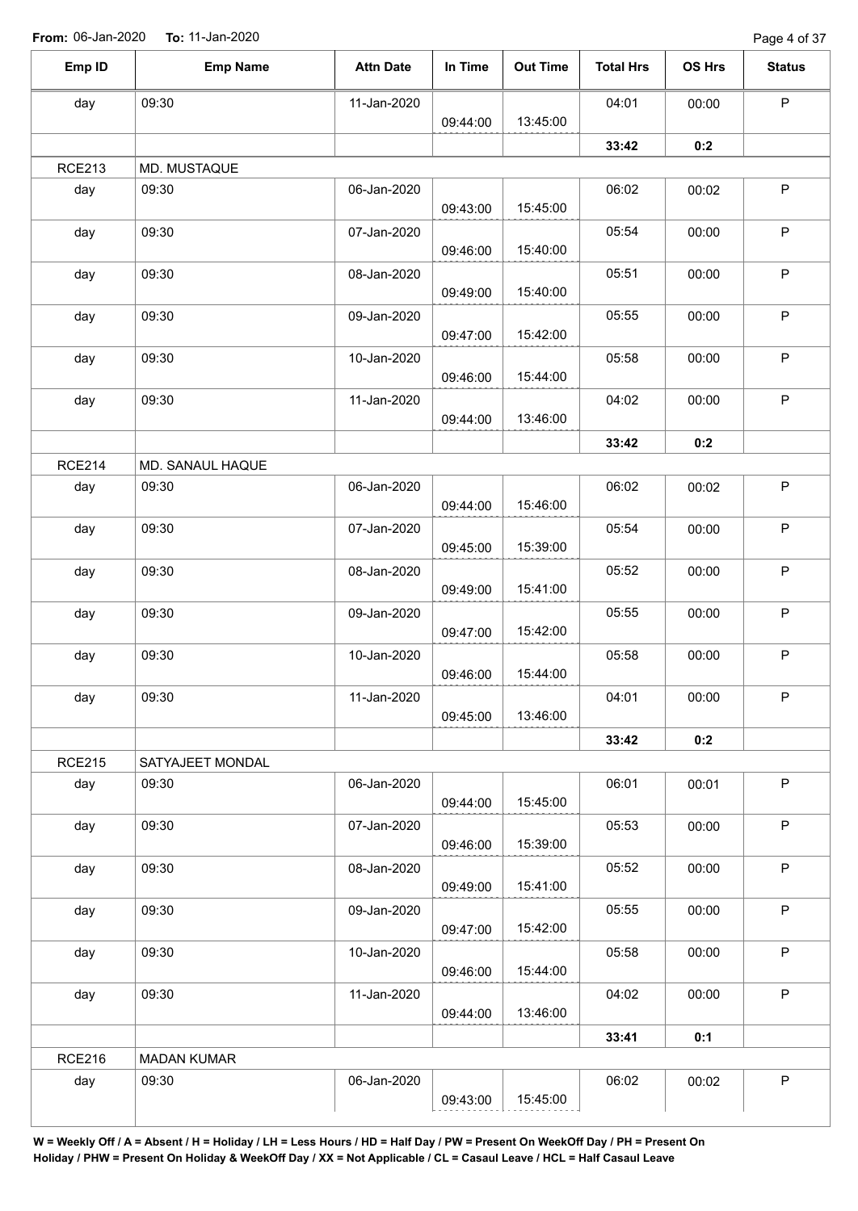**From:** 06-Jan-2020 **To:** 11-Jan-2020

| Emp ID | Emp Name | Attn Date | In Time | Out Time | Total Hrs | OS Hrs | Status |
|---|---|---|---|---|---|---|---|
| day | 09:30 | 11-Jan-2020 | 09:44:00 | 13:45:00 | 04:01 | 00:00 | P |
| | | | | | **33:42** | **0:2** | |
| RCE213 | MD. MUSTAQUE | | | | | | |
| day | 09:30 | 06-Jan-2020 | 09:43:00 | 15:45:00 | 06:02 | 00:02 | P |
| day | 09:30 | 07-Jan-2020 | 09:46:00 | 15:40:00 | 05:54 | 00:00 | P |
| day | 09:30 | 08-Jan-2020 | 09:49:00 | 15:40:00 | 05:51 | 00:00 | P |
| day | 09:30 | 09-Jan-2020 | 09:47:00 | 15:42:00 | 05:55 | 00:00 | P |
| day | 09:30 | 10-Jan-2020 | 09:46:00 | 15:44:00 | 05:58 | 00:00 | P |
| day | 09:30 | 11-Jan-2020 | 09:44:00 | 13:46:00 | 04:02 | 00:00 | P |
| | | | | | **33:42** | **0:2** | |
| RCE214 | MD. SANAUL HAQUE | | | | | | |
| day | 09:30 | 06-Jan-2020 | 09:44:00 | 15:46:00 | 06:02 | 00:02 | P |
| day | 09:30 | 07-Jan-2020 | 09:45:00 | 15:39:00 | 05:54 | 00:00 | P |
| day | 09:30 | 08-Jan-2020 | 09:49:00 | 15:41:00 | 05:52 | 00:00 | P |
| day | 09:30 | 09-Jan-2020 | 09:47:00 | 15:42:00 | 05:55 | 00:00 | P |
| day | 09:30 | 10-Jan-2020 | 09:46:00 | 15:44:00 | 05:58 | 00:00 | P |
| day | 09:30 | 11-Jan-2020 | 09:45:00 | 13:46:00 | 04:01 | 00:00 | P |
| | | | | | **33:42** | **0:2** | |
| RCE215 | SATYAJEET MONDAL | | | | | | |
| day | 09:30 | 06-Jan-2020 | 09:44:00 | 15:45:00 | 06:01 | 00:01 | P |
| day | 09:30 | 07-Jan-2020 | 09:46:00 | 15:39:00 | 05:53 | 00:00 | P |
| day | 09:30 | 08-Jan-2020 | 09:49:00 | 15:41:00 | 05:52 | 00:00 | P |
| day | 09:30 | 09-Jan-2020 | 09:47:00 | 15:42:00 | 05:55 | 00:00 | P |
| day | 09:30 | 10-Jan-2020 | 09:46:00 | 15:44:00 | 05:58 | 00:00 | P |
| day | 09:30 | 11-Jan-2020 | 09:44:00 | 13:46:00 | 04:02 | 00:00 | P |
| | | | | | **33:41** | **0:1** | |
| RCE216 | MADAN KUMAR | | | | | | |
| day | 09:30 | 06-Jan-2020 | 09:43:00 | 15:45:00 | 06:02 | 00:02 | P |

**W = Weekly Off / A = Absent / H = Holiday / LH = Less Hours / HD = Half Day / PW = Present On WeekOff Day / PH = Present On Holiday / PHW = Present On Holiday & WeekOff Day / XX = Not Applicable / CL = Casaul Leave / HCL = Half Casaul Leave**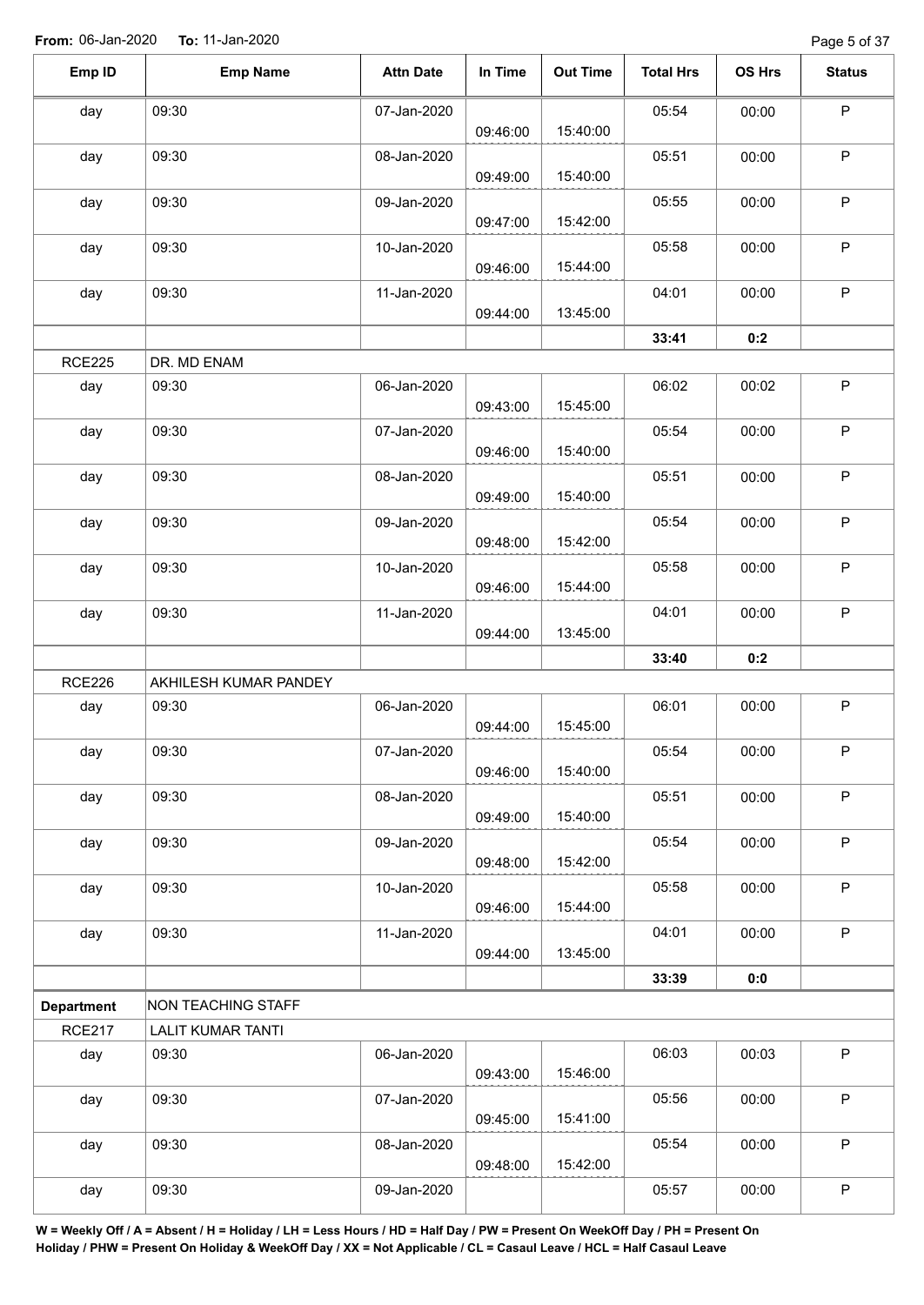**From:** 06-Jan-2020 **To:** 11-Jan-2020

| Emp ID | Emp Name | Attn Date | In Time | Out Time | Total Hrs | OS Hrs | Status |
|---|---|---|---|---|---|---|---|
| day | 09:30 | 07-Jan-2020 | 09:46:00 | 15:40:00 | 05:54 | 00:00 | P |
| day | 09:30 | 08-Jan-2020 | 09:49:00 | 15:40:00 | 05:51 | 00:00 | P |
| day | 09:30 | 09-Jan-2020 | 09:47:00 | 15:42:00 | 05:55 | 00:00 | P |
| day | 09:30 | 10-Jan-2020 | 09:46:00 | 15:44:00 | 05:58 | 00:00 | P |
| day | 09:30 | 11-Jan-2020 | 09:44:00 | 13:45:00 | 04:01 | 00:00 | P |
| | | | | | **33:41** | **0:2** | |
| RCE225 | DR. MD ENAM | | | | | | |
| day | 09:30 | 06-Jan-2020 | 09:43:00 | 15:45:00 | 06:02 | 00:02 | P |
| day | 09:30 | 07-Jan-2020 | 09:46:00 | 15:40:00 | 05:54 | 00:00 | P |
| day | 09:30 | 08-Jan-2020 | 09:49:00 | 15:40:00 | 05:51 | 00:00 | P |
| day | 09:30 | 09-Jan-2020 | 09:48:00 | 15:42:00 | 05:54 | 00:00 | P |
| day | 09:30 | 10-Jan-2020 | 09:46:00 | 15:44:00 | 05:58 | 00:00 | P |
| day | 09:30 | 11-Jan-2020 | 09:44:00 | 13:45:00 | 04:01 | 00:00 | P |
| | | | | | **33:40** | **0:2** | |
| RCE226 | AKHILESH KUMAR PANDEY | | | | | | |
| day | 09:30 | 06-Jan-2020 | 09:44:00 | 15:45:00 | 06:01 | 00:00 | P |
| day | 09:30 | 07-Jan-2020 | 09:46:00 | 15:40:00 | 05:54 | 00:00 | P |
| day | 09:30 | 08-Jan-2020 | 09:49:00 | 15:40:00 | 05:51 | 00:00 | P |
| day | 09:30 | 09-Jan-2020 | 09:48:00 | 15:42:00 | 05:54 | 00:00 | P |
| day | 09:30 | 10-Jan-2020 | 09:46:00 | 15:44:00 | 05:58 | 00:00 | P |
| day | 09:30 | 11-Jan-2020 | 09:44:00 | 13:45:00 | 04:01 | 00:00 | P |
| | | | | | **33:39** | **0:0** | |
| **Department** | NON TEACHING STAFF | | | | | | |
| RCE217 | LALIT KUMAR TANTI | | | | | | |
| day | 09:30 | 06-Jan-2020 | 09:43:00 | 15:46:00 | 06:03 | 00:03 | P |
| day | 09:30 | 07-Jan-2020 | 09:45:00 | 15:41:00 | 05:56 | 00:00 | P |
| day | 09:30 | 08-Jan-2020 | 09:48:00 | 15:42:00 | 05:54 | 00:00 | P |
| day | 09:30 | 09-Jan-2020 | | | 05:57 | 00:00 | P |

**W = Weekly Off / A = Absent / H = Holiday / LH = Less Hours / HD = Half Day / PW = Present On WeekOff Day / PH = Present On Holiday / PHW = Present On Holiday & WeekOff Day / XX = Not Applicable / CL = Casaul Leave / HCL = Half Casaul Leave**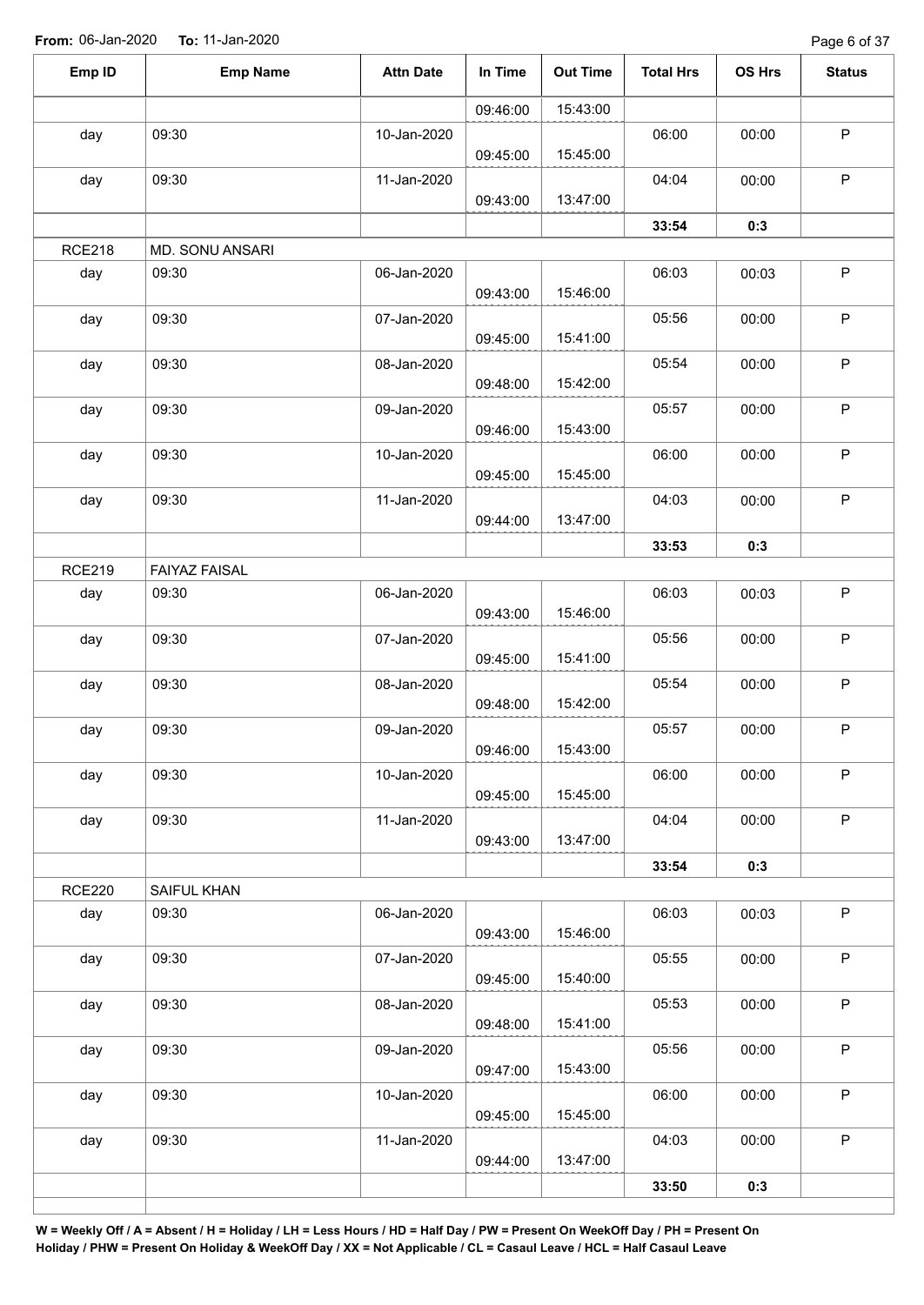From: 06-Jan-2020 To: 11-Jan-2020

| Emp ID | Emp Name | Attn Date | In Time | Out Time | Total Hrs | OS Hrs | Status |
|---|---|---|---|---|---|---|---|
| | | | 09:46:00 | 15:43:00 | | | |
| day | 09:30 | 10-Jan-2020 | 09:45:00 | 15:45:00 | 06:00 | 00:00 | P |
| day | 09:30 | 11-Jan-2020 | 09:43:00 | 13:47:00 | 04:04 | 00:00 | P |
| | | | | | **33:54** | **0:3** | |
| RCE218 | MD. SONU ANSARI | | | | | | |
| day | 09:30 | 06-Jan-2020 | 09:43:00 | 15:46:00 | 06:03 | 00:03 | P |
| day | 09:30 | 07-Jan-2020 | 09:45:00 | 15:41:00 | 05:56 | 00:00 | P |
| day | 09:30 | 08-Jan-2020 | 09:48:00 | 15:42:00 | 05:54 | 00:00 | P |
| day | 09:30 | 09-Jan-2020 | 09:46:00 | 15:43:00 | 05:57 | 00:00 | P |
| day | 09:30 | 10-Jan-2020 | 09:45:00 | 15:45:00 | 06:00 | 00:00 | P |
| day | 09:30 | 11-Jan-2020 | 09:44:00 | 13:47:00 | 04:03 | 00:00 | P |
| | | | | | **33:53** | **0:3** | |
| RCE219 | FAIYAZ FAISAL | | | | | | |
| day | 09:30 | 06-Jan-2020 | 09:43:00 | 15:46:00 | 06:03 | 00:03 | P |
| day | 09:30 | 07-Jan-2020 | 09:45:00 | 15:41:00 | 05:56 | 00:00 | P |
| day | 09:30 | 08-Jan-2020 | 09:48:00 | 15:42:00 | 05:54 | 00:00 | P |
| day | 09:30 | 09-Jan-2020 | 09:46:00 | 15:43:00 | 05:57 | 00:00 | P |
| day | 09:30 | 10-Jan-2020 | 09:45:00 | 15:45:00 | 06:00 | 00:00 | P |
| day | 09:30 | 11-Jan-2020 | 09:43:00 | 13:47:00 | 04:04 | 00:00 | P |
| | | | | | **33:54** | **0:3** | |
| RCE220 | SAIFUL KHAN | | | | | | |
| day | 09:30 | 06-Jan-2020 | 09:43:00 | 15:46:00 | 06:03 | 00:03 | P |
| day | 09:30 | 07-Jan-2020 | 09:45:00 | 15:40:00 | 05:55 | 00:00 | P |
| day | 09:30 | 08-Jan-2020 | 09:48:00 | 15:41:00 | 05:53 | 00:00 | P |
| day | 09:30 | 09-Jan-2020 | 09:47:00 | 15:43:00 | 05:56 | 00:00 | P |
| day | 09:30 | 10-Jan-2020 | 09:45:00 | 15:45:00 | 06:00 | 00:00 | P |
| day | 09:30 | 11-Jan-2020 | 09:44:00 | 13:47:00 | 04:03 | 00:00 | P |
| | | | | | **33:50** | **0:3** | |

**W = Weekly Off / A = Absent / H = Holiday / LH = Less Hours / HD = Half Day / PW = Present On WeekOff Day / PH = Present On Holiday / PHW = Present On Holiday & WeekOff Day / XX = Not Applicable / CL = Casaul Leave / HCL = Half Casaul Leave**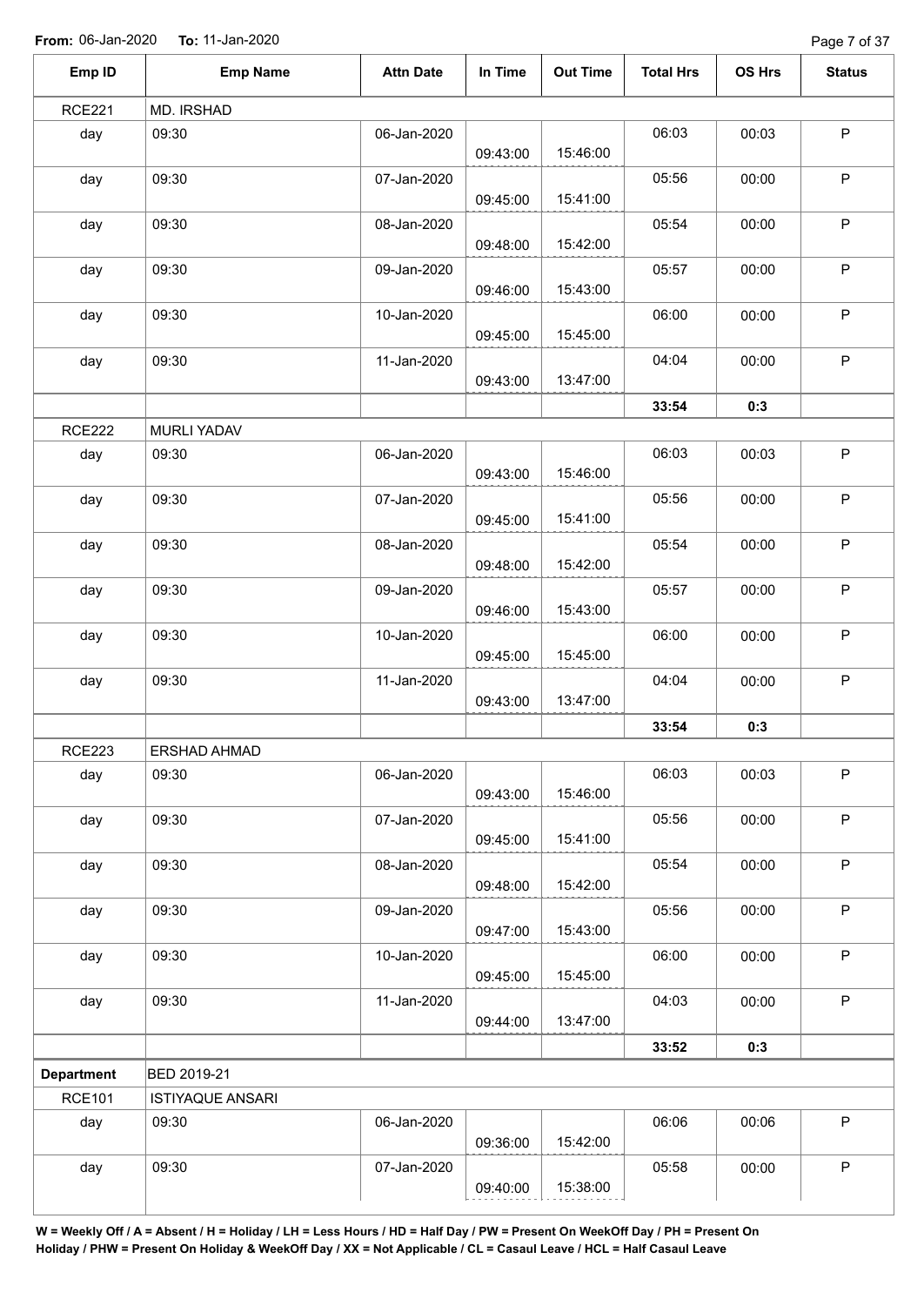**From:** 06-Jan-2020 **To:** 11-Jan-2020

| Emp ID | Emp Name | Attn Date | In Time | Out Time | Total Hrs | OS Hrs | Status |
|---|---|---|---|---|---|---|---|
| RCE221 | MD. IRSHAD | | | | | | |
| day | 09:30 | 06-Jan-2020 | 09:43:00 | 15:46:00 | 06:03 | 00:03 | P |
| day | 09:30 | 07-Jan-2020 | 09:45:00 | 15:41:00 | 05:56 | 00:00 | P |
| day | 09:30 | 08-Jan-2020 | 09:48:00 | 15:42:00 | 05:54 | 00:00 | P |
| day | 09:30 | 09-Jan-2020 | 09:46:00 | 15:43:00 | 05:57 | 00:00 | P |
| day | 09:30 | 10-Jan-2020 | 09:45:00 | 15:45:00 | 06:00 | 00:00 | P |
| day | 09:30 | 11-Jan-2020 | 09:43:00 | 13:47:00 | 04:04 | 00:00 | P |
| | | | | | **33:54** | **0:3** | |
| RCE222 | MURLI YADAV | | | | | | |
| day | 09:30 | 06-Jan-2020 | 09:43:00 | 15:46:00 | 06:03 | 00:03 | P |
| day | 09:30 | 07-Jan-2020 | 09:45:00 | 15:41:00 | 05:56 | 00:00 | P |
| day | 09:30 | 08-Jan-2020 | 09:48:00 | 15:42:00 | 05:54 | 00:00 | P |
| day | 09:30 | 09-Jan-2020 | 09:46:00 | 15:43:00 | 05:57 | 00:00 | P |
| day | 09:30 | 10-Jan-2020 | 09:45:00 | 15:45:00 | 06:00 | 00:00 | P |
| day | 09:30 | 11-Jan-2020 | 09:43:00 | 13:47:00 | 04:04 | 00:00 | P |
| | | | | | **33:54** | **0:3** | |
| RCE223 | ERSHAD AHMAD | | | | | | |
| day | 09:30 | 06-Jan-2020 | 09:43:00 | 15:46:00 | 06:03 | 00:03 | P |
| day | 09:30 | 07-Jan-2020 | 09:45:00 | 15:41:00 | 05:56 | 00:00 | P |
| day | 09:30 | 08-Jan-2020 | 09:48:00 | 15:42:00 | 05:54 | 00:00 | P |
| day | 09:30 | 09-Jan-2020 | 09:47:00 | 15:43:00 | 05:56 | 00:00 | P |
| day | 09:30 | 10-Jan-2020 | 09:45:00 | 15:45:00 | 06:00 | 00:00 | P |
| day | 09:30 | 11-Jan-2020 | 09:44:00 | 13:47:00 | 04:03 | 00:00 | P |
| | | | | | **33:52** | **0:3** | |
| **Department** | BED 2019-21 | | | | | | |
| RCE101 | ISTIYAQUE ANSARI | | | | | | |
| day | 09:30 | 06-Jan-2020 | 09:36:00 | 15:42:00 | 06:06 | 00:06 | P |
| day | 09:30 | 07-Jan-2020 | 09:40:00 | 15:38:00 | 05:58 | 00:00 | P |

**W = Weekly Off / A = Absent / H = Holiday / LH = Less Hours / HD = Half Day / PW = Present On WeekOff Day / PH = Present On Holiday / PHW = Present On Holiday & WeekOff Day / XX = Not Applicable / CL = Casaul Leave / HCL = Half Casaul Leave**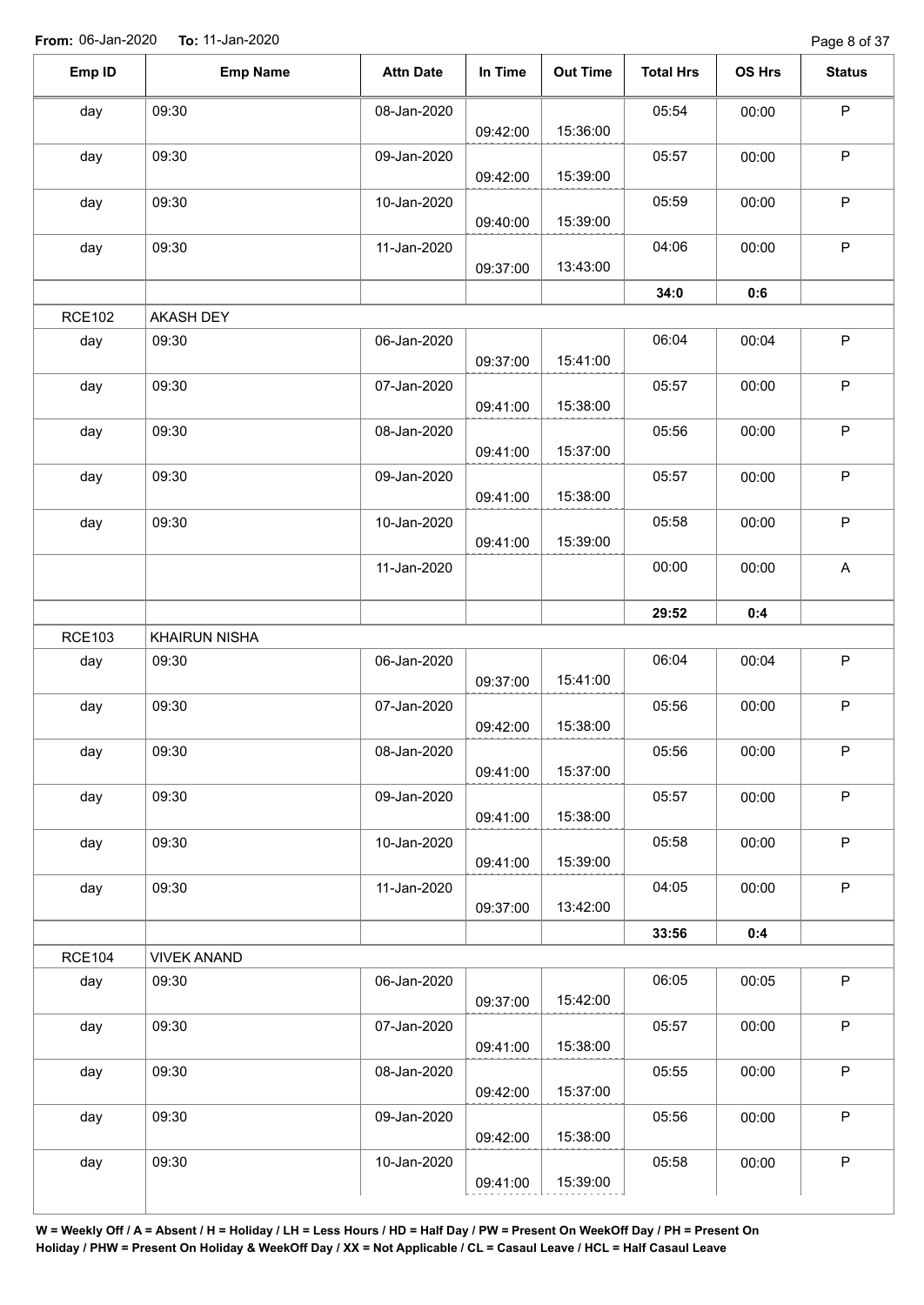**From:** 06-Jan-2020 **To:** 11-Jan-2020

| Emp ID | Emp Name | Attn Date | In Time | Out Time | Total Hrs | OS Hrs | Status |
|---|---|---|---|---|---|---|---|
| day | 09:30 | 08-Jan-2020 | 09:42:00 | 15:36:00 | 05:54 | 00:00 | P |
| day | 09:30 | 09-Jan-2020 | 09:42:00 | 15:39:00 | 05:57 | 00:00 | P |
| day | 09:30 | 10-Jan-2020 | 09:40:00 | 15:39:00 | 05:59 | 00:00 | P |
| day | 09:30 | 11-Jan-2020 | 09:37:00 | 13:43:00 | 04:06 | 00:00 | P |
| | | | | | **34:0** | **0:6** | |
| RCE102 | AKASH DEY | | | | | | |
| day | 09:30 | 06-Jan-2020 | 09:37:00 | 15:41:00 | 06:04 | 00:04 | P |
| day | 09:30 | 07-Jan-2020 | 09:41:00 | 15:38:00 | 05:57 | 00:00 | P |
| day | 09:30 | 08-Jan-2020 | 09:41:00 | 15:37:00 | 05:56 | 00:00 | P |
| day | 09:30 | 09-Jan-2020 | 09:41:00 | 15:38:00 | 05:57 | 00:00 | P |
| day | 09:30 | 10-Jan-2020 | 09:41:00 | 15:39:00 | 05:58 | 00:00 | P |
| | | 11-Jan-2020 | | | 00:00 | 00:00 | A |
| | | | | | **29:52** | **0:4** | |
| RCE103 | KHAIRUN NISHA | | | | | | |
| day | 09:30 | 06-Jan-2020 | 09:37:00 | 15:41:00 | 06:04 | 00:04 | P |
| day | 09:30 | 07-Jan-2020 | 09:42:00 | 15:38:00 | 05:56 | 00:00 | P |
| day | 09:30 | 08-Jan-2020 | 09:41:00 | 15:37:00 | 05:56 | 00:00 | P |
| day | 09:30 | 09-Jan-2020 | 09:41:00 | 15:38:00 | 05:57 | 00:00 | P |
| day | 09:30 | 10-Jan-2020 | 09:41:00 | 15:39:00 | 05:58 | 00:00 | P |
| day | 09:30 | 11-Jan-2020 | 09:37:00 | 13:42:00 | 04:05 | 00:00 | P |
| | | | | | **33:56** | **0:4** | |
| RCE104 | VIVEK ANAND | | | | | | |
| day | 09:30 | 06-Jan-2020 | 09:37:00 | 15:42:00 | 06:05 | 00:05 | P |
| day | 09:30 | 07-Jan-2020 | 09:41:00 | 15:38:00 | 05:57 | 00:00 | P |
| day | 09:30 | 08-Jan-2020 | 09:42:00 | 15:37:00 | 05:55 | 00:00 | P |
| day | 09:30 | 09-Jan-2020 | 09:42:00 | 15:38:00 | 05:56 | 00:00 | P |
| day | 09:30 | 10-Jan-2020 | 09:41:00 | 15:39:00 | 05:58 | 00:00 | P |

**W = Weekly Off / A = Absent / H = Holiday / LH = Less Hours / HD = Half Day / PW = Present On WeekOff Day / PH = Present On Holiday / PHW = Present On Holiday & WeekOff Day / XX = Not Applicable / CL = Casaul Leave / HCL = Half Casaul Leave**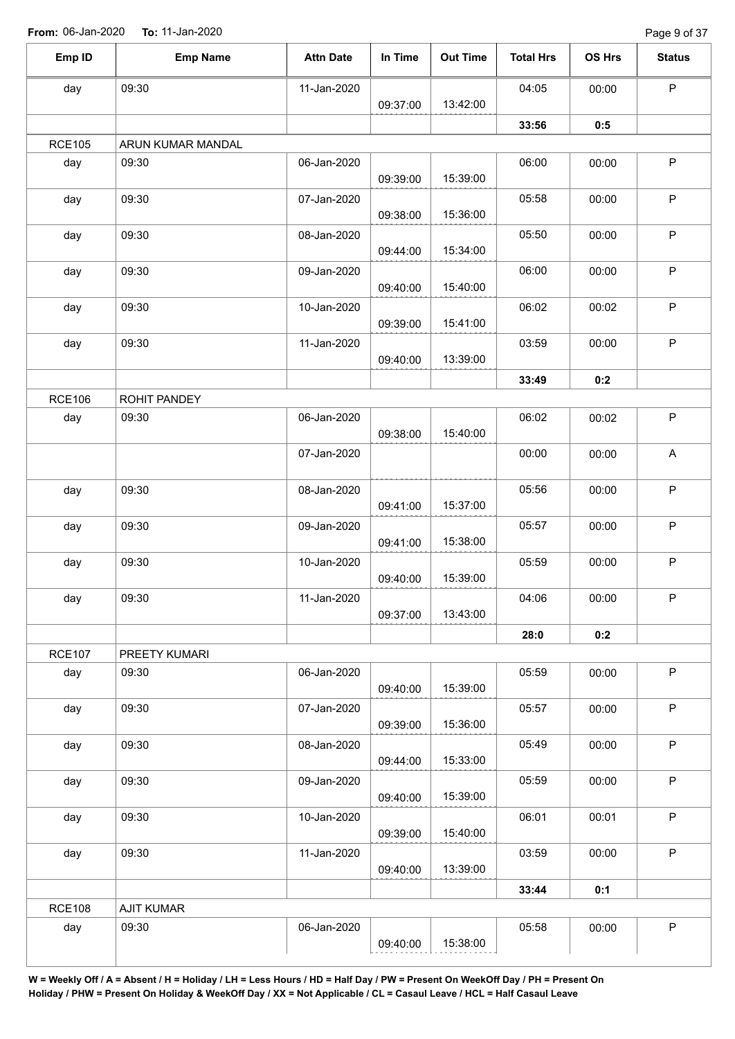**From:** 06-Jan-2020 **To:** 11-Jan-2020

| Emp ID | Emp Name | Attn Date | In Time | Out Time | Total Hrs | OS Hrs | Status |
|---|---|---|---|---|---|---|---|
| day | 09:30 | 11-Jan-2020 | 09:37:00 | 13:42:00 | 04:05 | 00:00 | P |
| | | | | | **33:56** | **0:5** | |
| RCE105 | ARUN KUMAR MANDAL | | | | | | |
| day | 09:30 | 06-Jan-2020 | 09:39:00 | 15:39:00 | 06:00 | 00:00 | P |
| day | 09:30 | 07-Jan-2020 | 09:38:00 | 15:36:00 | 05:58 | 00:00 | P |
| day | 09:30 | 08-Jan-2020 | 09:44:00 | 15:34:00 | 05:50 | 00:00 | P |
| day | 09:30 | 09-Jan-2020 | 09:40:00 | 15:40:00 | 06:00 | 00:00 | P |
| day | 09:30 | 10-Jan-2020 | 09:39:00 | 15:41:00 | 06:02 | 00:02 | P |
| day | 09:30 | 11-Jan-2020 | 09:40:00 | 13:39:00 | 03:59 | 00:00 | P |
| | | | | | **33:49** | **0:2** | |
| RCE106 | ROHIT PANDEY | | | | | | |
| day | 09:30 | 06-Jan-2020 | 09:38:00 | 15:40:00 | 06:02 | 00:02 | P |
| | | 07-Jan-2020 | | | 00:00 | 00:00 | A |
| day | 09:30 | 08-Jan-2020 | 09:41:00 | 15:37:00 | 05:56 | 00:00 | P |
| day | 09:30 | 09-Jan-2020 | 09:41:00 | 15:38:00 | 05:57 | 00:00 | P |
| day | 09:30 | 10-Jan-2020 | 09:40:00 | 15:39:00 | 05:59 | 00:00 | P |
| day | 09:30 | 11-Jan-2020 | 09:37:00 | 13:43:00 | 04:06 | 00:00 | P |
| | | | | | **28:0** | **0:2** | |
| RCE107 | PREETY KUMARI | | | | | | |
| day | 09:30 | 06-Jan-2020 | 09:40:00 | 15:39:00 | 05:59 | 00:00 | P |
| day | 09:30 | 07-Jan-2020 | 09:39:00 | 15:36:00 | 05:57 | 00:00 | P |
| day | 09:30 | 08-Jan-2020 | 09:44:00 | 15:33:00 | 05:49 | 00:00 | P |
| day | 09:30 | 09-Jan-2020 | 09:40:00 | 15:39:00 | 05:59 | 00:00 | P |
| day | 09:30 | 10-Jan-2020 | 09:39:00 | 15:40:00 | 06:01 | 00:01 | P |
| day | 09:30 | 11-Jan-2020 | 09:40:00 | 13:39:00 | 03:59 | 00:00 | P |
| | | | | | **33:44** | **0:1** | |
| RCE108 | AJIT KUMAR | | | | | | |
| day | 09:30 | 06-Jan-2020 | 09:40:00 | 15:38:00 | 05:58 | 00:00 | P |

**W = Weekly Off / A = Absent / H = Holiday / LH = Less Hours / HD = Half Day / PW = Present On WeekOff Day / PH = Present On Holiday / PHW = Present On Holiday & WeekOff Day / XX = Not Applicable / CL = Casaul Leave / HCL = Half Casaul Leave**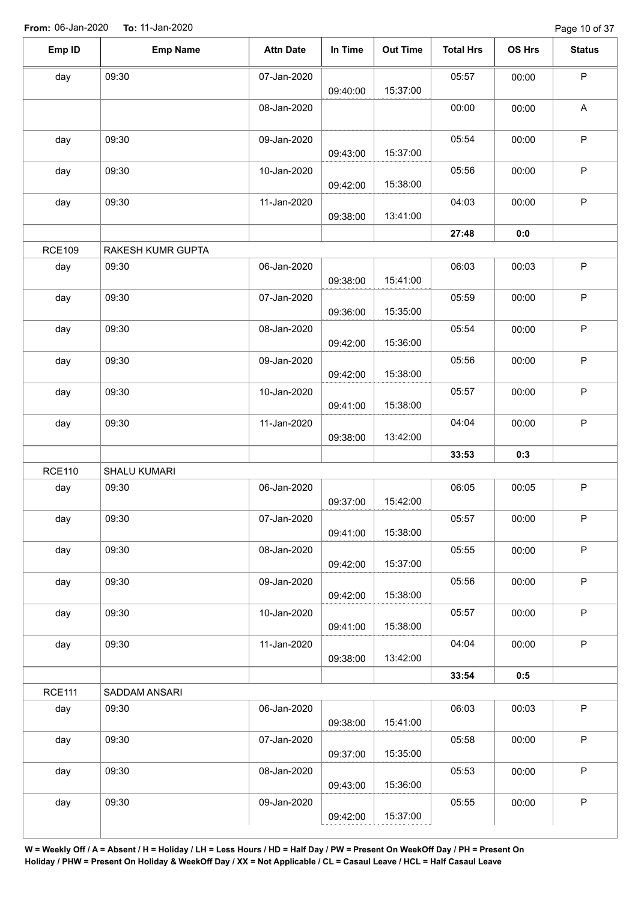**From:** 06-Jan-2020 **To:** 11-Jan-2020

| Emp ID | Emp Name | Attn Date | In Time | Out Time | Total Hrs | OS Hrs | Status |
|---|---|---|---|---|---|---|---|
| day | 09:30 | 07-Jan-2020 | 09:40:00 | 15:37:00 | 05:57 | 00:00 | P |
| | | 08-Jan-2020 | | | 00:00 | 00:00 | A |
| day | 09:30 | 09-Jan-2020 | 09:43:00 | 15:37:00 | 05:54 | 00:00 | P |
| day | 09:30 | 10-Jan-2020 | 09:42:00 | 15:38:00 | 05:56 | 00:00 | P |
| day | 09:30 | 11-Jan-2020 | 09:38:00 | 13:41:00 | 04:03 | 00:00 | P |
| | | | | | **27:48** | **0:0** | |
| RCE109 | RAKESH KUMR GUPTA | | | | | | |
| day | 09:30 | 06-Jan-2020 | 09:38:00 | 15:41:00 | 06:03 | 00:03 | P |
| day | 09:30 | 07-Jan-2020 | 09:36:00 | 15:35:00 | 05:59 | 00:00 | P |
| day | 09:30 | 08-Jan-2020 | 09:42:00 | 15:36:00 | 05:54 | 00:00 | P |
| day | 09:30 | 09-Jan-2020 | 09:42:00 | 15:38:00 | 05:56 | 00:00 | P |
| day | 09:30 | 10-Jan-2020 | 09:41:00 | 15:38:00 | 05:57 | 00:00 | P |
| day | 09:30 | 11-Jan-2020 | 09:38:00 | 13:42:00 | 04:04 | 00:00 | P |
| | | | | | **33:53** | **0:3** | |
| RCE110 | SHALU KUMARI | | | | | | |
| day | 09:30 | 06-Jan-2020 | 09:37:00 | 15:42:00 | 06:05 | 00:05 | P |
| day | 09:30 | 07-Jan-2020 | 09:41:00 | 15:38:00 | 05:57 | 00:00 | P |
| day | 09:30 | 08-Jan-2020 | 09:42:00 | 15:37:00 | 05:55 | 00:00 | P |
| day | 09:30 | 09-Jan-2020 | 09:42:00 | 15:38:00 | 05:56 | 00:00 | P |
| day | 09:30 | 10-Jan-2020 | 09:41:00 | 15:38:00 | 05:57 | 00:00 | P |
| day | 09:30 | 11-Jan-2020 | 09:38:00 | 13:42:00 | 04:04 | 00:00 | P |
| | | | | | **33:54** | **0:5** | |
| RCE111 | SADDAM ANSARI | | | | | | |
| day | 09:30 | 06-Jan-2020 | 09:38:00 | 15:41:00 | 06:03 | 00:03 | P |
| day | 09:30 | 07-Jan-2020 | 09:37:00 | 15:35:00 | 05:58 | 00:00 | P |
| day | 09:30 | 08-Jan-2020 | 09:43:00 | 15:36:00 | 05:53 | 00:00 | P |
| day | 09:30 | 09-Jan-2020 | 09:42:00 | 15:37:00 | 05:55 | 00:00 | P |

**W = Weekly Off / A = Absent / H = Holiday / LH = Less Hours / HD = Half Day / PW = Present On WeekOff Day / PH = Present On Holiday / PHW = Present On Holiday & WeekOff Day / XX = Not Applicable / CL = Casaul Leave / HCL = Half Casaul Leave**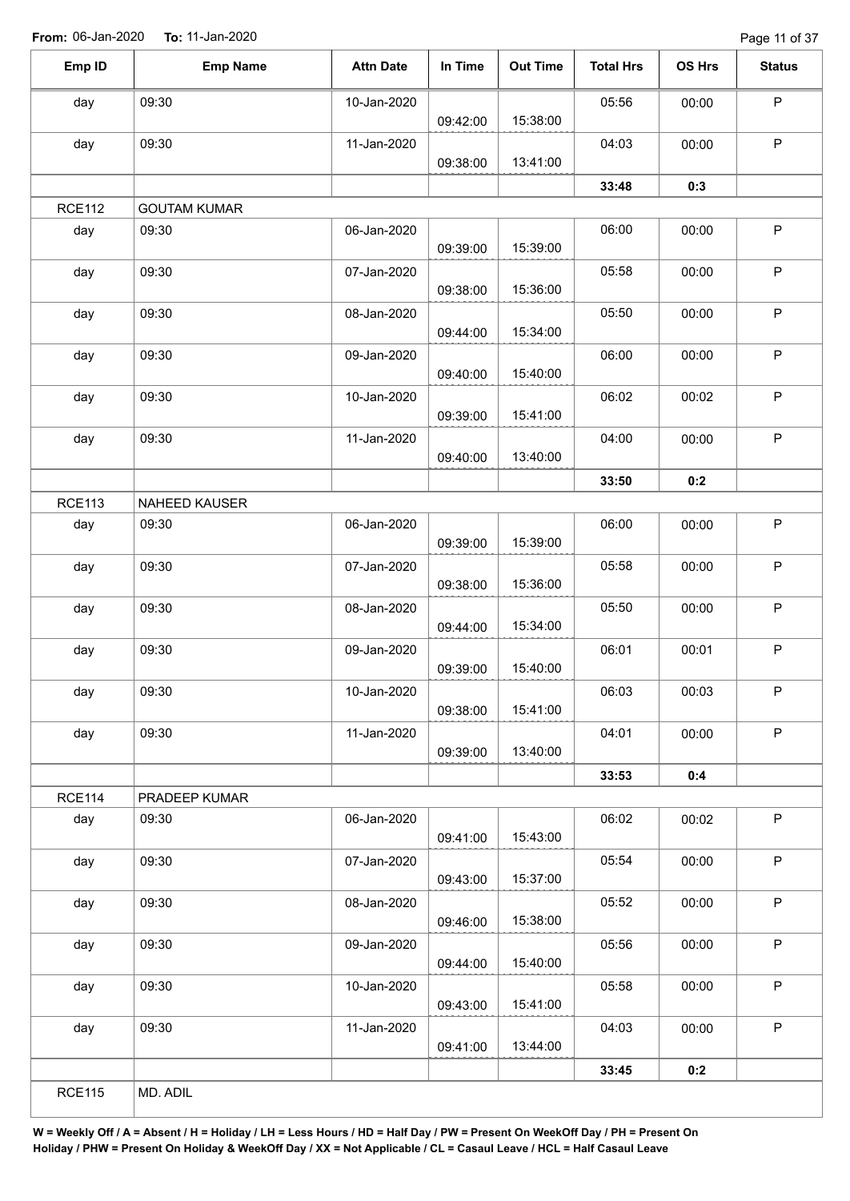**From:** 06-Jan-2020 **To:** 11-Jan-2020

| Emp ID | Emp Name | Attn Date | In Time | Out Time | Total Hrs | OS Hrs | Status |
|---|---|---|---|---|---|---|---|
| day | 09:30 | 10-Jan-2020 | 09:42:00 | 15:38:00 | 05:56 | 00:00 | P |
| day | 09:30 | 11-Jan-2020 | 09:38:00 | 13:41:00 | 04:03 | 00:00 | P |
| | | | | | **33:48** | **0:3** | |
| RCE112 | GOUTAM KUMAR | | | | | | |
| day | 09:30 | 06-Jan-2020 | 09:39:00 | 15:39:00 | 06:00 | 00:00 | P |
| day | 09:30 | 07-Jan-2020 | 09:38:00 | 15:36:00 | 05:58 | 00:00 | P |
| day | 09:30 | 08-Jan-2020 | 09:44:00 | 15:34:00 | 05:50 | 00:00 | P |
| day | 09:30 | 09-Jan-2020 | 09:40:00 | 15:40:00 | 06:00 | 00:00 | P |
| day | 09:30 | 10-Jan-2020 | 09:39:00 | 15:41:00 | 06:02 | 00:02 | P |
| day | 09:30 | 11-Jan-2020 | 09:40:00 | 13:40:00 | 04:00 | 00:00 | P |
| | | | | | **33:50** | **0:2** | |
| RCE113 | NAHEED KAUSER | | | | | | |
| day | 09:30 | 06-Jan-2020 | 09:39:00 | 15:39:00 | 06:00 | 00:00 | P |
| day | 09:30 | 07-Jan-2020 | 09:38:00 | 15:36:00 | 05:58 | 00:00 | P |
| day | 09:30 | 08-Jan-2020 | 09:44:00 | 15:34:00 | 05:50 | 00:00 | P |
| day | 09:30 | 09-Jan-2020 | 09:39:00 | 15:40:00 | 06:01 | 00:01 | P |
| day | 09:30 | 10-Jan-2020 | 09:38:00 | 15:41:00 | 06:03 | 00:03 | P |
| day | 09:30 | 11-Jan-2020 | 09:39:00 | 13:40:00 | 04:01 | 00:00 | P |
| | | | | | **33:53** | **0:4** | |
| RCE114 | PRADEEP KUMAR | | | | | | |
| day | 09:30 | 06-Jan-2020 | 09:41:00 | 15:43:00 | 06:02 | 00:02 | P |
| day | 09:30 | 07-Jan-2020 | 09:43:00 | 15:37:00 | 05:54 | 00:00 | P |
| day | 09:30 | 08-Jan-2020 | 09:46:00 | 15:38:00 | 05:52 | 00:00 | P |
| day | 09:30 | 09-Jan-2020 | 09:44:00 | 15:40:00 | 05:56 | 00:00 | P |
| day | 09:30 | 10-Jan-2020 | 09:43:00 | 15:41:00 | 05:58 | 00:00 | P |
| day | 09:30 | 11-Jan-2020 | 09:41:00 | 13:44:00 | 04:03 | 00:00 | P |
| | | | | | **33:45** | **0:2** | |
| RCE115 | MD. ADIL | | | | | | |

**W = Weekly Off / A = Absent / H = Holiday / LH = Less Hours / HD = Half Day / PW = Present On WeekOff Day / PH = Present On Holiday / PHW = Present On Holiday & WeekOff Day / XX = Not Applicable / CL = Casaul Leave / HCL = Half Casaul Leave**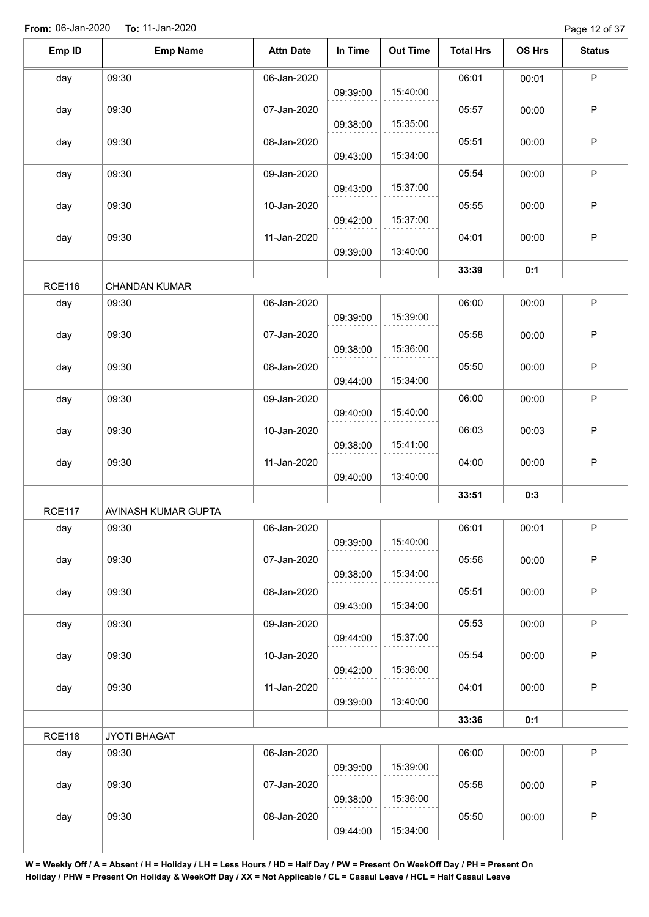**From:** 06-Jan-2020 **To:** 11-Jan-2020

| Emp ID | Emp Name | Attn Date | In Time | Out Time | Total Hrs | OS Hrs | Status |
|---|---|---|---|---|---|---|---|
| day | 09:30 | 06-Jan-2020 | 09:39:00 | 15:40:00 | 06:01 | 00:01 | P |
| day | 09:30 | 07-Jan-2020 | 09:38:00 | 15:35:00 | 05:57 | 00:00 | P |
| day | 09:30 | 08-Jan-2020 | 09:43:00 | 15:34:00 | 05:51 | 00:00 | P |
| day | 09:30 | 09-Jan-2020 | 09:43:00 | 15:37:00 | 05:54 | 00:00 | P |
| day | 09:30 | 10-Jan-2020 | 09:42:00 | 15:37:00 | 05:55 | 00:00 | P |
| day | 09:30 | 11-Jan-2020 | 09:39:00 | 13:40:00 | 04:01 | 00:00 | P |
| | | | | | **33:39** | **0:1** | |
| RCE116 | CHANDAN KUMAR | | | | | | |
| day | 09:30 | 06-Jan-2020 | 09:39:00 | 15:39:00 | 06:00 | 00:00 | P |
| day | 09:30 | 07-Jan-2020 | 09:38:00 | 15:36:00 | 05:58 | 00:00 | P |
| day | 09:30 | 08-Jan-2020 | 09:44:00 | 15:34:00 | 05:50 | 00:00 | P |
| day | 09:30 | 09-Jan-2020 | 09:40:00 | 15:40:00 | 06:00 | 00:00 | P |
| day | 09:30 | 10-Jan-2020 | 09:38:00 | 15:41:00 | 06:03 | 00:03 | P |
| day | 09:30 | 11-Jan-2020 | 09:40:00 | 13:40:00 | 04:00 | 00:00 | P |
| | | | | | **33:51** | **0:3** | |
| RCE117 | AVINASH KUMAR GUPTA | | | | | | |
| day | 09:30 | 06-Jan-2020 | 09:39:00 | 15:40:00 | 06:01 | 00:01 | P |
| day | 09:30 | 07-Jan-2020 | 09:38:00 | 15:34:00 | 05:56 | 00:00 | P |
| day | 09:30 | 08-Jan-2020 | 09:43:00 | 15:34:00 | 05:51 | 00:00 | P |
| day | 09:30 | 09-Jan-2020 | 09:44:00 | 15:37:00 | 05:53 | 00:00 | P |
| day | 09:30 | 10-Jan-2020 | 09:42:00 | 15:36:00 | 05:54 | 00:00 | P |
| day | 09:30 | 11-Jan-2020 | 09:39:00 | 13:40:00 | 04:01 | 00:00 | P |
| | | | | | **33:36** | **0:1** | |
| RCE118 | JYOTI BHAGAT | | | | | | |
| day | 09:30 | 06-Jan-2020 | 09:39:00 | 15:39:00 | 06:00 | 00:00 | P |
| day | 09:30 | 07-Jan-2020 | 09:38:00 | 15:36:00 | 05:58 | 00:00 | P |
| day | 09:30 | 08-Jan-2020 | 09:44:00 | 15:34:00 | 05:50 | 00:00 | P |

**W = Weekly Off / A = Absent / H = Holiday / LH = Less Hours / HD = Half Day / PW = Present On WeekOff Day / PH = Present On Holiday / PHW = Present On Holiday & WeekOff Day / XX = Not Applicable / CL = Casaul Leave / HCL = Half Casaul Leave**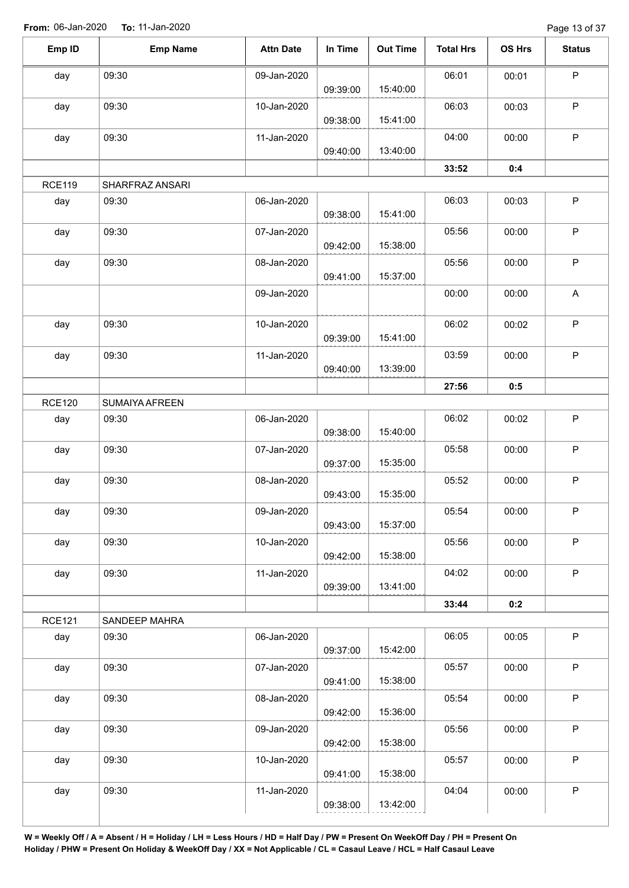From: 06-Jan-2020 To: 11-Jan-2020

| Emp ID | Emp Name | Attn Date | In Time | Out Time | Total Hrs | OS Hrs | Status |
|---|---|---|---|---|---|---|---|
| day | 09:30 | 09-Jan-2020 | 09:39:00 | 15:40:00 | 06:01 | 00:01 | P |
| day | 09:30 | 10-Jan-2020 | 09:38:00 | 15:41:00 | 06:03 | 00:03 | P |
| day | 09:30 | 11-Jan-2020 | 09:40:00 | 13:40:00 | 04:00 | 00:00 | P |
| | | | | | **33:52** | **0:4** | |
| RCE119 | SHARFRAZ ANSARI | | | | | | |
| day | 09:30 | 06-Jan-2020 | 09:38:00 | 15:41:00 | 06:03 | 00:03 | P |
| day | 09:30 | 07-Jan-2020 | 09:42:00 | 15:38:00 | 05:56 | 00:00 | P |
| day | 09:30 | 08-Jan-2020 | 09:41:00 | 15:37:00 | 05:56 | 00:00 | P |
| | | 09-Jan-2020 | | | 00:00 | 00:00 | A |
| day | 09:30 | 10-Jan-2020 | 09:39:00 | 15:41:00 | 06:02 | 00:02 | P |
| day | 09:30 | 11-Jan-2020 | 09:40:00 | 13:39:00 | 03:59 | 00:00 | P |
| | | | | | **27:56** | **0:5** | |
| RCE120 | SUMAIYA AFREEN | | | | | | |
| day | 09:30 | 06-Jan-2020 | 09:38:00 | 15:40:00 | 06:02 | 00:02 | P |
| day | 09:30 | 07-Jan-2020 | 09:37:00 | 15:35:00 | 05:58 | 00:00 | P |
| day | 09:30 | 08-Jan-2020 | 09:43:00 | 15:35:00 | 05:52 | 00:00 | P |
| day | 09:30 | 09-Jan-2020 | 09:43:00 | 15:37:00 | 05:54 | 00:00 | P |
| day | 09:30 | 10-Jan-2020 | 09:42:00 | 15:38:00 | 05:56 | 00:00 | P |
| day | 09:30 | 11-Jan-2020 | 09:39:00 | 13:41:00 | 04:02 | 00:00 | P |
| | | | | | **33:44** | **0:2** | |
| RCE121 | SANDEEP MAHRA | | | | | | |
| day | 09:30 | 06-Jan-2020 | 09:37:00 | 15:42:00 | 06:05 | 00:05 | P |
| day | 09:30 | 07-Jan-2020 | 09:41:00 | 15:38:00 | 05:57 | 00:00 | P |
| day | 09:30 | 08-Jan-2020 | 09:42:00 | 15:36:00 | 05:54 | 00:00 | P |
| day | 09:30 | 09-Jan-2020 | 09:42:00 | 15:38:00 | 05:56 | 00:00 | P |
| day | 09:30 | 10-Jan-2020 | 09:41:00 | 15:38:00 | 05:57 | 00:00 | P |
| day | 09:30 | 11-Jan-2020 | 09:38:00 | 13:42:00 | 04:04 | 00:00 | P |

**W = Weekly Off / A = Absent / H = Holiday / LH = Less Hours / HD = Half Day / PW = Present On WeekOff Day / PH = Present On Holiday / PHW = Present On Holiday & WeekOff Day / XX = Not Applicable / CL = Casaul Leave / HCL = Half Casaul Leave**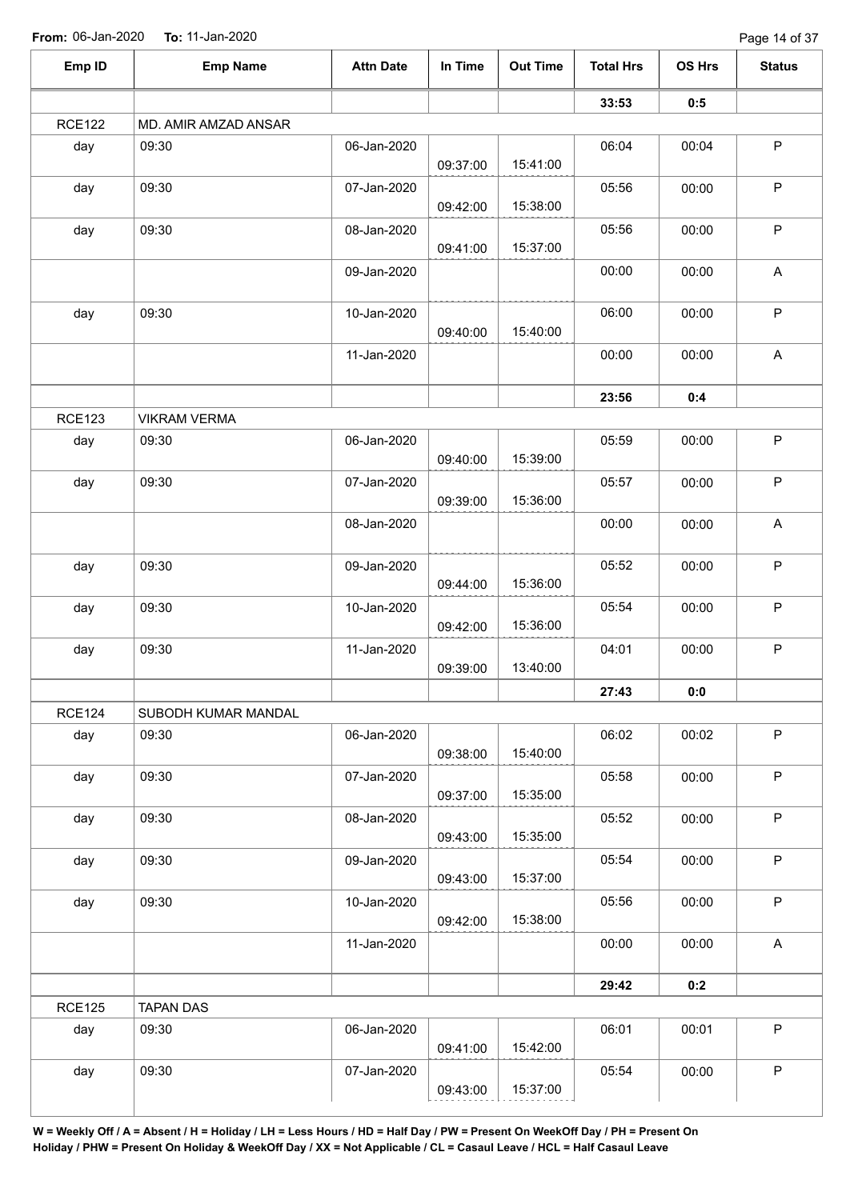**From:** 06-Jan-2020 **To:** 11-Jan-2020

| Emp ID | Emp Name | Attn Date | In Time | Out Time | Total Hrs | OS Hrs | Status |
|---|---|---|---|---|---|---|---|
| | | | | | **33:53** | **0:5** | |
| RCE122 | MD. AMIR AMZAD ANSAR | | | | | | |
| day | 09:30 | 06-Jan-2020 | 09:37:00 | 15:41:00 | 06:04 | 00:04 | P |
| day | 09:30 | 07-Jan-2020 | 09:42:00 | 15:38:00 | 05:56 | 00:00 | P |
| day | 09:30 | 08-Jan-2020 | 09:41:00 | 15:37:00 | 05:56 | 00:00 | P |
| | | 09-Jan-2020 | | | 00:00 | 00:00 | A |
| day | 09:30 | 10-Jan-2020 | 09:40:00 | 15:40:00 | 06:00 | 00:00 | P |
| | | 11-Jan-2020 | | | 00:00 | 00:00 | A |
| | | | | | **23:56** | **0:4** | |
| RCE123 | VIKRAM VERMA | | | | | | |
| day | 09:30 | 06-Jan-2020 | 09:40:00 | 15:39:00 | 05:59 | 00:00 | P |
| day | 09:30 | 07-Jan-2020 | 09:39:00 | 15:36:00 | 05:57 | 00:00 | P |
| | | 08-Jan-2020 | | | 00:00 | 00:00 | A |
| day | 09:30 | 09-Jan-2020 | 09:44:00 | 15:36:00 | 05:52 | 00:00 | P |
| day | 09:30 | 10-Jan-2020 | 09:42:00 | 15:36:00 | 05:54 | 00:00 | P |
| day | 09:30 | 11-Jan-2020 | 09:39:00 | 13:40:00 | 04:01 | 00:00 | P |
| | | | | | **27:43** | **0:0** | |
| RCE124 | SUBODH KUMAR MANDAL | | | | | | |
| day | 09:30 | 06-Jan-2020 | 09:38:00 | 15:40:00 | 06:02 | 00:02 | P |
| day | 09:30 | 07-Jan-2020 | 09:37:00 | 15:35:00 | 05:58 | 00:00 | P |
| day | 09:30 | 08-Jan-2020 | 09:43:00 | 15:35:00 | 05:52 | 00:00 | P |
| day | 09:30 | 09-Jan-2020 | 09:43:00 | 15:37:00 | 05:54 | 00:00 | P |
| day | 09:30 | 10-Jan-2020 | 09:42:00 | 15:38:00 | 05:56 | 00:00 | P |
| | | 11-Jan-2020 | | | 00:00 | 00:00 | A |
| | | | | | **29:42** | **0:2** | |
| RCE125 | TAPAN DAS | | | | | | |
| day | 09:30 | 06-Jan-2020 | 09:41:00 | 15:42:00 | 06:01 | 00:01 | P |
| day | 09:30 | 07-Jan-2020 | 09:43:00 | 15:37:00 | 05:54 | 00:00 | P |

**W = Weekly Off / A = Absent / H = Holiday / LH = Less Hours / HD = Half Day / PW = Present On WeekOff Day / PH = Present On Holiday / PHW = Present On Holiday & WeekOff Day / XX = Not Applicable / CL = Casaul Leave / HCL = Half Casaul Leave**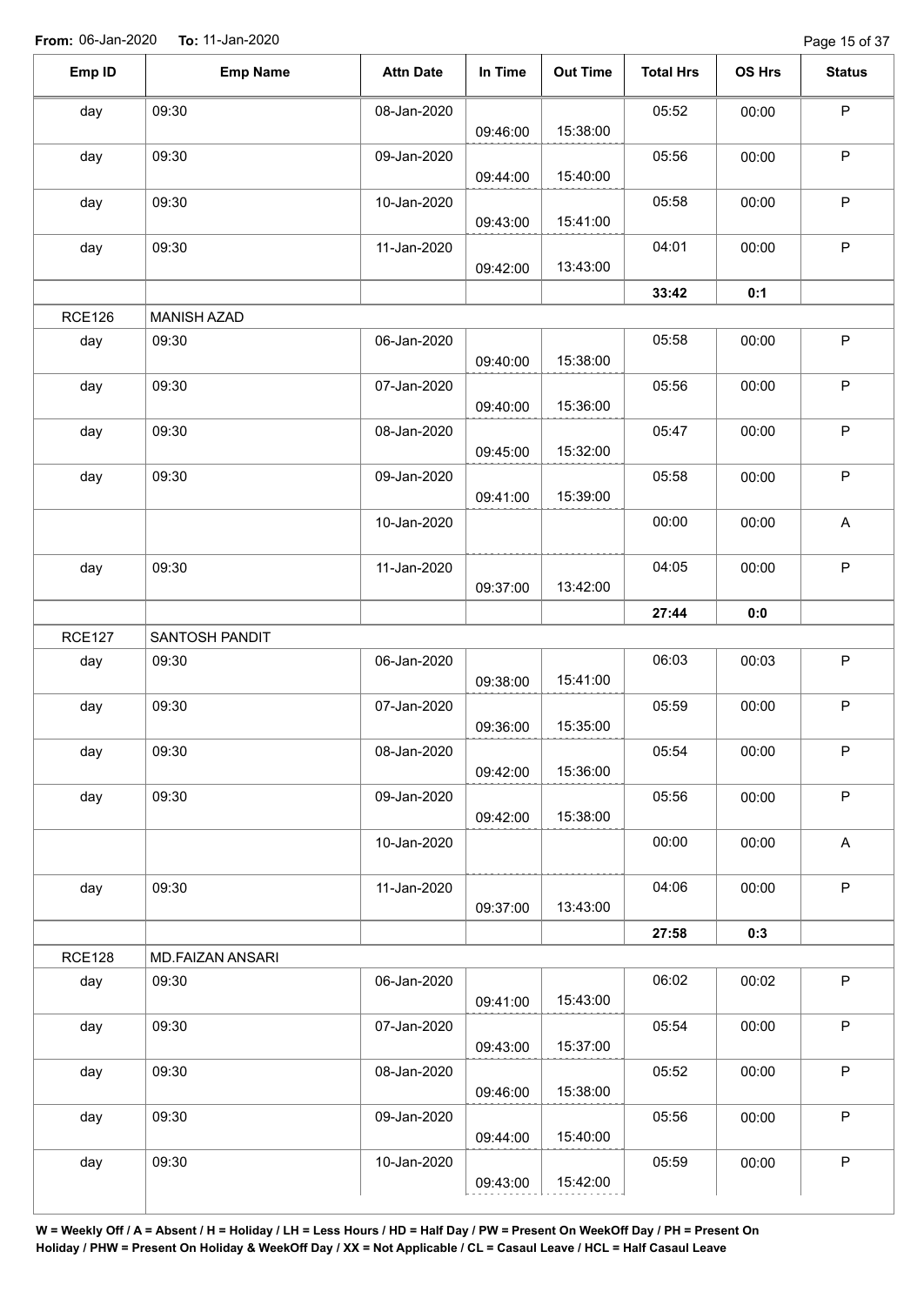**From:** 06-Jan-2020 **To:** 11-Jan-2020

| Emp ID | Emp Name | Attn Date | In Time | Out Time | Total Hrs | OS Hrs | Status |
|---|---|---|---|---|---|---|---|
| day | 09:30 | 08-Jan-2020 | 09:46:00 | 15:38:00 | 05:52 | 00:00 | P |
| day | 09:30 | 09-Jan-2020 | 09:44:00 | 15:40:00 | 05:56 | 00:00 | P |
| day | 09:30 | 10-Jan-2020 | 09:43:00 | 15:41:00 | 05:58 | 00:00 | P |
| day | 09:30 | 11-Jan-2020 | 09:42:00 | 13:43:00 | 04:01 | 00:00 | P |
| | | | | | **33:42** | **0:1** | |
| RCE126 | MANISH AZAD | | | | | | |
| day | 09:30 | 06-Jan-2020 | 09:40:00 | 15:38:00 | 05:58 | 00:00 | P |
| day | 09:30 | 07-Jan-2020 | 09:40:00 | 15:36:00 | 05:56 | 00:00 | P |
| day | 09:30 | 08-Jan-2020 | 09:45:00 | 15:32:00 | 05:47 | 00:00 | P |
| day | 09:30 | 09-Jan-2020 | 09:41:00 | 15:39:00 | 05:58 | 00:00 | P |
| | | 10-Jan-2020 | | | 00:00 | 00:00 | A |
| day | 09:30 | 11-Jan-2020 | 09:37:00 | 13:42:00 | 04:05 | 00:00 | P |
| | | | | | **27:44** | **0:0** | |
| RCE127 | SANTOSH PANDIT | | | | | | |
| day | 09:30 | 06-Jan-2020 | 09:38:00 | 15:41:00 | 06:03 | 00:03 | P |
| day | 09:30 | 07-Jan-2020 | 09:36:00 | 15:35:00 | 05:59 | 00:00 | P |
| day | 09:30 | 08-Jan-2020 | 09:42:00 | 15:36:00 | 05:54 | 00:00 | P |
| day | 09:30 | 09-Jan-2020 | 09:42:00 | 15:38:00 | 05:56 | 00:00 | P |
| | | 10-Jan-2020 | | | 00:00 | 00:00 | A |
| day | 09:30 | 11-Jan-2020 | 09:37:00 | 13:43:00 | 04:06 | 00:00 | P |
| | | | | | **27:58** | **0:3** | |
| RCE128 | MD.FAIZAN ANSARI | | | | | | |
| day | 09:30 | 06-Jan-2020 | 09:41:00 | 15:43:00 | 06:02 | 00:02 | P |
| day | 09:30 | 07-Jan-2020 | 09:43:00 | 15:37:00 | 05:54 | 00:00 | P |
| day | 09:30 | 08-Jan-2020 | 09:46:00 | 15:38:00 | 05:52 | 00:00 | P |
| day | 09:30 | 09-Jan-2020 | 09:44:00 | 15:40:00 | 05:56 | 00:00 | P |
| day | 09:30 | 10-Jan-2020 | 09:43:00 | 15:42:00 | 05:59 | 00:00 | P |

**W = Weekly Off / A = Absent / H = Holiday / LH = Less Hours / HD = Half Day / PW = Present On WeekOff Day / PH = Present On Holiday / PHW = Present On Holiday & WeekOff Day / XX = Not Applicable / CL = Casaul Leave / HCL = Half Casaul Leave**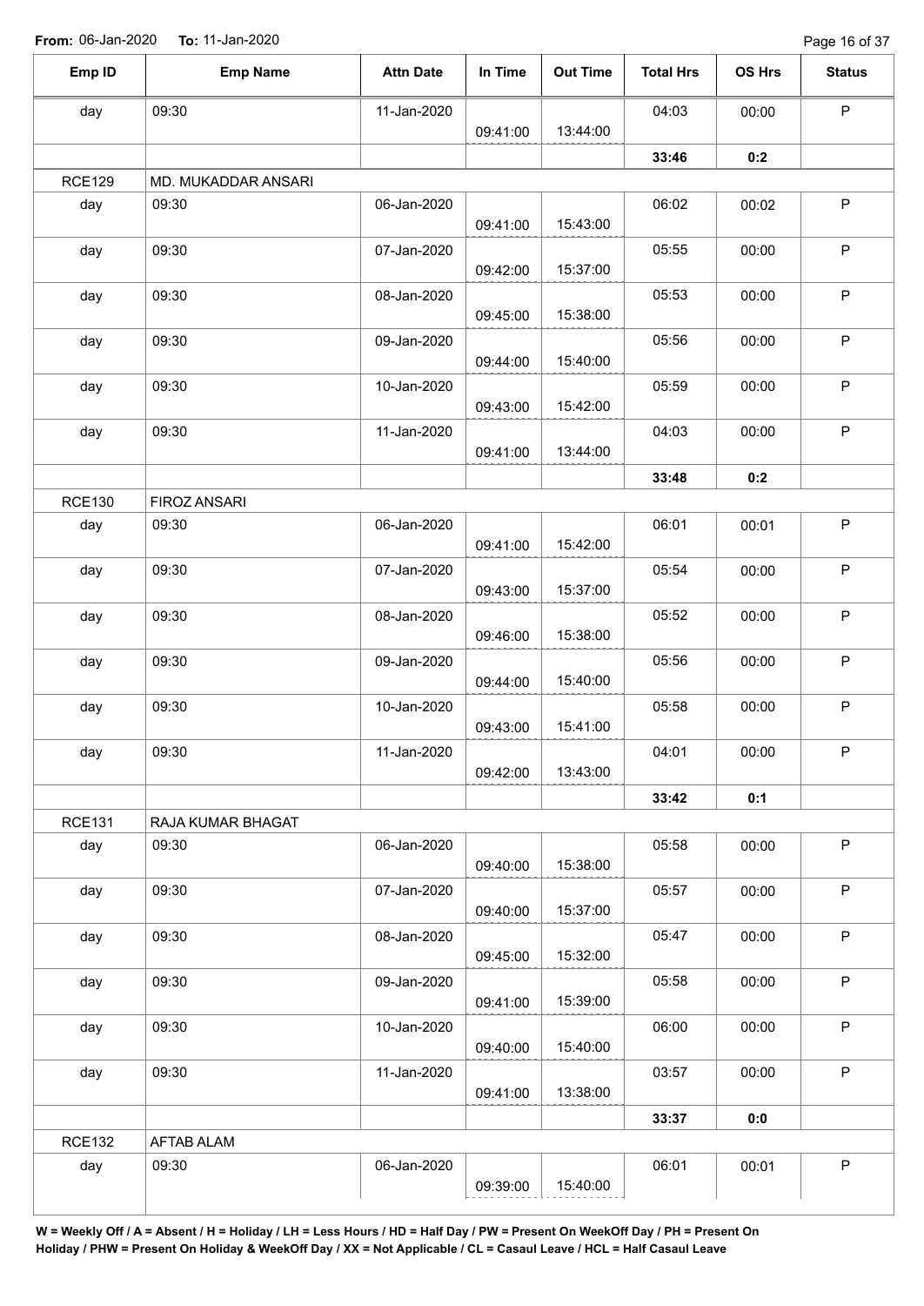**From:** 06-Jan-2020 **To:** 11-Jan-2020

| Emp ID | Emp Name | Attn Date | In Time | Out Time | Total Hrs | OS Hrs | Status |
|---|---|---|---|---|---|---|---|
| day | 09:30 | 11-Jan-2020 | 09:41:00 | 13:44:00 | 04:03 | 00:00 | P |
| | | | | | **33:46** | **0:2** | |
| RCE129 | MD. MUKADDAR ANSARI | | | | | | |
| day | 09:30 | 06-Jan-2020 | 09:41:00 | 15:43:00 | 06:02 | 00:02 | P |
| day | 09:30 | 07-Jan-2020 | 09:42:00 | 15:37:00 | 05:55 | 00:00 | P |
| day | 09:30 | 08-Jan-2020 | 09:45:00 | 15:38:00 | 05:53 | 00:00 | P |
| day | 09:30 | 09-Jan-2020 | 09:44:00 | 15:40:00 | 05:56 | 00:00 | P |
| day | 09:30 | 10-Jan-2020 | 09:43:00 | 15:42:00 | 05:59 | 00:00 | P |
| day | 09:30 | 11-Jan-2020 | 09:41:00 | 13:44:00 | 04:03 | 00:00 | P |
| | | | | | **33:48** | **0:2** | |
| RCE130 | FIROZ ANSARI | | | | | | |
| day | 09:30 | 06-Jan-2020 | 09:41:00 | 15:42:00 | 06:01 | 00:01 | P |
| day | 09:30 | 07-Jan-2020 | 09:43:00 | 15:37:00 | 05:54 | 00:00 | P |
| day | 09:30 | 08-Jan-2020 | 09:46:00 | 15:38:00 | 05:52 | 00:00 | P |
| day | 09:30 | 09-Jan-2020 | 09:44:00 | 15:40:00 | 05:56 | 00:00 | P |
| day | 09:30 | 10-Jan-2020 | 09:43:00 | 15:41:00 | 05:58 | 00:00 | P |
| day | 09:30 | 11-Jan-2020 | 09:42:00 | 13:43:00 | 04:01 | 00:00 | P |
| | | | | | **33:42** | **0:1** | |
| RCE131 | RAJA KUMAR BHAGAT | | | | | | |
| day | 09:30 | 06-Jan-2020 | 09:40:00 | 15:38:00 | 05:58 | 00:00 | P |
| day | 09:30 | 07-Jan-2020 | 09:40:00 | 15:37:00 | 05:57 | 00:00 | P |
| day | 09:30 | 08-Jan-2020 | 09:45:00 | 15:32:00 | 05:47 | 00:00 | P |
| day | 09:30 | 09-Jan-2020 | 09:41:00 | 15:39:00 | 05:58 | 00:00 | P |
| day | 09:30 | 10-Jan-2020 | 09:40:00 | 15:40:00 | 06:00 | 00:00 | P |
| day | 09:30 | 11-Jan-2020 | 09:41:00 | 13:38:00 | 03:57 | 00:00 | P |
| | | | | | **33:37** | **0:0** | |
| RCE132 | AFTAB ALAM | | | | | | |
| day | 09:30 | 06-Jan-2020 | 09:39:00 | 15:40:00 | 06:01 | 00:01 | P |

**W = Weekly Off / A = Absent / H = Holiday / LH = Less Hours / HD = Half Day / PW = Present On WeekOff Day / PH = Present On Holiday / PHW = Present On Holiday & WeekOff Day / XX = Not Applicable / CL = Casaul Leave / HCL = Half Casaul Leave**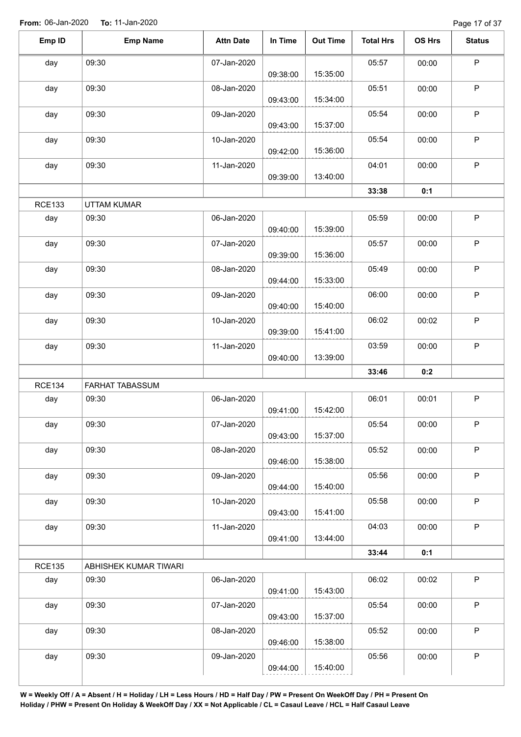From: 06-Jan-2020 To: 11-Jan-2020

| Emp ID | Emp Name | Attn Date | In Time | Out Time | Total Hrs | OS Hrs | Status |
|---|---|---|---|---|---|---|---|
| day | 09:30 | 07-Jan-2020 | 09:38:00 | 15:35:00 | 05:57 | 00:00 | P |
| day | 09:30 | 08-Jan-2020 | 09:43:00 | 15:34:00 | 05:51 | 00:00 | P |
| day | 09:30 | 09-Jan-2020 | 09:43:00 | 15:37:00 | 05:54 | 00:00 | P |
| day | 09:30 | 10-Jan-2020 | 09:42:00 | 15:36:00 | 05:54 | 00:00 | P |
| day | 09:30 | 11-Jan-2020 | 09:39:00 | 13:40:00 | 04:01 | 00:00 | P |
| | | | | | **33:38** | **0:1** | |
| RCE133 | UTTAM KUMAR | | | | | | |
| day | 09:30 | 06-Jan-2020 | 09:40:00 | 15:39:00 | 05:59 | 00:00 | P |
| day | 09:30 | 07-Jan-2020 | 09:39:00 | 15:36:00 | 05:57 | 00:00 | P |
| day | 09:30 | 08-Jan-2020 | 09:44:00 | 15:33:00 | 05:49 | 00:00 | P |
| day | 09:30 | 09-Jan-2020 | 09:40:00 | 15:40:00 | 06:00 | 00:00 | P |
| day | 09:30 | 10-Jan-2020 | 09:39:00 | 15:41:00 | 06:02 | 00:02 | P |
| day | 09:30 | 11-Jan-2020 | 09:40:00 | 13:39:00 | 03:59 | 00:00 | P |
| | | | | | **33:46** | **0:2** | |
| RCE134 | FARHAT TABASSUM | | | | | | |
| day | 09:30 | 06-Jan-2020 | 09:41:00 | 15:42:00 | 06:01 | 00:01 | P |
| day | 09:30 | 07-Jan-2020 | 09:43:00 | 15:37:00 | 05:54 | 00:00 | P |
| day | 09:30 | 08-Jan-2020 | 09:46:00 | 15:38:00 | 05:52 | 00:00 | P |
| day | 09:30 | 09-Jan-2020 | 09:44:00 | 15:40:00 | 05:56 | 00:00 | P |
| day | 09:30 | 10-Jan-2020 | 09:43:00 | 15:41:00 | 05:58 | 00:00 | P |
| day | 09:30 | 11-Jan-2020 | 09:41:00 | 13:44:00 | 04:03 | 00:00 | P |
| | | | | | **33:44** | **0:1** | |
| RCE135 | ABHISHEK KUMAR TIWARI | | | | | | |
| day | 09:30 | 06-Jan-2020 | 09:41:00 | 15:43:00 | 06:02 | 00:02 | P |
| day | 09:30 | 07-Jan-2020 | 09:43:00 | 15:37:00 | 05:54 | 00:00 | P |
| day | 09:30 | 08-Jan-2020 | 09:46:00 | 15:38:00 | 05:52 | 00:00 | P |
| day | 09:30 | 09-Jan-2020 | 09:44:00 | 15:40:00 | 05:56 | 00:00 | P |

**W = Weekly Off / A = Absent / H = Holiday / LH = Less Hours / HD = Half Day / PW = Present On WeekOff Day / PH = Present On Holiday / PHW = Present On Holiday & WeekOff Day / XX = Not Applicable / CL = Casaul Leave / HCL = Half Casaul Leave**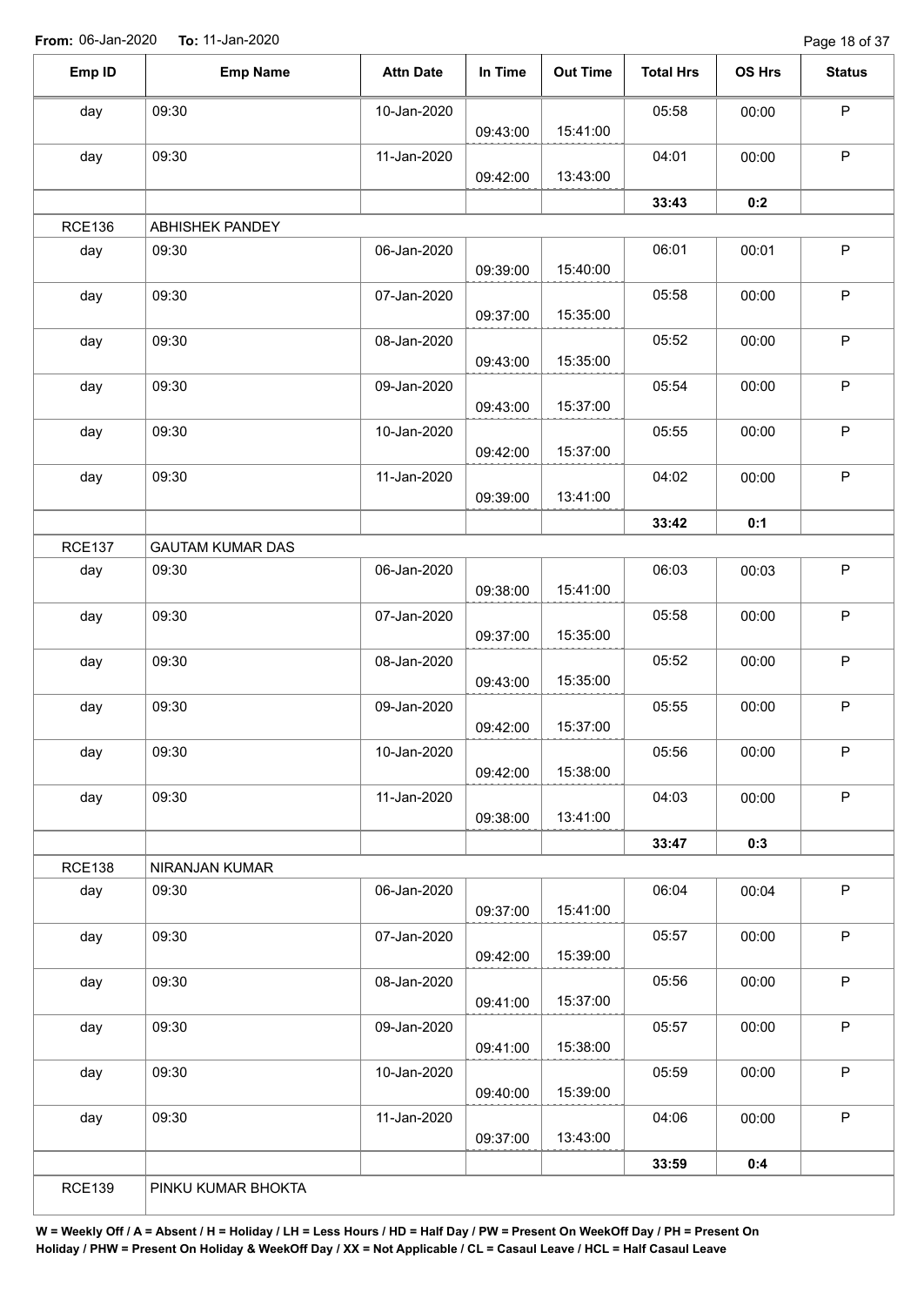**From:** 06-Jan-2020 **To:** 11-Jan-2020

| Emp ID | Emp Name | Attn Date | In Time | Out Time | Total Hrs | OS Hrs | Status |
|---|---|---|---|---|---|---|---|
| day | 09:30 | 10-Jan-2020 | 09:43:00 | 15:41:00 | 05:58 | 00:00 | P |
| day | 09:30 | 11-Jan-2020 | 09:42:00 | 13:43:00 | 04:01 | 00:00 | P |
| | | | | | **33:43** | **0:2** | |
| RCE136 | ABHISHEK PANDEY | | | | | | |
| day | 09:30 | 06-Jan-2020 | 09:39:00 | 15:40:00 | 06:01 | 00:01 | P |
| day | 09:30 | 07-Jan-2020 | 09:37:00 | 15:35:00 | 05:58 | 00:00 | P |
| day | 09:30 | 08-Jan-2020 | 09:43:00 | 15:35:00 | 05:52 | 00:00 | P |
| day | 09:30 | 09-Jan-2020 | 09:43:00 | 15:37:00 | 05:54 | 00:00 | P |
| day | 09:30 | 10-Jan-2020 | 09:42:00 | 15:37:00 | 05:55 | 00:00 | P |
| day | 09:30 | 11-Jan-2020 | 09:39:00 | 13:41:00 | 04:02 | 00:00 | P |
| | | | | | **33:42** | **0:1** | |
| RCE137 | GAUTAM KUMAR DAS | | | | | | |
| day | 09:30 | 06-Jan-2020 | 09:38:00 | 15:41:00 | 06:03 | 00:03 | P |
| day | 09:30 | 07-Jan-2020 | 09:37:00 | 15:35:00 | 05:58 | 00:00 | P |
| day | 09:30 | 08-Jan-2020 | 09:43:00 | 15:35:00 | 05:52 | 00:00 | P |
| day | 09:30 | 09-Jan-2020 | 09:42:00 | 15:37:00 | 05:55 | 00:00 | P |
| day | 09:30 | 10-Jan-2020 | 09:42:00 | 15:38:00 | 05:56 | 00:00 | P |
| day | 09:30 | 11-Jan-2020 | 09:38:00 | 13:41:00 | 04:03 | 00:00 | P |
| | | | | | **33:47** | **0:3** | |
| RCE138 | NIRANJAN KUMAR | | | | | | |
| day | 09:30 | 06-Jan-2020 | 09:37:00 | 15:41:00 | 06:04 | 00:04 | P |
| day | 09:30 | 07-Jan-2020 | 09:42:00 | 15:39:00 | 05:57 | 00:00 | P |
| day | 09:30 | 08-Jan-2020 | 09:41:00 | 15:37:00 | 05:56 | 00:00 | P |
| day | 09:30 | 09-Jan-2020 | 09:41:00 | 15:38:00 | 05:57 | 00:00 | P |
| day | 09:30 | 10-Jan-2020 | 09:40:00 | 15:39:00 | 05:59 | 00:00 | P |
| day | 09:30 | 11-Jan-2020 | 09:37:00 | 13:43:00 | 04:06 | 00:00 | P |
| | | | | | **33:59** | **0:4** | |
| RCE139 | PINKU KUMAR BHOKTA | | | | | | |

**W = Weekly Off / A = Absent / H = Holiday / LH = Less Hours / HD = Half Day / PW = Present On WeekOff Day / PH = Present On Holiday / PHW = Present On Holiday & WeekOff Day / XX = Not Applicable / CL = Casaul Leave / HCL = Half Casaul Leave**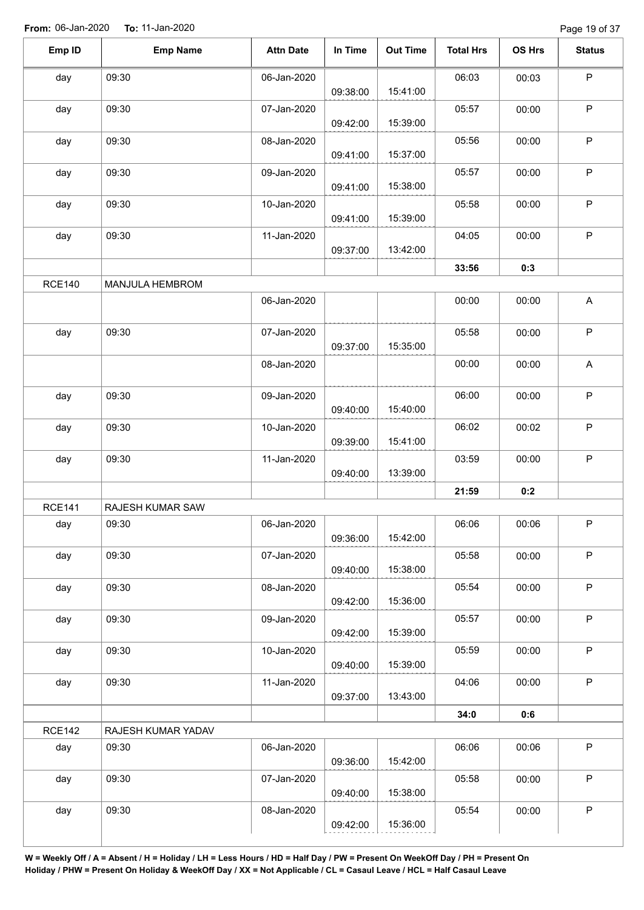**From:** 06-Jan-2020 **To:** 11-Jan-2020

| Emp ID | Emp Name | Attn Date | In Time | Out Time | Total Hrs | OS Hrs | Status |
|---|---|---|---|---|---|---|---|
| day | 09:30 | 06-Jan-2020 | 09:38:00 | 15:41:00 | 06:03 | 00:03 | P |
| day | 09:30 | 07-Jan-2020 | 09:42:00 | 15:39:00 | 05:57 | 00:00 | P |
| day | 09:30 | 08-Jan-2020 | 09:41:00 | 15:37:00 | 05:56 | 00:00 | P |
| day | 09:30 | 09-Jan-2020 | 09:41:00 | 15:38:00 | 05:57 | 00:00 | P |
| day | 09:30 | 10-Jan-2020 | 09:41:00 | 15:39:00 | 05:58 | 00:00 | P |
| day | 09:30 | 11-Jan-2020 | 09:37:00 | 13:42:00 | 04:05 | 00:00 | P |
| | | | | | **33:56** | **0:3** | |
| RCE140 | MANJULA HEMBROM | | | | | | |
| | | 06-Jan-2020 | | | 00:00 | 00:00 | A |
| day | 09:30 | 07-Jan-2020 | 09:37:00 | 15:35:00 | 05:58 | 00:00 | P |
| | | 08-Jan-2020 | | | 00:00 | 00:00 | A |
| day | 09:30 | 09-Jan-2020 | 09:40:00 | 15:40:00 | 06:00 | 00:00 | P |
| day | 09:30 | 10-Jan-2020 | 09:39:00 | 15:41:00 | 06:02 | 00:02 | P |
| day | 09:30 | 11-Jan-2020 | 09:40:00 | 13:39:00 | 03:59 | 00:00 | P |
| | | | | | **21:59** | **0:2** | |
| RCE141 | RAJESH KUMAR SAW | | | | | | |
| day | 09:30 | 06-Jan-2020 | 09:36:00 | 15:42:00 | 06:06 | 00:06 | P |
| day | 09:30 | 07-Jan-2020 | 09:40:00 | 15:38:00 | 05:58 | 00:00 | P |
| day | 09:30 | 08-Jan-2020 | 09:42:00 | 15:36:00 | 05:54 | 00:00 | P |
| day | 09:30 | 09-Jan-2020 | 09:42:00 | 15:39:00 | 05:57 | 00:00 | P |
| day | 09:30 | 10-Jan-2020 | 09:40:00 | 15:39:00 | 05:59 | 00:00 | P |
| day | 09:30 | 11-Jan-2020 | 09:37:00 | 13:43:00 | 04:06 | 00:00 | P |
| | | | | | **34:0** | **0:6** | |
| RCE142 | RAJESH KUMAR YADAV | | | | | | |
| day | 09:30 | 06-Jan-2020 | 09:36:00 | 15:42:00 | 06:06 | 00:06 | P |
| day | 09:30 | 07-Jan-2020 | 09:40:00 | 15:38:00 | 05:58 | 00:00 | P |
| day | 09:30 | 08-Jan-2020 | 09:42:00 | 15:36:00 | 05:54 | 00:00 | P |

**W = Weekly Off / A = Absent / H = Holiday / LH = Less Hours / HD = Half Day / PW = Present On WeekOff Day / PH = Present On Holiday / PHW = Present On Holiday & WeekOff Day / XX = Not Applicable / CL = Casaul Leave / HCL = Half Casaul Leave**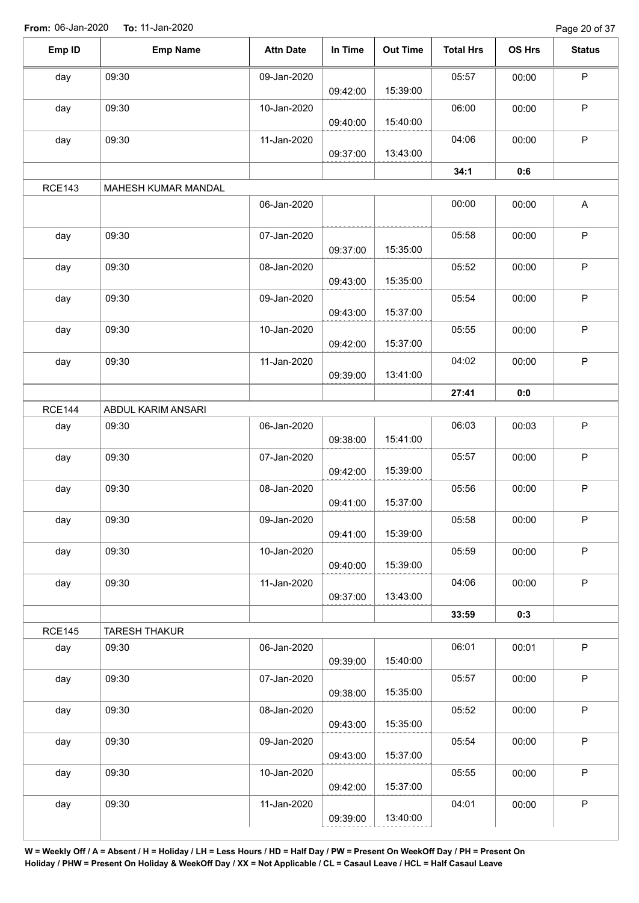**From:** 06-Jan-2020 **To:** 11-Jan-2020

| Emp ID | Emp Name | Attn Date | In Time | Out Time | Total Hrs | OS Hrs | Status |
|---|---|---|---|---|---|---|---|
| day | 09:30 | 09-Jan-2020 | 09:42:00 | 15:39:00 | 05:57 | 00:00 | P |
| day | 09:30 | 10-Jan-2020 | 09:40:00 | 15:40:00 | 06:00 | 00:00 | P |
| day | 09:30 | 11-Jan-2020 | 09:37:00 | 13:43:00 | 04:06 | 00:00 | P |
| | | | | | **34:1** | **0:6** | |
| RCE143 | MAHESH KUMAR MANDAL | | | | | | |
| | | 06-Jan-2020 | | | 00:00 | 00:00 | A |
| day | 09:30 | 07-Jan-2020 | 09:37:00 | 15:35:00 | 05:58 | 00:00 | P |
| day | 09:30 | 08-Jan-2020 | 09:43:00 | 15:35:00 | 05:52 | 00:00 | P |
| day | 09:30 | 09-Jan-2020 | 09:43:00 | 15:37:00 | 05:54 | 00:00 | P |
| day | 09:30 | 10-Jan-2020 | 09:42:00 | 15:37:00 | 05:55 | 00:00 | P |
| day | 09:30 | 11-Jan-2020 | 09:39:00 | 13:41:00 | 04:02 | 00:00 | P |
| | | | | | **27:41** | **0:0** | |
| RCE144 | ABDUL KARIM ANSARI | | | | | | |
| day | 09:30 | 06-Jan-2020 | 09:38:00 | 15:41:00 | 06:03 | 00:03 | P |
| day | 09:30 | 07-Jan-2020 | 09:42:00 | 15:39:00 | 05:57 | 00:00 | P |
| day | 09:30 | 08-Jan-2020 | 09:41:00 | 15:37:00 | 05:56 | 00:00 | P |
| day | 09:30 | 09-Jan-2020 | 09:41:00 | 15:39:00 | 05:58 | 00:00 | P |
| day | 09:30 | 10-Jan-2020 | 09:40:00 | 15:39:00 | 05:59 | 00:00 | P |
| day | 09:30 | 11-Jan-2020 | 09:37:00 | 13:43:00 | 04:06 | 00:00 | P |
| | | | | | **33:59** | **0:3** | |
| RCE145 | TARESH THAKUR | | | | | | |
| day | 09:30 | 06-Jan-2020 | 09:39:00 | 15:40:00 | 06:01 | 00:01 | P |
| day | 09:30 | 07-Jan-2020 | 09:38:00 | 15:35:00 | 05:57 | 00:00 | P |
| day | 09:30 | 08-Jan-2020 | 09:43:00 | 15:35:00 | 05:52 | 00:00 | P |
| day | 09:30 | 09-Jan-2020 | 09:43:00 | 15:37:00 | 05:54 | 00:00 | P |
| day | 09:30 | 10-Jan-2020 | 09:42:00 | 15:37:00 | 05:55 | 00:00 | P |
| day | 09:30 | 11-Jan-2020 | 09:39:00 | 13:40:00 | 04:01 | 00:00 | P |

**W = Weekly Off / A = Absent / H = Holiday / LH = Less Hours / HD = Half Day / PW = Present On WeekOff Day / PH = Present On Holiday / PHW = Present On Holiday & WeekOff Day / XX = Not Applicable / CL = Casaul Leave / HCL = Half Casaul Leave**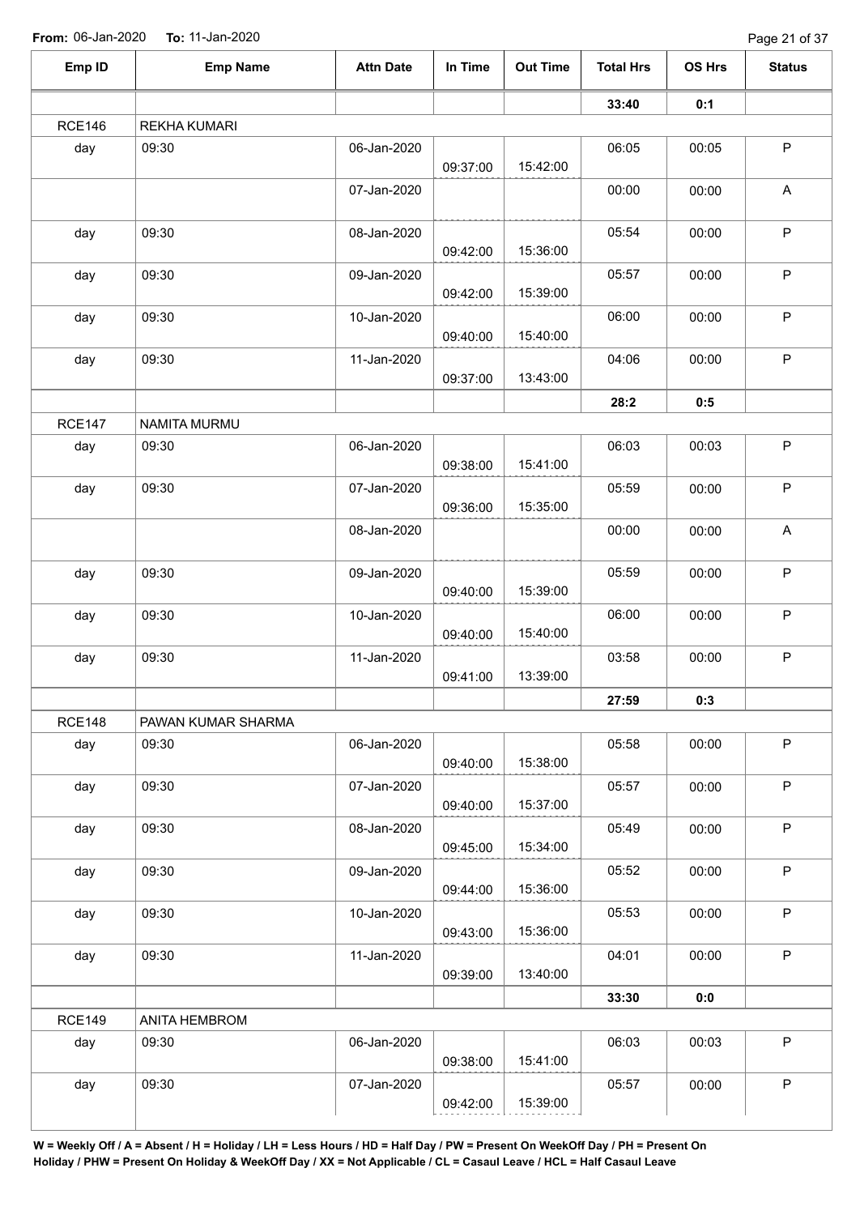**From:** 06-Jan-2020 **To:** 11-Jan-2020

| Emp ID | Emp Name | Attn Date | In Time | Out Time | Total Hrs | OS Hrs | Status |
|---|---|---|---|---|---|---|---|
| | | | | | 33:40 | 0:1 | |
| RCE146 | REKHA KUMARI | | | | | | |
| day | 09:30 | 06-Jan-2020 | 09:37:00 | 15:42:00 | 06:05 | 00:05 | P |
| | | 07-Jan-2020 | | | 00:00 | 00:00 | A |
| day | 09:30 | 08-Jan-2020 | 09:42:00 | 15:36:00 | 05:54 | 00:00 | P |
| day | 09:30 | 09-Jan-2020 | 09:42:00 | 15:39:00 | 05:57 | 00:00 | P |
| day | 09:30 | 10-Jan-2020 | 09:40:00 | 15:40:00 | 06:00 | 00:00 | P |
| day | 09:30 | 11-Jan-2020 | 09:37:00 | 13:43:00 | 04:06 | 00:00 | P |
| | | | | | 28:2 | 0:5 | |
| RCE147 | NAMITA MURMU | | | | | | |
| day | 09:30 | 06-Jan-2020 | 09:38:00 | 15:41:00 | 06:03 | 00:03 | P |
| day | 09:30 | 07-Jan-2020 | 09:36:00 | 15:35:00 | 05:59 | 00:00 | P |
| | | 08-Jan-2020 | | | 00:00 | 00:00 | A |
| day | 09:30 | 09-Jan-2020 | 09:40:00 | 15:39:00 | 05:59 | 00:00 | P |
| day | 09:30 | 10-Jan-2020 | 09:40:00 | 15:40:00 | 06:00 | 00:00 | P |
| day | 09:30 | 11-Jan-2020 | 09:41:00 | 13:39:00 | 03:58 | 00:00 | P |
| | | | | | 27:59 | 0:3 | |
| RCE148 | PAWAN KUMAR SHARMA | | | | | | |
| day | 09:30 | 06-Jan-2020 | 09:40:00 | 15:38:00 | 05:58 | 00:00 | P |
| day | 09:30 | 07-Jan-2020 | 09:40:00 | 15:37:00 | 05:57 | 00:00 | P |
| day | 09:30 | 08-Jan-2020 | 09:45:00 | 15:34:00 | 05:49 | 00:00 | P |
| day | 09:30 | 09-Jan-2020 | 09:44:00 | 15:36:00 | 05:52 | 00:00 | P |
| day | 09:30 | 10-Jan-2020 | 09:43:00 | 15:36:00 | 05:53 | 00:00 | P |
| day | 09:30 | 11-Jan-2020 | 09:39:00 | 13:40:00 | 04:01 | 00:00 | P |
| | | | | | 33:30 | 0:0 | |
| RCE149 | ANITA HEMBROM | | | | | | |
| day | 09:30 | 06-Jan-2020 | 09:38:00 | 15:41:00 | 06:03 | 00:03 | P |
| day | 09:30 | 07-Jan-2020 | 09:42:00 | 15:39:00 | 05:57 | 00:00 | P |

**W = Weekly Off / A = Absent / H = Holiday / LH = Less Hours / HD = Half Day / PW = Present On WeekOff Day / PH = Present On Holiday / PHW = Present On Holiday & WeekOff Day / XX = Not Applicable / CL = Casaul Leave / HCL = Half Casaul Leave**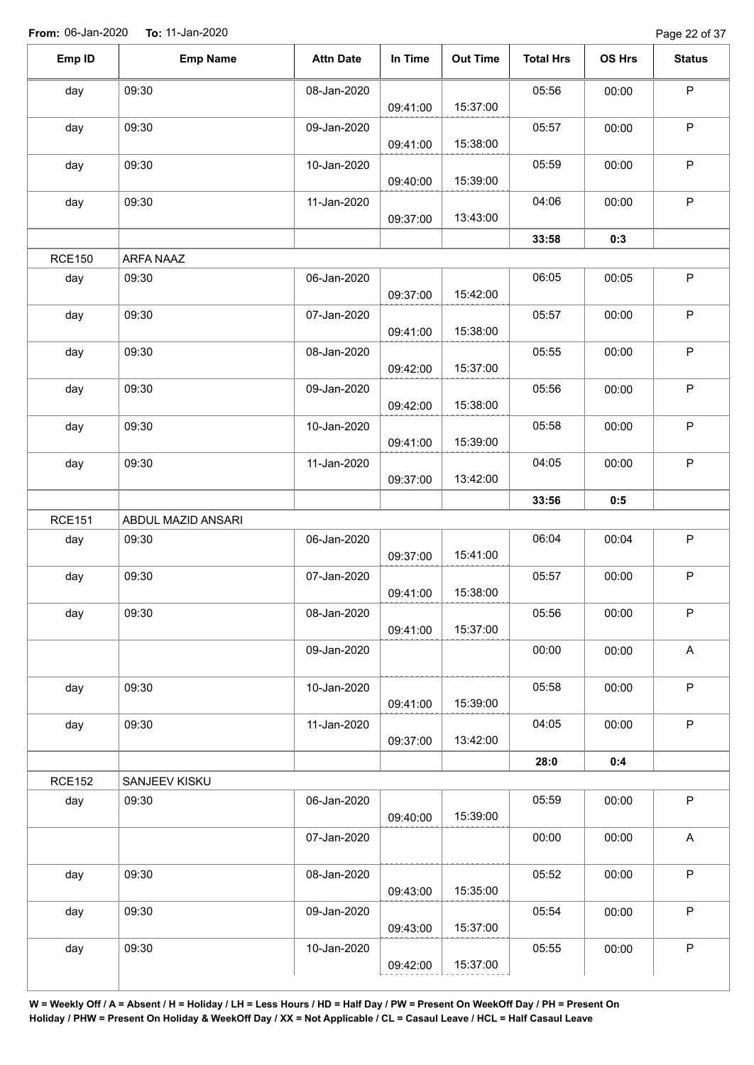From: 06-Jan-2020 To: 11-Jan-2020

| Emp ID | Emp Name | Attn Date | In Time | Out Time | Total Hrs | OS Hrs | Status |
|---|---|---|---|---|---|---|---|
| day | 09:30 | 08-Jan-2020 | 09:41:00 | 15:37:00 | 05:56 | 00:00 | P |
| day | 09:30 | 09-Jan-2020 | 09:41:00 | 15:38:00 | 05:57 | 00:00 | P |
| day | 09:30 | 10-Jan-2020 | 09:40:00 | 15:39:00 | 05:59 | 00:00 | P |
| day | 09:30 | 11-Jan-2020 | 09:37:00 | 13:43:00 | 04:06 | 00:00 | P |
| | | | | | 33:58 | 0:3 | |
| RCE150 | ARFA NAAZ | | | | | | |
| day | 09:30 | 06-Jan-2020 | 09:37:00 | 15:42:00 | 06:05 | 00:05 | P |
| day | 09:30 | 07-Jan-2020 | 09:41:00 | 15:38:00 | 05:57 | 00:00 | P |
| day | 09:30 | 08-Jan-2020 | 09:42:00 | 15:37:00 | 05:55 | 00:00 | P |
| day | 09:30 | 09-Jan-2020 | 09:42:00 | 15:38:00 | 05:56 | 00:00 | P |
| day | 09:30 | 10-Jan-2020 | 09:41:00 | 15:39:00 | 05:58 | 00:00 | P |
| day | 09:30 | 11-Jan-2020 | 09:37:00 | 13:42:00 | 04:05 | 00:00 | P |
| | | | | | 33:56 | 0:5 | |
| RCE151 | ABDUL MAZID ANSARI | | | | | | |
| day | 09:30 | 06-Jan-2020 | 09:37:00 | 15:41:00 | 06:04 | 00:04 | P |
| day | 09:30 | 07-Jan-2020 | 09:41:00 | 15:38:00 | 05:57 | 00:00 | P |
| day | 09:30 | 08-Jan-2020 | 09:41:00 | 15:37:00 | 05:56 | 00:00 | P |
| | | 09-Jan-2020 | | | 00:00 | 00:00 | A |
| day | 09:30 | 10-Jan-2020 | 09:41:00 | 15:39:00 | 05:58 | 00:00 | P |
| day | 09:30 | 11-Jan-2020 | 09:37:00 | 13:42:00 | 04:05 | 00:00 | P |
| | | | | | 28:0 | 0:4 | |
| RCE152 | SANJEEV KISKU | | | | | | |
| day | 09:30 | 06-Jan-2020 | 09:40:00 | 15:39:00 | 05:59 | 00:00 | P |
| | | 07-Jan-2020 | | | 00:00 | 00:00 | A |
| day | 09:30 | 08-Jan-2020 | 09:43:00 | 15:35:00 | 05:52 | 00:00 | P |
| day | 09:30 | 09-Jan-2020 | 09:43:00 | 15:37:00 | 05:54 | 00:00 | P |
| day | 09:30 | 10-Jan-2020 | 09:42:00 | 15:37:00 | 05:55 | 00:00 | P |

**W = Weekly Off / A = Absent / H = Holiday / LH = Less Hours / HD = Half Day / PW = Present On WeekOff Day / PH = Present On Holiday / PHW = Present On Holiday & WeekOff Day / XX = Not Applicable / CL = Casaul Leave / HCL = Half Casaul Leave**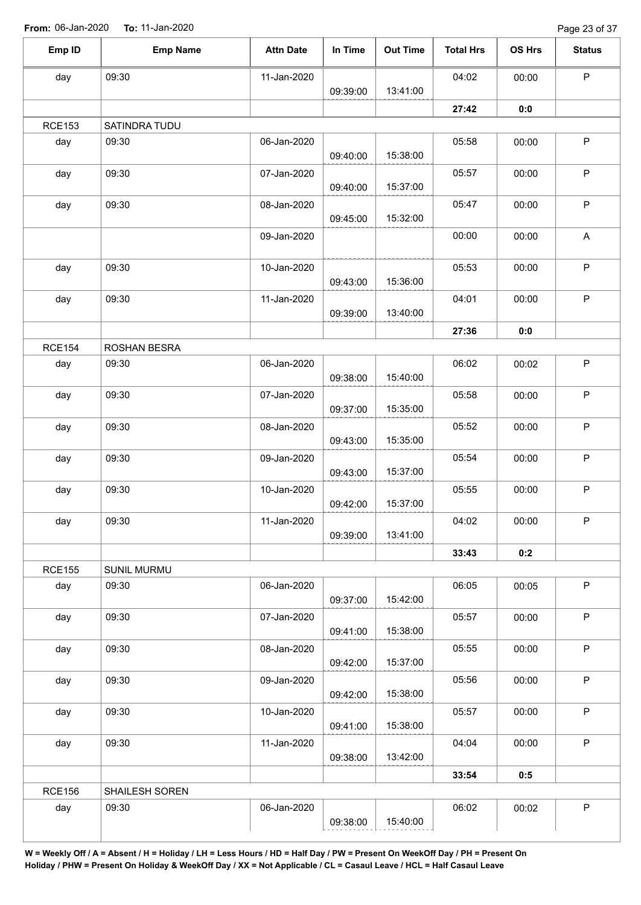**From:** 06-Jan-2020 **To:** 11-Jan-2020

| Emp ID | Emp Name | Attn Date | In Time | Out Time | Total Hrs | OS Hrs | Status |
|---|---|---|---|---|---|---|---|
| day | 09:30 | 11-Jan-2020 | 09:39:00 | 13:41:00 | 04:02 | 00:00 | P |
| | | | | | **27:42** | **0:0** | |
| RCE153 | SATINDRA TUDU | | | | | | |
| day | 09:30 | 06-Jan-2020 | 09:40:00 | 15:38:00 | 05:58 | 00:00 | P |
| day | 09:30 | 07-Jan-2020 | 09:40:00 | 15:37:00 | 05:57 | 00:00 | P |
| day | 09:30 | 08-Jan-2020 | 09:45:00 | 15:32:00 | 05:47 | 00:00 | P |
| | | 09-Jan-2020 | | | 00:00 | 00:00 | A |
| day | 09:30 | 10-Jan-2020 | 09:43:00 | 15:36:00 | 05:53 | 00:00 | P |
| day | 09:30 | 11-Jan-2020 | 09:39:00 | 13:40:00 | 04:01 | 00:00 | P |
| | | | | | **27:36** | **0:0** | |
| RCE154 | ROSHAN BESRA | | | | | | |
| day | 09:30 | 06-Jan-2020 | 09:38:00 | 15:40:00 | 06:02 | 00:02 | P |
| day | 09:30 | 07-Jan-2020 | 09:37:00 | 15:35:00 | 05:58 | 00:00 | P |
| day | 09:30 | 08-Jan-2020 | 09:43:00 | 15:35:00 | 05:52 | 00:00 | P |
| day | 09:30 | 09-Jan-2020 | 09:43:00 | 15:37:00 | 05:54 | 00:00 | P |
| day | 09:30 | 10-Jan-2020 | 09:42:00 | 15:37:00 | 05:55 | 00:00 | P |
| day | 09:30 | 11-Jan-2020 | 09:39:00 | 13:41:00 | 04:02 | 00:00 | P |
| | | | | | **33:43** | **0:2** | |
| RCE155 | SUNIL MURMU | | | | | | |
| day | 09:30 | 06-Jan-2020 | 09:37:00 | 15:42:00 | 06:05 | 00:05 | P |
| day | 09:30 | 07-Jan-2020 | 09:41:00 | 15:38:00 | 05:57 | 00:00 | P |
| day | 09:30 | 08-Jan-2020 | 09:42:00 | 15:37:00 | 05:55 | 00:00 | P |
| day | 09:30 | 09-Jan-2020 | 09:42:00 | 15:38:00 | 05:56 | 00:00 | P |
| day | 09:30 | 10-Jan-2020 | 09:41:00 | 15:38:00 | 05:57 | 00:00 | P |
| day | 09:30 | 11-Jan-2020 | 09:38:00 | 13:42:00 | 04:04 | 00:00 | P |
| | | | | | **33:54** | **0:5** | |
| RCE156 | SHAILESH SOREN | | | | | | |
| day | 09:30 | 06-Jan-2020 | 09:38:00 | 15:40:00 | 06:02 | 00:02 | P |

**W = Weekly Off / A = Absent / H = Holiday / LH = Less Hours / HD = Half Day / PW = Present On WeekOff Day / PH = Present On Holiday / PHW = Present On Holiday & WeekOff Day / XX = Not Applicable / CL = Casaul Leave / HCL = Half Casaul Leave**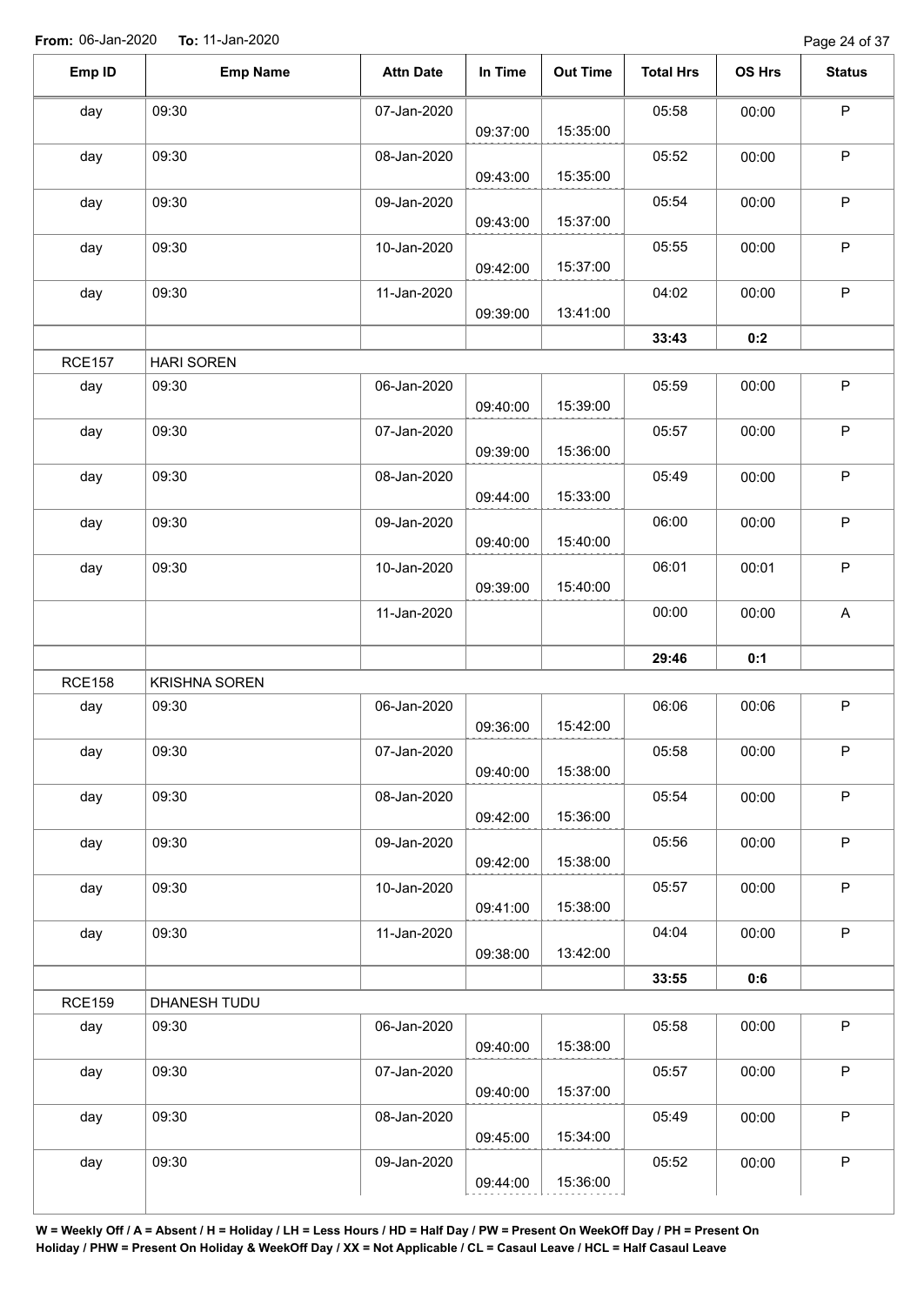**From:** 06-Jan-2020 **To:** 11-Jan-2020

| Emp ID | Emp Name | Attn Date | In Time | Out Time | Total Hrs | OS Hrs | Status |
|---|---|---|---|---|---|---|---|
| day | 09:30 | 07-Jan-2020 | 09:37:00 | 15:35:00 | 05:58 | 00:00 | P |
| day | 09:30 | 08-Jan-2020 | 09:43:00 | 15:35:00 | 05:52 | 00:00 | P |
| day | 09:30 | 09-Jan-2020 | 09:43:00 | 15:37:00 | 05:54 | 00:00 | P |
| day | 09:30 | 10-Jan-2020 | 09:42:00 | 15:37:00 | 05:55 | 00:00 | P |
| day | 09:30 | 11-Jan-2020 | 09:39:00 | 13:41:00 | 04:02 | 00:00 | P |
| | | | | | **33:43** | **0:2** | |
| RCE157 | HARI SOREN | | | | | | |
| day | 09:30 | 06-Jan-2020 | 09:40:00 | 15:39:00 | 05:59 | 00:00 | P |
| day | 09:30 | 07-Jan-2020 | 09:39:00 | 15:36:00 | 05:57 | 00:00 | P |
| day | 09:30 | 08-Jan-2020 | 09:44:00 | 15:33:00 | 05:49 | 00:00 | P |
| day | 09:30 | 09-Jan-2020 | 09:40:00 | 15:40:00 | 06:00 | 00:00 | P |
| day | 09:30 | 10-Jan-2020 | 09:39:00 | 15:40:00 | 06:01 | 00:01 | P |
| | | 11-Jan-2020 | | | 00:00 | 00:00 | A |
| | | | | | **29:46** | **0:1** | |
| RCE158 | KRISHNA SOREN | | | | | | |
| day | 09:30 | 06-Jan-2020 | 09:36:00 | 15:42:00 | 06:06 | 00:06 | P |
| day | 09:30 | 07-Jan-2020 | 09:40:00 | 15:38:00 | 05:58 | 00:00 | P |
| day | 09:30 | 08-Jan-2020 | 09:42:00 | 15:36:00 | 05:54 | 00:00 | P |
| day | 09:30 | 09-Jan-2020 | 09:42:00 | 15:38:00 | 05:56 | 00:00 | P |
| day | 09:30 | 10-Jan-2020 | 09:41:00 | 15:38:00 | 05:57 | 00:00 | P |
| day | 09:30 | 11-Jan-2020 | 09:38:00 | 13:42:00 | 04:04 | 00:00 | P |
| | | | | | **33:55** | **0:6** | |
| RCE159 | DHANESH TUDU | | | | | | |
| day | 09:30 | 06-Jan-2020 | 09:40:00 | 15:38:00 | 05:58 | 00:00 | P |
| day | 09:30 | 07-Jan-2020 | 09:40:00 | 15:37:00 | 05:57 | 00:00 | P |
| day | 09:30 | 08-Jan-2020 | 09:45:00 | 15:34:00 | 05:49 | 00:00 | P |
| day | 09:30 | 09-Jan-2020 | 09:44:00 | 15:36:00 | 05:52 | 00:00 | P |

**W = Weekly Off / A = Absent / H = Holiday / LH = Less Hours / HD = Half Day / PW = Present On WeekOff Day / PH = Present On Holiday / PHW = Present On Holiday & WeekOff Day / XX = Not Applicable / CL = Casaul Leave / HCL = Half Casaul Leave**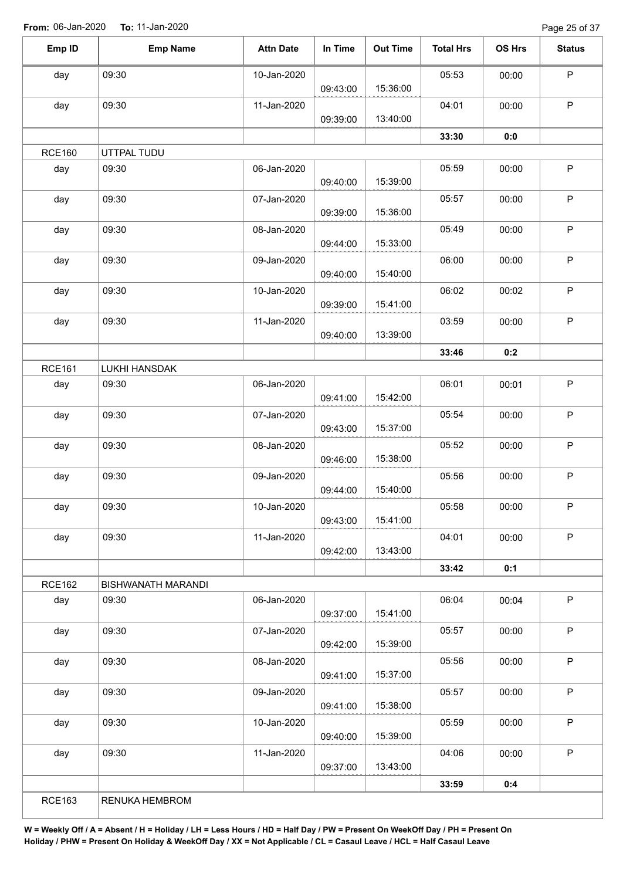**From:** 06-Jan-2020 **To:** 11-Jan-2020

| Emp ID | Emp Name | Attn Date | In Time | Out Time | Total Hrs | OS Hrs | Status |
|---|---|---|---|---|---|---|---|
| day | 09:30 | 10-Jan-2020 | 09:43:00 | 15:36:00 | 05:53 | 00:00 | P |
| day | 09:30 | 11-Jan-2020 | 09:39:00 | 13:40:00 | 04:01 | 00:00 | P |
| | | | | | **33:30** | **0:0** | |
| RCE160 | UTTPAL TUDU | | | | | | |
| day | 09:30 | 06-Jan-2020 | 09:40:00 | 15:39:00 | 05:59 | 00:00 | P |
| day | 09:30 | 07-Jan-2020 | 09:39:00 | 15:36:00 | 05:57 | 00:00 | P |
| day | 09:30 | 08-Jan-2020 | 09:44:00 | 15:33:00 | 05:49 | 00:00 | P |
| day | 09:30 | 09-Jan-2020 | 09:40:00 | 15:40:00 | 06:00 | 00:00 | P |
| day | 09:30 | 10-Jan-2020 | 09:39:00 | 15:41:00 | 06:02 | 00:02 | P |
| day | 09:30 | 11-Jan-2020 | 09:40:00 | 13:39:00 | 03:59 | 00:00 | P |
| | | | | | **33:46** | **0:2** | |
| RCE161 | LUKHI HANSDAK | | | | | | |
| day | 09:30 | 06-Jan-2020 | 09:41:00 | 15:42:00 | 06:01 | 00:01 | P |
| day | 09:30 | 07-Jan-2020 | 09:43:00 | 15:37:00 | 05:54 | 00:00 | P |
| day | 09:30 | 08-Jan-2020 | 09:46:00 | 15:38:00 | 05:52 | 00:00 | P |
| day | 09:30 | 09-Jan-2020 | 09:44:00 | 15:40:00 | 05:56 | 00:00 | P |
| day | 09:30 | 10-Jan-2020 | 09:43:00 | 15:41:00 | 05:58 | 00:00 | P |
| day | 09:30 | 11-Jan-2020 | 09:42:00 | 13:43:00 | 04:01 | 00:00 | P |
| | | | | | **33:42** | **0:1** | |
| RCE162 | BISHWANATH MARANDI | | | | | | |
| day | 09:30 | 06-Jan-2020 | 09:37:00 | 15:41:00 | 06:04 | 00:04 | P |
| day | 09:30 | 07-Jan-2020 | 09:42:00 | 15:39:00 | 05:57 | 00:00 | P |
| day | 09:30 | 08-Jan-2020 | 09:41:00 | 15:37:00 | 05:56 | 00:00 | P |
| day | 09:30 | 09-Jan-2020 | 09:41:00 | 15:38:00 | 05:57 | 00:00 | P |
| day | 09:30 | 10-Jan-2020 | 09:40:00 | 15:39:00 | 05:59 | 00:00 | P |
| day | 09:30 | 11-Jan-2020 | 09:37:00 | 13:43:00 | 04:06 | 00:00 | P |
| | | | | | **33:59** | **0:4** | |
| RCE163 | RENUKA HEMBROM | | | | | | |

**W = Weekly Off / A = Absent / H = Holiday / LH = Less Hours / HD = Half Day / PW = Present On WeekOff Day / PH = Present On Holiday / PHW = Present On Holiday & WeekOff Day / XX = Not Applicable / CL = Casaul Leave / HCL = Half Casaul Leave**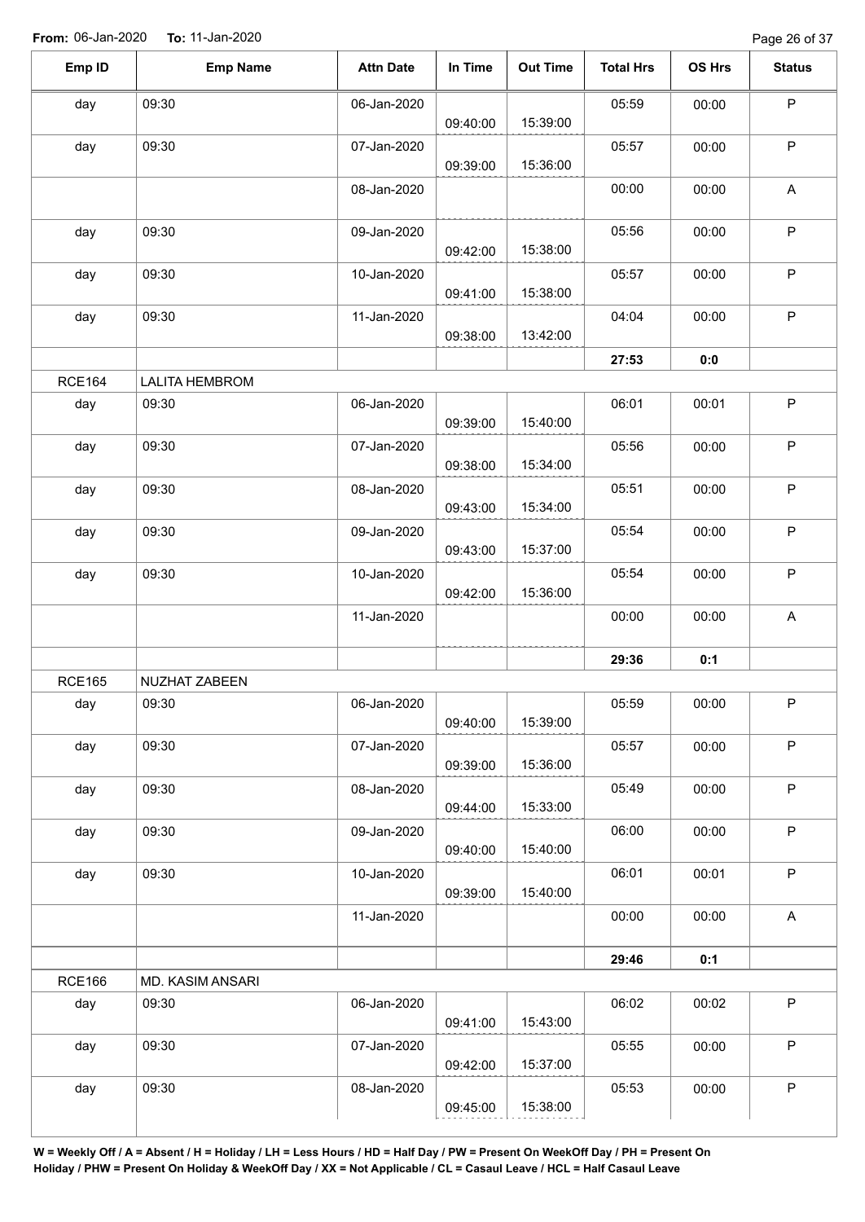**From:** 06-Jan-2020 **To:** 11-Jan-2020

| Emp ID | Emp Name | Attn Date | In Time | Out Time | Total Hrs | OS Hrs | Status |
|---|---|---|---|---|---|---|---|
| day | 09:30 | 06-Jan-2020 | 09:40:00 | 15:39:00 | 05:59 | 00:00 | P |
| day | 09:30 | 07-Jan-2020 | 09:39:00 | 15:36:00 | 05:57 | 00:00 | P |
| | | 08-Jan-2020 | | | 00:00 | 00:00 | A |
| day | 09:30 | 09-Jan-2020 | 09:42:00 | 15:38:00 | 05:56 | 00:00 | P |
| day | 09:30 | 10-Jan-2020 | 09:41:00 | 15:38:00 | 05:57 | 00:00 | P |
| day | 09:30 | 11-Jan-2020 | 09:38:00 | 13:42:00 | 04:04 | 00:00 | P |
| | | | | | **27:53** | **0:0** | |
| RCE164 | LALITA HEMBROM | | | | | | |
| day | 09:30 | 06-Jan-2020 | 09:39:00 | 15:40:00 | 06:01 | 00:01 | P |
| day | 09:30 | 07-Jan-2020 | 09:38:00 | 15:34:00 | 05:56 | 00:00 | P |
| day | 09:30 | 08-Jan-2020 | 09:43:00 | 15:34:00 | 05:51 | 00:00 | P |
| day | 09:30 | 09-Jan-2020 | 09:43:00 | 15:37:00 | 05:54 | 00:00 | P |
| day | 09:30 | 10-Jan-2020 | 09:42:00 | 15:36:00 | 05:54 | 00:00 | P |
| | | 11-Jan-2020 | | | 00:00 | 00:00 | A |
| | | | | | **29:36** | **0:1** | |
| RCE165 | NUZHAT ZABEEN | | | | | | |
| day | 09:30 | 06-Jan-2020 | 09:40:00 | 15:39:00 | 05:59 | 00:00 | P |
| day | 09:30 | 07-Jan-2020 | 09:39:00 | 15:36:00 | 05:57 | 00:00 | P |
| day | 09:30 | 08-Jan-2020 | 09:44:00 | 15:33:00 | 05:49 | 00:00 | P |
| day | 09:30 | 09-Jan-2020 | 09:40:00 | 15:40:00 | 06:00 | 00:00 | P |
| day | 09:30 | 10-Jan-2020 | 09:39:00 | 15:40:00 | 06:01 | 00:01 | P |
| | | 11-Jan-2020 | | | 00:00 | 00:00 | A |
| | | | | | **29:46** | **0:1** | |
| RCE166 | MD. KASIM ANSARI | | | | | | |
| day | 09:30 | 06-Jan-2020 | 09:41:00 | 15:43:00 | 06:02 | 00:02 | P |
| day | 09:30 | 07-Jan-2020 | 09:42:00 | 15:37:00 | 05:55 | 00:00 | P |
| day | 09:30 | 08-Jan-2020 | 09:45:00 | 15:38:00 | 05:53 | 00:00 | P |

**W = Weekly Off / A = Absent / H = Holiday / LH = Less Hours / HD = Half Day / PW = Present On WeekOff Day / PH = Present On Holiday / PHW = Present On Holiday & WeekOff Day / XX = Not Applicable / CL = Casaul Leave / HCL = Half Casaul Leave**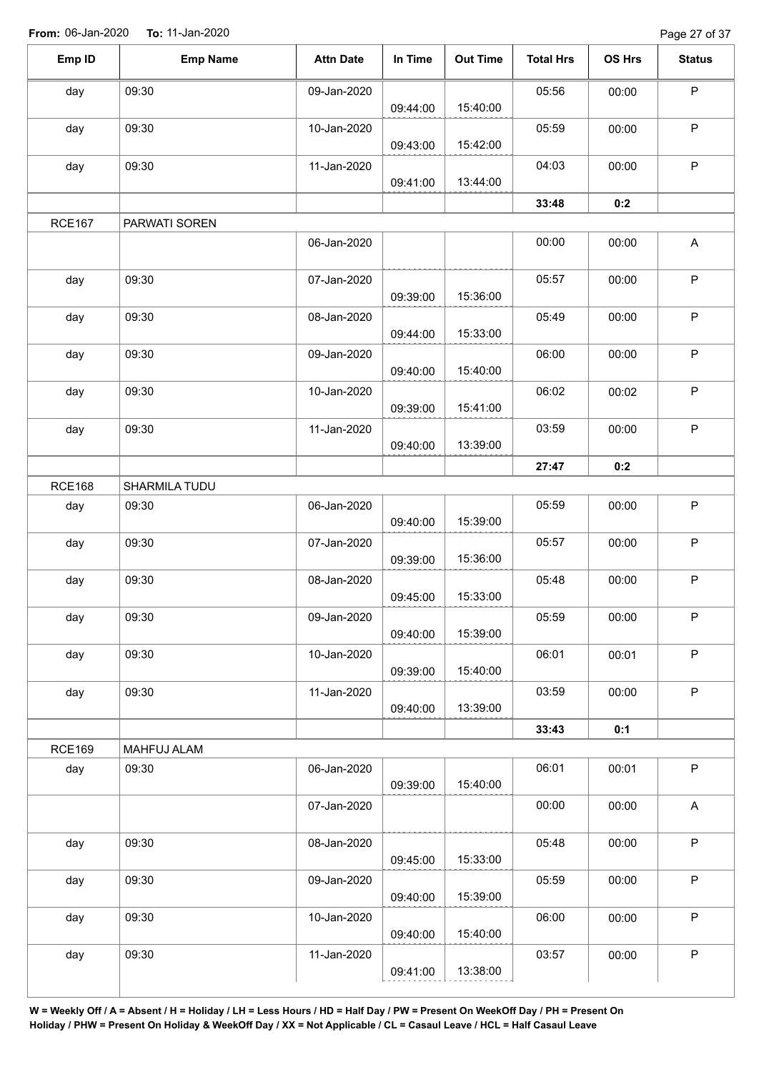**From:** 06-Jan-2020 **To:** 11-Jan-2020

| Emp ID | Emp Name | Attn Date | In Time | Out Time | Total Hrs | OS Hrs | Status |
|---|---|---|---|---|---|---|---|
| day | 09:30 | 09-Jan-2020 | 09:44:00 | 15:40:00 | 05:56 | 00:00 | P |
| day | 09:30 | 10-Jan-2020 | 09:43:00 | 15:42:00 | 05:59 | 00:00 | P |
| day | 09:30 | 11-Jan-2020 | 09:41:00 | 13:44:00 | 04:03 | 00:00 | P |
| | | | | | **33:48** | **0:2** | |
| RCE167 | PARWATI SOREN | | | | | | |
| | | 06-Jan-2020 | | | 00:00 | 00:00 | A |
| day | 09:30 | 07-Jan-2020 | 09:39:00 | 15:36:00 | 05:57 | 00:00 | P |
| day | 09:30 | 08-Jan-2020 | 09:44:00 | 15:33:00 | 05:49 | 00:00 | P |
| day | 09:30 | 09-Jan-2020 | 09:40:00 | 15:40:00 | 06:00 | 00:00 | P |
| day | 09:30 | 10-Jan-2020 | 09:39:00 | 15:41:00 | 06:02 | 00:02 | P |
| day | 09:30 | 11-Jan-2020 | 09:40:00 | 13:39:00 | 03:59 | 00:00 | P |
| | | | | | **27:47** | **0:2** | |
| RCE168 | SHARMILA TUDU | | | | | | |
| day | 09:30 | 06-Jan-2020 | 09:40:00 | 15:39:00 | 05:59 | 00:00 | P |
| day | 09:30 | 07-Jan-2020 | 09:39:00 | 15:36:00 | 05:57 | 00:00 | P |
| day | 09:30 | 08-Jan-2020 | 09:45:00 | 15:33:00 | 05:48 | 00:00 | P |
| day | 09:30 | 09-Jan-2020 | 09:40:00 | 15:39:00 | 05:59 | 00:00 | P |
| day | 09:30 | 10-Jan-2020 | 09:39:00 | 15:40:00 | 06:01 | 00:01 | P |
| day | 09:30 | 11-Jan-2020 | 09:40:00 | 13:39:00 | 03:59 | 00:00 | P |
| | | | | | **33:43** | **0:1** | |
| RCE169 | MAHFUJ ALAM | | | | | | |
| day | 09:30 | 06-Jan-2020 | 09:39:00 | 15:40:00 | 06:01 | 00:01 | P |
| | | 07-Jan-2020 | | | 00:00 | 00:00 | A |
| day | 09:30 | 08-Jan-2020 | 09:45:00 | 15:33:00 | 05:48 | 00:00 | P |
| day | 09:30 | 09-Jan-2020 | 09:40:00 | 15:39:00 | 05:59 | 00:00 | P |
| day | 09:30 | 10-Jan-2020 | 09:40:00 | 15:40:00 | 06:00 | 00:00 | P |
| day | 09:30 | 11-Jan-2020 | 09:41:00 | 13:38:00 | 03:57 | 00:00 | P |

**W = Weekly Off / A = Absent / H = Holiday / LH = Less Hours / HD = Half Day / PW = Present On WeekOff Day / PH = Present On Holiday / PHW = Present On Holiday & WeekOff Day / XX = Not Applicable / CL = Casaul Leave / HCL = Half Casaul Leave**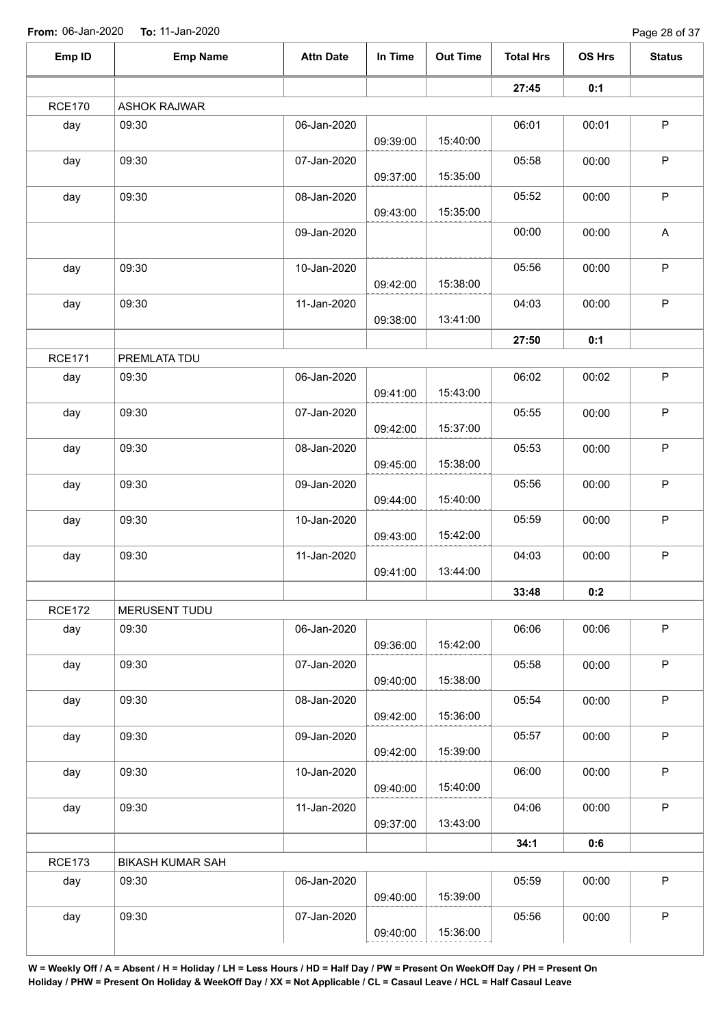From: 06-Jan-2020 To: 11-Jan-2020

| Emp ID | Emp Name | Attn Date | In Time | Out Time | Total Hrs | OS Hrs | Status |
|---|---|---|---|---|---|---|---|
| | | | | | **27:45** | **0:1** | |
| RCE170 | ASHOK RAJWAR | | | | | | |
| day | 09:30 | 06-Jan-2020 | 09:39:00 | 15:40:00 | 06:01 | 00:01 | P |
| day | 09:30 | 07-Jan-2020 | 09:37:00 | 15:35:00 | 05:58 | 00:00 | P |
| day | 09:30 | 08-Jan-2020 | 09:43:00 | 15:35:00 | 05:52 | 00:00 | P |
| | | 09-Jan-2020 | | | 00:00 | 00:00 | A |
| day | 09:30 | 10-Jan-2020 | 09:42:00 | 15:38:00 | 05:56 | 00:00 | P |
| day | 09:30 | 11-Jan-2020 | 09:38:00 | 13:41:00 | 04:03 | 00:00 | P |
| | | | | | **27:50** | **0:1** | |
| RCE171 | PREMLATA TDU | | | | | | |
| day | 09:30 | 06-Jan-2020 | 09:41:00 | 15:43:00 | 06:02 | 00:02 | P |
| day | 09:30 | 07-Jan-2020 | 09:42:00 | 15:37:00 | 05:55 | 00:00 | P |
| day | 09:30 | 08-Jan-2020 | 09:45:00 | 15:38:00 | 05:53 | 00:00 | P |
| day | 09:30 | 09-Jan-2020 | 09:44:00 | 15:40:00 | 05:56 | 00:00 | P |
| day | 09:30 | 10-Jan-2020 | 09:43:00 | 15:42:00 | 05:59 | 00:00 | P |
| day | 09:30 | 11-Jan-2020 | 09:41:00 | 13:44:00 | 04:03 | 00:00 | P |
| | | | | | **33:48** | **0:2** | |
| RCE172 | MERUSENT TUDU | | | | | | |
| day | 09:30 | 06-Jan-2020 | 09:36:00 | 15:42:00 | 06:06 | 00:06 | P |
| day | 09:30 | 07-Jan-2020 | 09:40:00 | 15:38:00 | 05:58 | 00:00 | P |
| day | 09:30 | 08-Jan-2020 | 09:42:00 | 15:36:00 | 05:54 | 00:00 | P |
| day | 09:30 | 09-Jan-2020 | 09:42:00 | 15:39:00 | 05:57 | 00:00 | P |
| day | 09:30 | 10-Jan-2020 | 09:40:00 | 15:40:00 | 06:00 | 00:00 | P |
| day | 09:30 | 11-Jan-2020 | 09:37:00 | 13:43:00 | 04:06 | 00:00 | P |
| | | | | | **34:1** | **0:6** | |
| RCE173 | BIKASH KUMAR SAH | | | | | | |
| day | 09:30 | 06-Jan-2020 | 09:40:00 | 15:39:00 | 05:59 | 00:00 | P |
| day | 09:30 | 07-Jan-2020 | 09:40:00 | 15:36:00 | 05:56 | 00:00 | P |

**W = Weekly Off / A = Absent / H = Holiday / LH = Less Hours / HD = Half Day / PW = Present On WeekOff Day / PH = Present On Holiday / PHW = Present On Holiday & WeekOff Day / XX = Not Applicable / CL = Casaul Leave / HCL = Half Casaul Leave**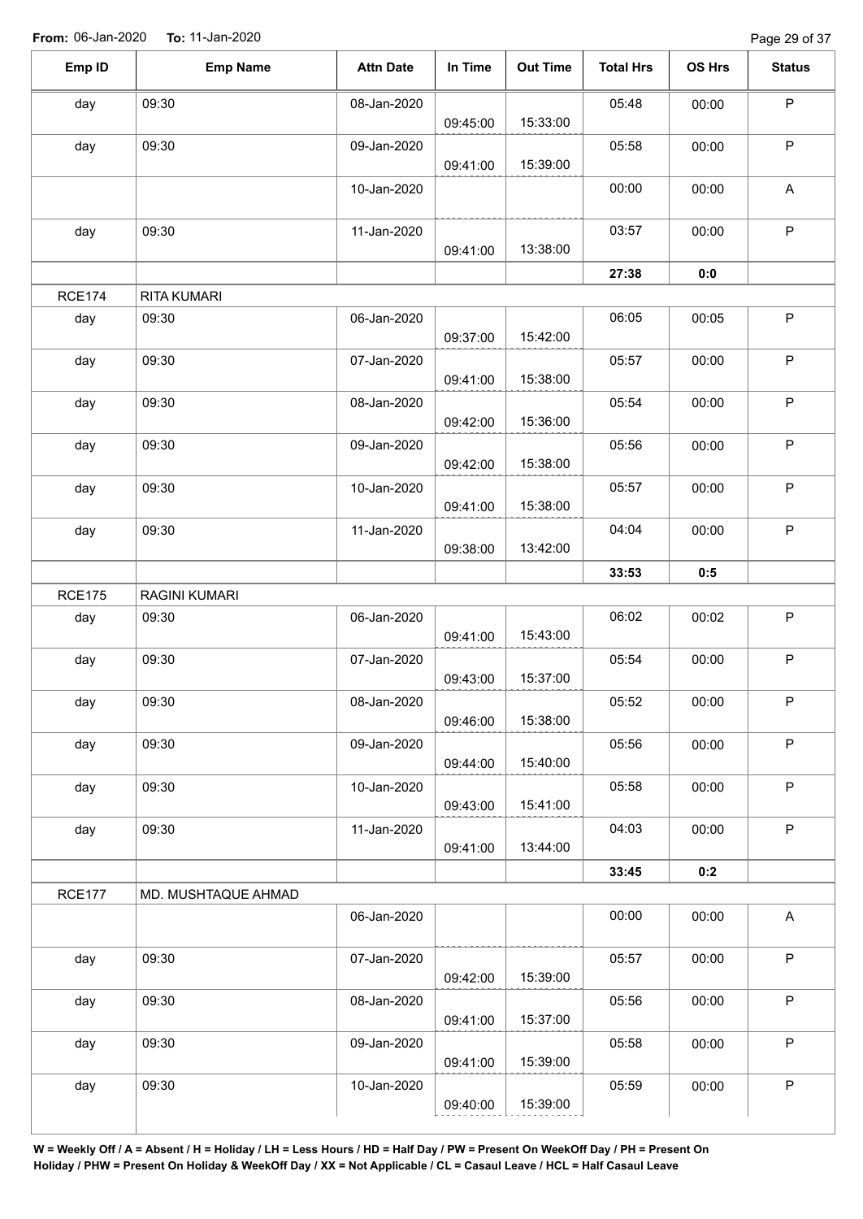**From:** 06-Jan-2020 **To:** 11-Jan-2020

| Emp ID | Emp Name | Attn Date | In Time | Out Time | Total Hrs | OS Hrs | Status |
|---|---|---|---|---|---|---|---|
| day | 09:30 | 08-Jan-2020 | 09:45:00 | 15:33:00 | 05:48 | 00:00 | P |
| day | 09:30 | 09-Jan-2020 | 09:41:00 | 15:39:00 | 05:58 | 00:00 | P |
| | | 10-Jan-2020 | | | 00:00 | 00:00 | A |
| day | 09:30 | 11-Jan-2020 | 09:41:00 | 13:38:00 | 03:57 | 00:00 | P |
| | | | | | **27:38** | **0:0** | |
| RCE174 | RITA KUMARI | | | | | | |
| day | 09:30 | 06-Jan-2020 | 09:37:00 | 15:42:00 | 06:05 | 00:05 | P |
| day | 09:30 | 07-Jan-2020 | 09:41:00 | 15:38:00 | 05:57 | 00:00 | P |
| day | 09:30 | 08-Jan-2020 | 09:42:00 | 15:36:00 | 05:54 | 00:00 | P |
| day | 09:30 | 09-Jan-2020 | 09:42:00 | 15:38:00 | 05:56 | 00:00 | P |
| day | 09:30 | 10-Jan-2020 | 09:41:00 | 15:38:00 | 05:57 | 00:00 | P |
| day | 09:30 | 11-Jan-2020 | 09:38:00 | 13:42:00 | 04:04 | 00:00 | P |
| | | | | | **33:53** | **0:5** | |
| RCE175 | RAGINI KUMARI | | | | | | |
| day | 09:30 | 06-Jan-2020 | 09:41:00 | 15:43:00 | 06:02 | 00:02 | P |
| day | 09:30 | 07-Jan-2020 | 09:43:00 | 15:37:00 | 05:54 | 00:00 | P |
| day | 09:30 | 08-Jan-2020 | 09:46:00 | 15:38:00 | 05:52 | 00:00 | P |
| day | 09:30 | 09-Jan-2020 | 09:44:00 | 15:40:00 | 05:56 | 00:00 | P |
| day | 09:30 | 10-Jan-2020 | 09:43:00 | 15:41:00 | 05:58 | 00:00 | P |
| day | 09:30 | 11-Jan-2020 | 09:41:00 | 13:44:00 | 04:03 | 00:00 | P |
| | | | | | **33:45** | **0:2** | |
| RCE177 | MD. MUSHTAQUE AHMAD | | | | | | |
| | | 06-Jan-2020 | | | 00:00 | 00:00 | A |
| day | 09:30 | 07-Jan-2020 | 09:42:00 | 15:39:00 | 05:57 | 00:00 | P |
| day | 09:30 | 08-Jan-2020 | 09:41:00 | 15:37:00 | 05:56 | 00:00 | P |
| day | 09:30 | 09-Jan-2020 | 09:41:00 | 15:39:00 | 05:58 | 00:00 | P |
| day | 09:30 | 10-Jan-2020 | 09:40:00 | 15:39:00 | 05:59 | 00:00 | P |

**W = Weekly Off / A = Absent / H = Holiday / LH = Less Hours / HD = Half Day / PW = Present On WeekOff Day / PH = Present On Holiday / PHW = Present On Holiday & WeekOff Day / XX = Not Applicable / CL = Casaul Leave / HCL = Half Casaul Leave**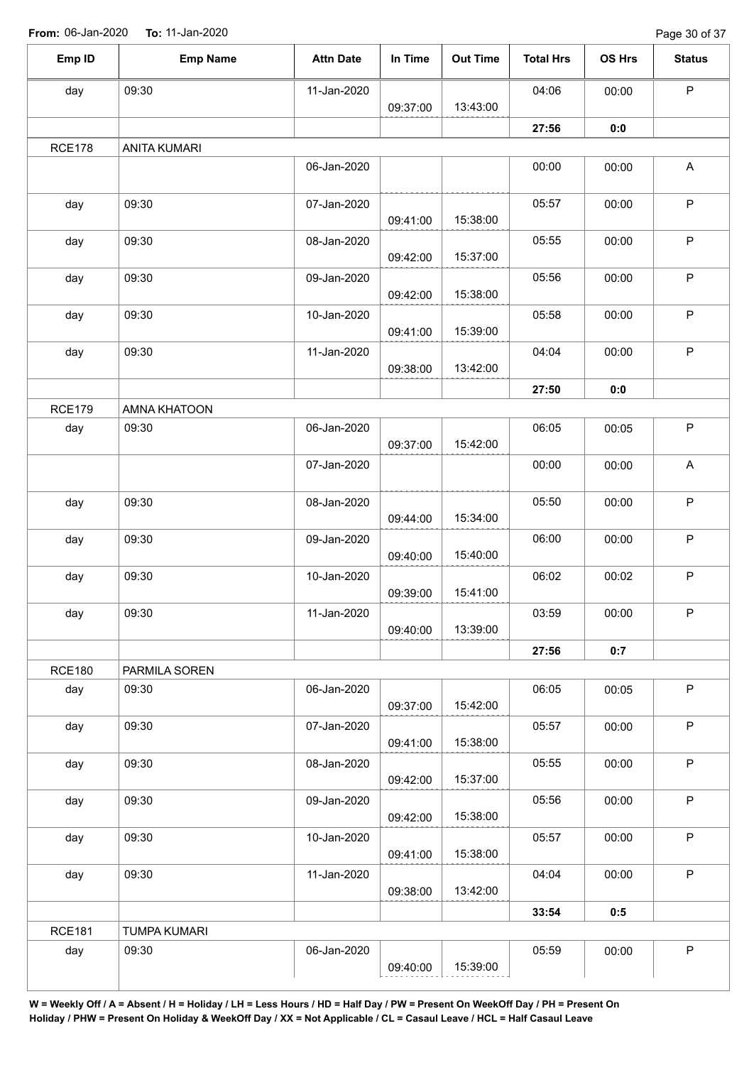**From:** 06-Jan-2020 **To:** 11-Jan-2020

| Emp ID | Emp Name | Attn Date | In Time | Out Time | Total Hrs | OS Hrs | Status |
|---|---|---|---|---|---|---|---|
| day | 09:30 | 11-Jan-2020 | 09:37:00 | 13:43:00 | 04:06 | 00:00 | P |
| | | | | | **27:56** | **0:0** | |
| RCE178 | ANITA KUMARI | | | | | | |
| | | 06-Jan-2020 | | | 00:00 | 00:00 | A |
| day | 09:30 | 07-Jan-2020 | 09:41:00 | 15:38:00 | 05:57 | 00:00 | P |
| day | 09:30 | 08-Jan-2020 | 09:42:00 | 15:37:00 | 05:55 | 00:00 | P |
| day | 09:30 | 09-Jan-2020 | 09:42:00 | 15:38:00 | 05:56 | 00:00 | P |
| day | 09:30 | 10-Jan-2020 | 09:41:00 | 15:39:00 | 05:58 | 00:00 | P |
| day | 09:30 | 11-Jan-2020 | 09:38:00 | 13:42:00 | 04:04 | 00:00 | P |
| | | | | | **27:50** | **0:0** | |
| RCE179 | AMNA KHATOON | | | | | | |
| day | 09:30 | 06-Jan-2020 | 09:37:00 | 15:42:00 | 06:05 | 00:05 | P |
| | | 07-Jan-2020 | | | 00:00 | 00:00 | A |
| day | 09:30 | 08-Jan-2020 | 09:44:00 | 15:34:00 | 05:50 | 00:00 | P |
| day | 09:30 | 09-Jan-2020 | 09:40:00 | 15:40:00 | 06:00 | 00:00 | P |
| day | 09:30 | 10-Jan-2020 | 09:39:00 | 15:41:00 | 06:02 | 00:02 | P |
| day | 09:30 | 11-Jan-2020 | 09:40:00 | 13:39:00 | 03:59 | 00:00 | P |
| | | | | | **27:56** | **0:7** | |
| RCE180 | PARMILA SOREN | | | | | | |
| day | 09:30 | 06-Jan-2020 | 09:37:00 | 15:42:00 | 06:05 | 00:05 | P |
| day | 09:30 | 07-Jan-2020 | 09:41:00 | 15:38:00 | 05:57 | 00:00 | P |
| day | 09:30 | 08-Jan-2020 | 09:42:00 | 15:37:00 | 05:55 | 00:00 | P |
| day | 09:30 | 09-Jan-2020 | 09:42:00 | 15:38:00 | 05:56 | 00:00 | P |
| day | 09:30 | 10-Jan-2020 | 09:41:00 | 15:38:00 | 05:57 | 00:00 | P |
| day | 09:30 | 11-Jan-2020 | 09:38:00 | 13:42:00 | 04:04 | 00:00 | P |
| | | | | | **33:54** | **0:5** | |
| RCE181 | TUMPA KUMARI | | | | | | |
| day | 09:30 | 06-Jan-2020 | 09:40:00 | 15:39:00 | 05:59 | 00:00 | P |

**W = Weekly Off / A = Absent / H = Holiday / LH = Less Hours / HD = Half Day / PW = Present On WeekOff Day / PH = Present On Holiday / PHW = Present On Holiday & WeekOff Day / XX = Not Applicable / CL = Casaul Leave / HCL = Half Casaul Leave**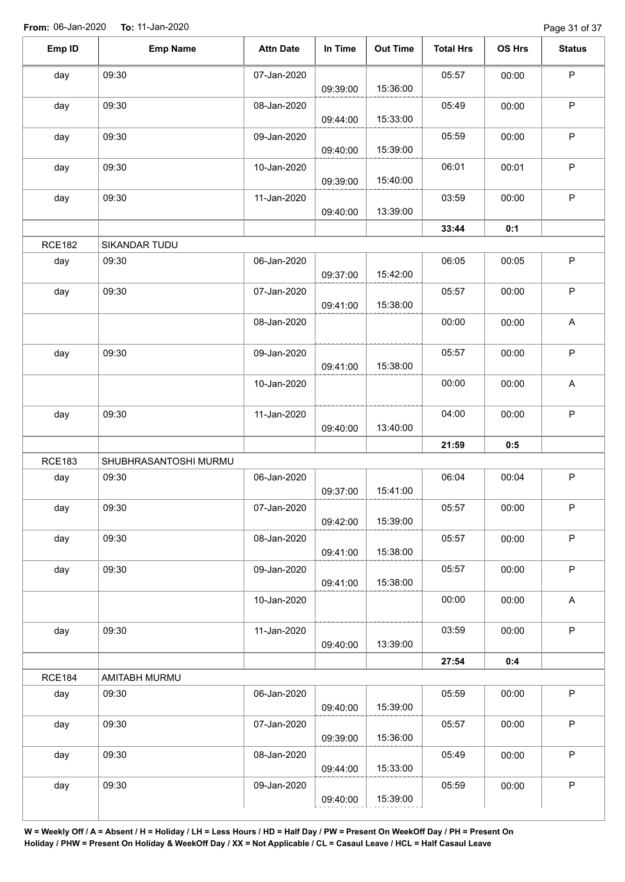**From:** 06-Jan-2020 **To:** 11-Jan-2020

| Emp ID | Emp Name | Attn Date | In Time | Out Time | Total Hrs | OS Hrs | Status |
|---|---|---|---|---|---|---|---|
| day | 09:30 | 07-Jan-2020 | 09:39:00 | 15:36:00 | 05:57 | 00:00 | P |
| day | 09:30 | 08-Jan-2020 | 09:44:00 | 15:33:00 | 05:49 | 00:00 | P |
| day | 09:30 | 09-Jan-2020 | 09:40:00 | 15:39:00 | 05:59 | 00:00 | P |
| day | 09:30 | 10-Jan-2020 | 09:39:00 | 15:40:00 | 06:01 | 00:01 | P |
| day | 09:30 | 11-Jan-2020 | 09:40:00 | 13:39:00 | 03:59 | 00:00 | P |
| | | | | | **33:44** | **0:1** | |
| RCE182 | SIKANDAR TUDU | | | | | | |
| day | 09:30 | 06-Jan-2020 | 09:37:00 | 15:42:00 | 06:05 | 00:05 | P |
| day | 09:30 | 07-Jan-2020 | 09:41:00 | 15:38:00 | 05:57 | 00:00 | P |
| | | 08-Jan-2020 | | | 00:00 | 00:00 | A |
| day | 09:30 | 09-Jan-2020 | 09:41:00 | 15:38:00 | 05:57 | 00:00 | P |
| | | 10-Jan-2020 | | | 00:00 | 00:00 | A |
| day | 09:30 | 11-Jan-2020 | 09:40:00 | 13:40:00 | 04:00 | 00:00 | P |
| | | | | | **21:59** | **0:5** | |
| RCE183 | SHUBHRASANTOSHI MURMU | | | | | | |
| day | 09:30 | 06-Jan-2020 | 09:37:00 | 15:41:00 | 06:04 | 00:04 | P |
| day | 09:30 | 07-Jan-2020 | 09:42:00 | 15:39:00 | 05:57 | 00:00 | P |
| day | 09:30 | 08-Jan-2020 | 09:41:00 | 15:38:00 | 05:57 | 00:00 | P |
| day | 09:30 | 09-Jan-2020 | 09:41:00 | 15:38:00 | 05:57 | 00:00 | P |
| | | 10-Jan-2020 | | | 00:00 | 00:00 | A |
| day | 09:30 | 11-Jan-2020 | 09:40:00 | 13:39:00 | 03:59 | 00:00 | P |
| | | | | | **27:54** | **0:4** | |
| RCE184 | AMITABH MURMU | | | | | | |
| day | 09:30 | 06-Jan-2020 | 09:40:00 | 15:39:00 | 05:59 | 00:00 | P |
| day | 09:30 | 07-Jan-2020 | 09:39:00 | 15:36:00 | 05:57 | 00:00 | P |
| day | 09:30 | 08-Jan-2020 | 09:44:00 | 15:33:00 | 05:49 | 00:00 | P |
| day | 09:30 | 09-Jan-2020 | 09:40:00 | 15:39:00 | 05:59 | 00:00 | P |

**W = Weekly Off / A = Absent / H = Holiday / LH = Less Hours / HD = Half Day / PW = Present On WeekOff Day / PH = Present On Holiday / PHW = Present On Holiday & WeekOff Day / XX = Not Applicable / CL = Casaul Leave / HCL = Half Casaul Leave**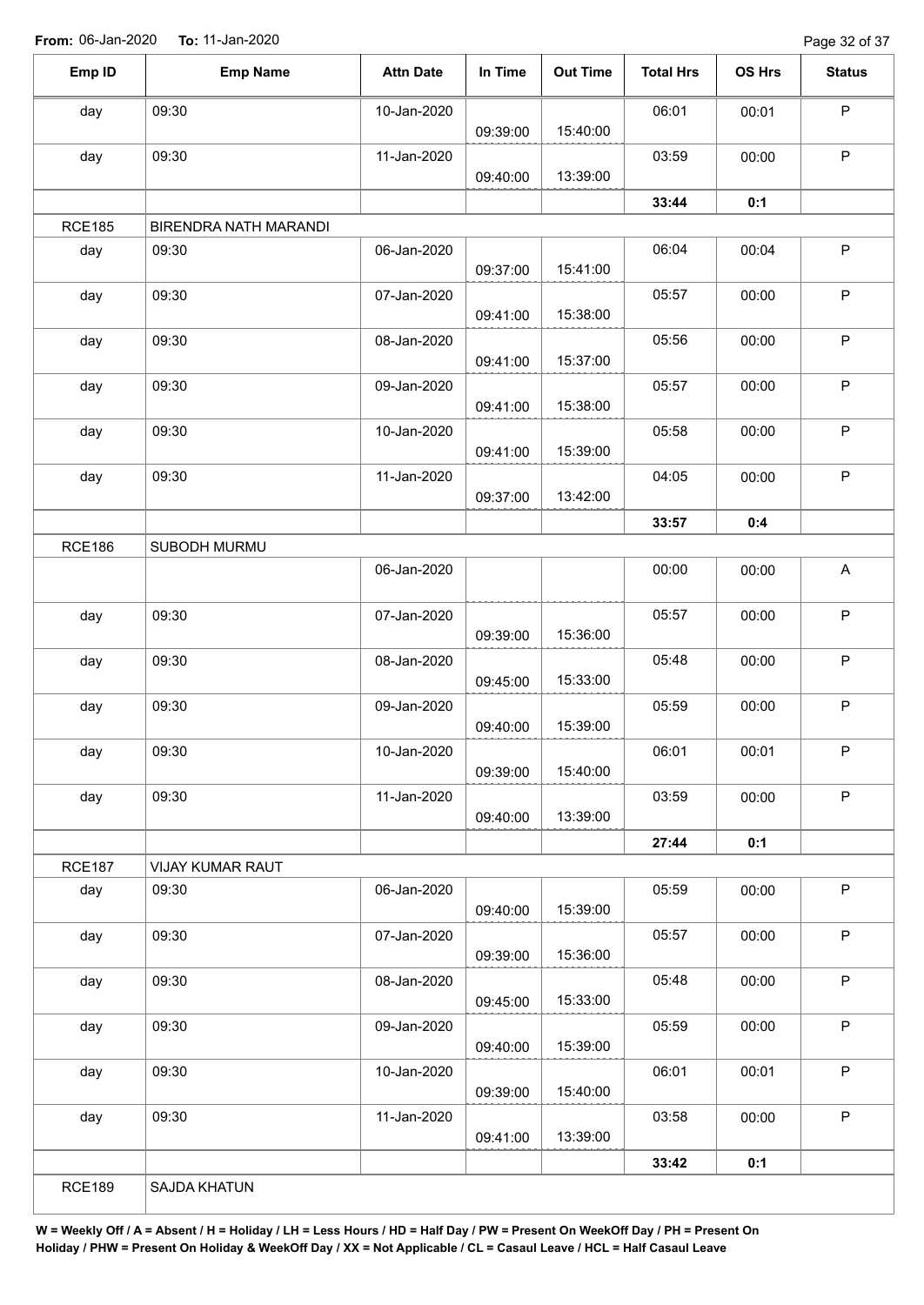**From:** 06-Jan-2020 **To:** 11-Jan-2020

| Emp ID | Emp Name | Attn Date | In Time | Out Time | Total Hrs | OS Hrs | Status |
|---|---|---|---|---|---|---|---|
| day | 09:30 | 10-Jan-2020 | 09:39:00 | 15:40:00 | 06:01 | 00:01 | P |
| day | 09:30 | 11-Jan-2020 | 09:40:00 | 13:39:00 | 03:59 | 00:00 | P |
| | | | | | **33:44** | **0:1** | |
| RCE185 | BIRENDRA NATH MARANDI | | | | | | |
| day | 09:30 | 06-Jan-2020 | 09:37:00 | 15:41:00 | 06:04 | 00:04 | P |
| day | 09:30 | 07-Jan-2020 | 09:41:00 | 15:38:00 | 05:57 | 00:00 | P |
| day | 09:30 | 08-Jan-2020 | 09:41:00 | 15:37:00 | 05:56 | 00:00 | P |
| day | 09:30 | 09-Jan-2020 | 09:41:00 | 15:38:00 | 05:57 | 00:00 | P |
| day | 09:30 | 10-Jan-2020 | 09:41:00 | 15:39:00 | 05:58 | 00:00 | P |
| day | 09:30 | 11-Jan-2020 | 09:37:00 | 13:42:00 | 04:05 | 00:00 | P |
| | | | | | **33:57** | **0:4** | |
| RCE186 | SUBODH MURMU | | | | | | |
| | | 06-Jan-2020 | | | 00:00 | 00:00 | A |
| day | 09:30 | 07-Jan-2020 | 09:39:00 | 15:36:00 | 05:57 | 00:00 | P |
| day | 09:30 | 08-Jan-2020 | 09:45:00 | 15:33:00 | 05:48 | 00:00 | P |
| day | 09:30 | 09-Jan-2020 | 09:40:00 | 15:39:00 | 05:59 | 00:00 | P |
| day | 09:30 | 10-Jan-2020 | 09:39:00 | 15:40:00 | 06:01 | 00:01 | P |
| day | 09:30 | 11-Jan-2020 | 09:40:00 | 13:39:00 | 03:59 | 00:00 | P |
| | | | | | **27:44** | **0:1** | |
| RCE187 | VIJAY KUMAR RAUT | | | | | | |
| day | 09:30 | 06-Jan-2020 | 09:40:00 | 15:39:00 | 05:59 | 00:00 | P |
| day | 09:30 | 07-Jan-2020 | 09:39:00 | 15:36:00 | 05:57 | 00:00 | P |
| day | 09:30 | 08-Jan-2020 | 09:45:00 | 15:33:00 | 05:48 | 00:00 | P |
| day | 09:30 | 09-Jan-2020 | 09:40:00 | 15:39:00 | 05:59 | 00:00 | P |
| day | 09:30 | 10-Jan-2020 | 09:39:00 | 15:40:00 | 06:01 | 00:01 | P |
| day | 09:30 | 11-Jan-2020 | 09:41:00 | 13:39:00 | 03:58 | 00:00 | P |
| | | | | | **33:42** | **0:1** | |
| RCE189 | SAJDA KHATUN | | | | | | |

**W = Weekly Off / A = Absent / H = Holiday / LH = Less Hours / HD = Half Day / PW = Present On WeekOff Day / PH = Present On Holiday / PHW = Present On Holiday & WeekOff Day / XX = Not Applicable / CL = Casaul Leave / HCL = Half Casaul Leave**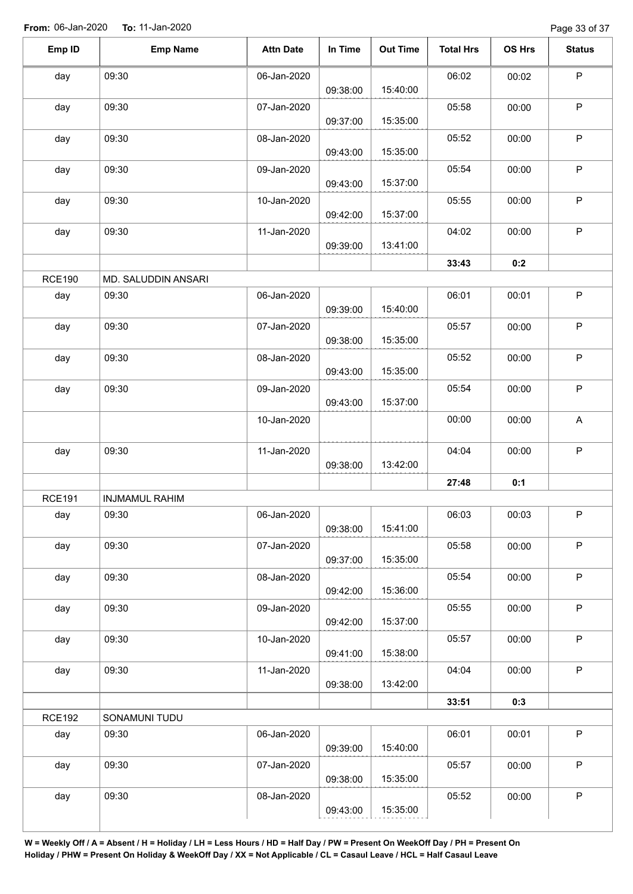**From:** 06-Jan-2020 **To:** 11-Jan-2020

| Emp ID | Emp Name | Attn Date | In Time | Out Time | Total Hrs | OS Hrs | Status |
|---|---|---|---|---|---|---|---|
| day | 09:30 | 06-Jan-2020 | 09:38:00 | 15:40:00 | 06:02 | 00:02 | P |
| day | 09:30 | 07-Jan-2020 | 09:37:00 | 15:35:00 | 05:58 | 00:00 | P |
| day | 09:30 | 08-Jan-2020 | 09:43:00 | 15:35:00 | 05:52 | 00:00 | P |
| day | 09:30 | 09-Jan-2020 | 09:43:00 | 15:37:00 | 05:54 | 00:00 | P |
| day | 09:30 | 10-Jan-2020 | 09:42:00 | 15:37:00 | 05:55 | 00:00 | P |
| day | 09:30 | 11-Jan-2020 | 09:39:00 | 13:41:00 | 04:02 | 00:00 | P |
| | | | | | **33:43** | **0:2** | |
| RCE190 | MD. SALUDDIN ANSARI | | | | | | |
| day | 09:30 | 06-Jan-2020 | 09:39:00 | 15:40:00 | 06:01 | 00:01 | P |
| day | 09:30 | 07-Jan-2020 | 09:38:00 | 15:35:00 | 05:57 | 00:00 | P |
| day | 09:30 | 08-Jan-2020 | 09:43:00 | 15:35:00 | 05:52 | 00:00 | P |
| day | 09:30 | 09-Jan-2020 | 09:43:00 | 15:37:00 | 05:54 | 00:00 | P |
| | | 10-Jan-2020 | | | 00:00 | 00:00 | A |
| day | 09:30 | 11-Jan-2020 | 09:38:00 | 13:42:00 | 04:04 | 00:00 | P |
| | | | | | **27:48** | **0:1** | |
| RCE191 | INJMAMUL RAHIM | | | | | | |
| day | 09:30 | 06-Jan-2020 | 09:38:00 | 15:41:00 | 06:03 | 00:03 | P |
| day | 09:30 | 07-Jan-2020 | 09:37:00 | 15:35:00 | 05:58 | 00:00 | P |
| day | 09:30 | 08-Jan-2020 | 09:42:00 | 15:36:00 | 05:54 | 00:00 | P |
| day | 09:30 | 09-Jan-2020 | 09:42:00 | 15:37:00 | 05:55 | 00:00 | P |
| day | 09:30 | 10-Jan-2020 | 09:41:00 | 15:38:00 | 05:57 | 00:00 | P |
| day | 09:30 | 11-Jan-2020 | 09:38:00 | 13:42:00 | 04:04 | 00:00 | P |
| | | | | | **33:51** | **0:3** | |
| RCE192 | SONAMUNI TUDU | | | | | | |
| day | 09:30 | 06-Jan-2020 | 09:39:00 | 15:40:00 | 06:01 | 00:01 | P |
| day | 09:30 | 07-Jan-2020 | 09:38:00 | 15:35:00 | 05:57 | 00:00 | P |
| day | 09:30 | 08-Jan-2020 | 09:43:00 | 15:35:00 | 05:52 | 00:00 | P |

**W = Weekly Off / A = Absent / H = Holiday / LH = Less Hours / HD = Half Day / PW = Present On WeekOff Day / PH = Present On Holiday / PHW = Present On Holiday & WeekOff Day / XX = Not Applicable / CL = Casaul Leave / HCL = Half Casaul Leave**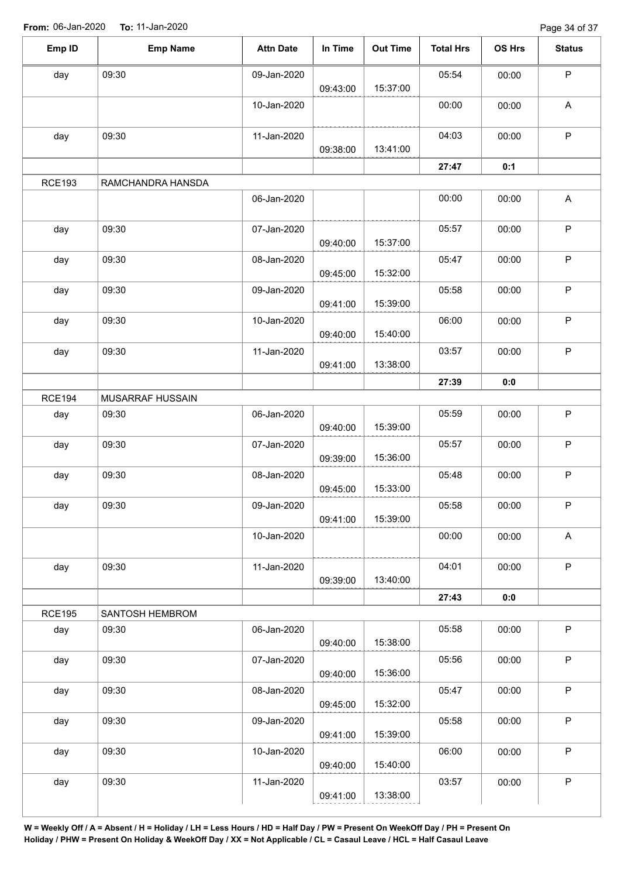**From:** 06-Jan-2020 **To:** 11-Jan-2020

| Emp ID | Emp Name | Attn Date | In Time | Out Time | Total Hrs | OS Hrs | Status |
|---|---|---|---|---|---|---|---|
| day | 09:30 | 09-Jan-2020 | 09:43:00 | 15:37:00 | 05:54 | 00:00 | P |
| | | 10-Jan-2020 | | | 00:00 | 00:00 | A |
| day | 09:30 | 11-Jan-2020 | 09:38:00 | 13:41:00 | 04:03 | 00:00 | P |
| | | | | | **27:47** | **0:1** | |
| RCE193 | RAMCHANDRA HANSDA | | | | | | |
| | | 06-Jan-2020 | | | 00:00 | 00:00 | A |
| day | 09:30 | 07-Jan-2020 | 09:40:00 | 15:37:00 | 05:57 | 00:00 | P |
| day | 09:30 | 08-Jan-2020 | 09:45:00 | 15:32:00 | 05:47 | 00:00 | P |
| day | 09:30 | 09-Jan-2020 | 09:41:00 | 15:39:00 | 05:58 | 00:00 | P |
| day | 09:30 | 10-Jan-2020 | 09:40:00 | 15:40:00 | 06:00 | 00:00 | P |
| day | 09:30 | 11-Jan-2020 | 09:41:00 | 13:38:00 | 03:57 | 00:00 | P |
| | | | | | **27:39** | **0:0** | |
| RCE194 | MUSARRAF HUSSAIN | | | | | | |
| day | 09:30 | 06-Jan-2020 | 09:40:00 | 15:39:00 | 05:59 | 00:00 | P |
| day | 09:30 | 07-Jan-2020 | 09:39:00 | 15:36:00 | 05:57 | 00:00 | P |
| day | 09:30 | 08-Jan-2020 | 09:45:00 | 15:33:00 | 05:48 | 00:00 | P |
| day | 09:30 | 09-Jan-2020 | 09:41:00 | 15:39:00 | 05:58 | 00:00 | P |
| | | 10-Jan-2020 | | | 00:00 | 00:00 | A |
| day | 09:30 | 11-Jan-2020 | 09:39:00 | 13:40:00 | 04:01 | 00:00 | P |
| | | | | | **27:43** | **0:0** | |
| RCE195 | SANTOSH HEMBROM | | | | | | |
| day | 09:30 | 06-Jan-2020 | 09:40:00 | 15:38:00 | 05:58 | 00:00 | P |
| day | 09:30 | 07-Jan-2020 | 09:40:00 | 15:36:00 | 05:56 | 00:00 | P |
| day | 09:30 | 08-Jan-2020 | 09:45:00 | 15:32:00 | 05:47 | 00:00 | P |
| day | 09:30 | 09-Jan-2020 | 09:41:00 | 15:39:00 | 05:58 | 00:00 | P |
| day | 09:30 | 10-Jan-2020 | 09:40:00 | 15:40:00 | 06:00 | 00:00 | P |
| day | 09:30 | 11-Jan-2020 | 09:41:00 | 13:38:00 | 03:57 | 00:00 | P |

**W = Weekly Off / A = Absent / H = Holiday / LH = Less Hours / HD = Half Day / PW = Present On WeekOff Day / PH = Present On Holiday / PHW = Present On Holiday & WeekOff Day / XX = Not Applicable / CL = Casaul Leave / HCL = Half Casaul Leave**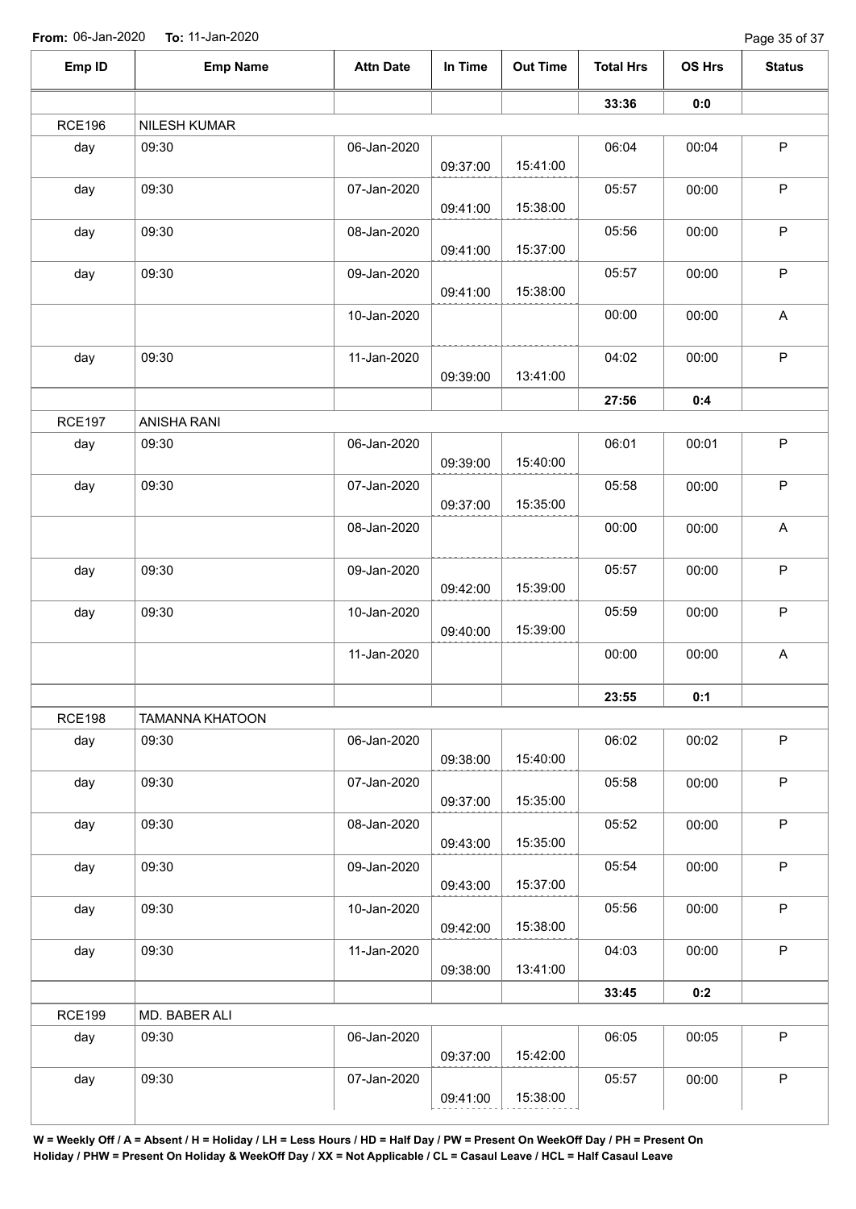**From:** 06-Jan-2020 **To:** 11-Jan-2020

| Emp ID | Emp Name | Attn Date | In Time | Out Time | Total Hrs | OS Hrs | Status |
|---|---|---|---|---|---|---|---|
| | | | | | **33:36** | **0:0** | |
| RCE196 | NILESH KUMAR | | | | | | |
| day | 09:30 | 06-Jan-2020 | 09:37:00 | 15:41:00 | 06:04 | 00:04 | P |
| day | 09:30 | 07-Jan-2020 | 09:41:00 | 15:38:00 | 05:57 | 00:00 | P |
| day | 09:30 | 08-Jan-2020 | 09:41:00 | 15:37:00 | 05:56 | 00:00 | P |
| day | 09:30 | 09-Jan-2020 | 09:41:00 | 15:38:00 | 05:57 | 00:00 | P |
| | | 10-Jan-2020 | | | 00:00 | 00:00 | A |
| day | 09:30 | 11-Jan-2020 | 09:39:00 | 13:41:00 | 04:02 | 00:00 | P |
| | | | | | **27:56** | **0:4** | |
| RCE197 | ANISHA RANI | | | | | | |
| day | 09:30 | 06-Jan-2020 | 09:39:00 | 15:40:00 | 06:01 | 00:01 | P |
| day | 09:30 | 07-Jan-2020 | 09:37:00 | 15:35:00 | 05:58 | 00:00 | P |
| | | 08-Jan-2020 | | | 00:00 | 00:00 | A |
| day | 09:30 | 09-Jan-2020 | 09:42:00 | 15:39:00 | 05:57 | 00:00 | P |
| day | 09:30 | 10-Jan-2020 | 09:40:00 | 15:39:00 | 05:59 | 00:00 | P |
| | | 11-Jan-2020 | | | 00:00 | 00:00 | A |
| | | | | | **23:55** | **0:1** | |
| RCE198 | TAMANNA KHATOON | | | | | | |
| day | 09:30 | 06-Jan-2020 | 09:38:00 | 15:40:00 | 06:02 | 00:02 | P |
| day | 09:30 | 07-Jan-2020 | 09:37:00 | 15:35:00 | 05:58 | 00:00 | P |
| day | 09:30 | 08-Jan-2020 | 09:43:00 | 15:35:00 | 05:52 | 00:00 | P |
| day | 09:30 | 09-Jan-2020 | 09:43:00 | 15:37:00 | 05:54 | 00:00 | P |
| day | 09:30 | 10-Jan-2020 | 09:42:00 | 15:38:00 | 05:56 | 00:00 | P |
| day | 09:30 | 11-Jan-2020 | 09:38:00 | 13:41:00 | 04:03 | 00:00 | P |
| | | | | | **33:45** | **0:2** | |
| RCE199 | MD. BABER ALI | | | | | | |
| day | 09:30 | 06-Jan-2020 | 09:37:00 | 15:42:00 | 06:05 | 00:05 | P |
| day | 09:30 | 07-Jan-2020 | 09:41:00 | 15:38:00 | 05:57 | 00:00 | P |

**W = Weekly Off / A = Absent / H = Holiday / LH = Less Hours / HD = Half Day / PW = Present On WeekOff Day / PH = Present On Holiday / PHW = Present On Holiday & WeekOff Day / XX = Not Applicable / CL = Casaul Leave / HCL = Half Casaul Leave**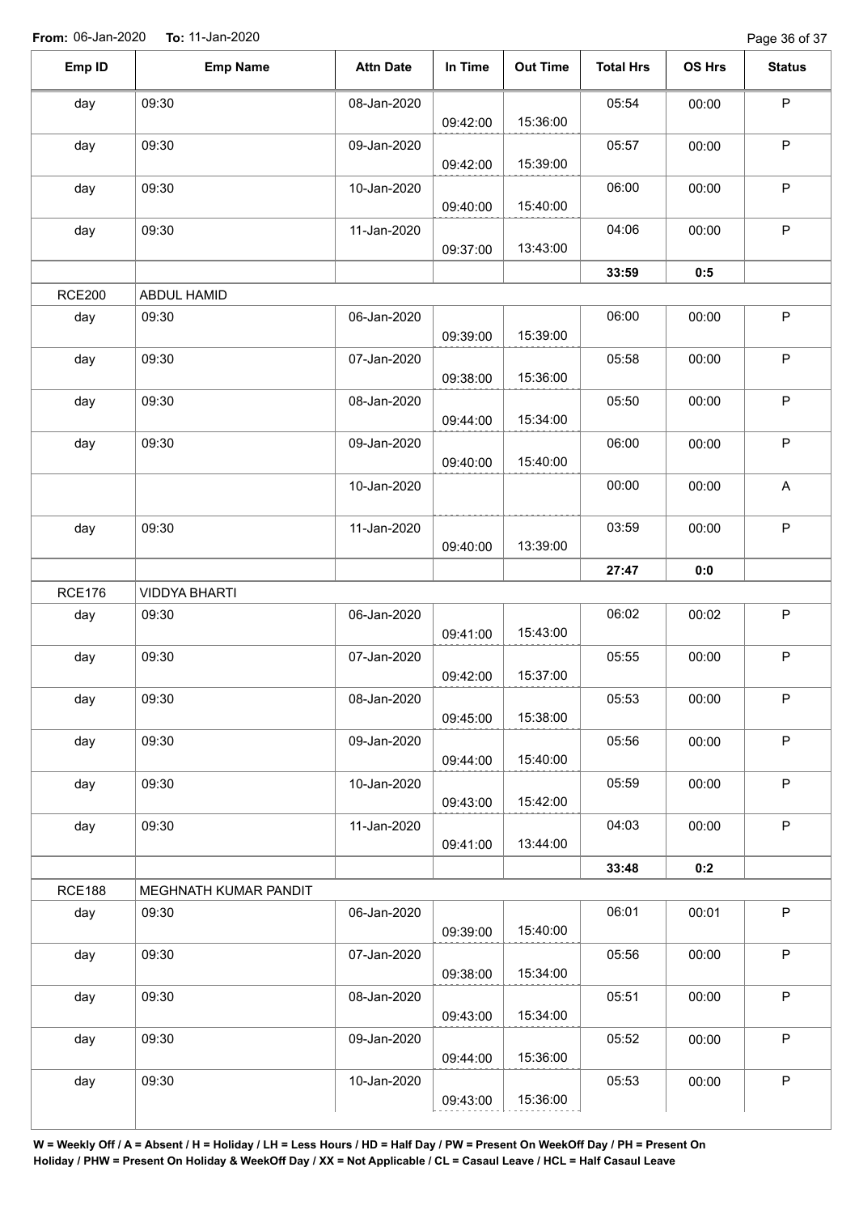**From:** 06-Jan-2020 **To:** 11-Jan-2020

| Emp ID | Emp Name | Attn Date | In Time | Out Time | Total Hrs | OS Hrs | Status |
|---|---|---|---|---|---|---|---|
| day | 09:30 | 08-Jan-2020 | 09:42:00 | 15:36:00 | 05:54 | 00:00 | P |
| day | 09:30 | 09-Jan-2020 | 09:42:00 | 15:39:00 | 05:57 | 00:00 | P |
| day | 09:30 | 10-Jan-2020 | 09:40:00 | 15:40:00 | 06:00 | 00:00 | P |
| day | 09:30 | 11-Jan-2020 | 09:37:00 | 13:43:00 | 04:06 | 00:00 | P |
| | | | | | **33:59** | **0:5** | |
| RCE200 | ABDUL HAMID | | | | | | |
| day | 09:30 | 06-Jan-2020 | 09:39:00 | 15:39:00 | 06:00 | 00:00 | P |
| day | 09:30 | 07-Jan-2020 | 09:38:00 | 15:36:00 | 05:58 | 00:00 | P |
| day | 09:30 | 08-Jan-2020 | 09:44:00 | 15:34:00 | 05:50 | 00:00 | P |
| day | 09:30 | 09-Jan-2020 | 09:40:00 | 15:40:00 | 06:00 | 00:00 | P |
| | | 10-Jan-2020 | | | 00:00 | 00:00 | A |
| day | 09:30 | 11-Jan-2020 | 09:40:00 | 13:39:00 | 03:59 | 00:00 | P |
| | | | | | **27:47** | **0:0** | |
| RCE176 | VIDDYA BHARTI | | | | | | |
| day | 09:30 | 06-Jan-2020 | 09:41:00 | 15:43:00 | 06:02 | 00:02 | P |
| day | 09:30 | 07-Jan-2020 | 09:42:00 | 15:37:00 | 05:55 | 00:00 | P |
| day | 09:30 | 08-Jan-2020 | 09:45:00 | 15:38:00 | 05:53 | 00:00 | P |
| day | 09:30 | 09-Jan-2020 | 09:44:00 | 15:40:00 | 05:56 | 00:00 | P |
| day | 09:30 | 10-Jan-2020 | 09:43:00 | 15:42:00 | 05:59 | 00:00 | P |
| day | 09:30 | 11-Jan-2020 | 09:41:00 | 13:44:00 | 04:03 | 00:00 | P |
| | | | | | **33:48** | **0:2** | |
| RCE188 | MEGHNATH KUMAR PANDIT | | | | | | |
| day | 09:30 | 06-Jan-2020 | 09:39:00 | 15:40:00 | 06:01 | 00:01 | P |
| day | 09:30 | 07-Jan-2020 | 09:38:00 | 15:34:00 | 05:56 | 00:00 | P |
| day | 09:30 | 08-Jan-2020 | 09:43:00 | 15:34:00 | 05:51 | 00:00 | P |
| day | 09:30 | 09-Jan-2020 | 09:44:00 | 15:36:00 | 05:52 | 00:00 | P |
| day | 09:30 | 10-Jan-2020 | 09:43:00 | 15:36:00 | 05:53 | 00:00 | P |

**W = Weekly Off / A = Absent / H = Holiday / LH = Less Hours / HD = Half Day / PW = Present On WeekOff Day / PH = Present On Holiday / PHW = Present On Holiday & WeekOff Day / XX = Not Applicable / CL = Casaul Leave / HCL = Half Casaul Leave**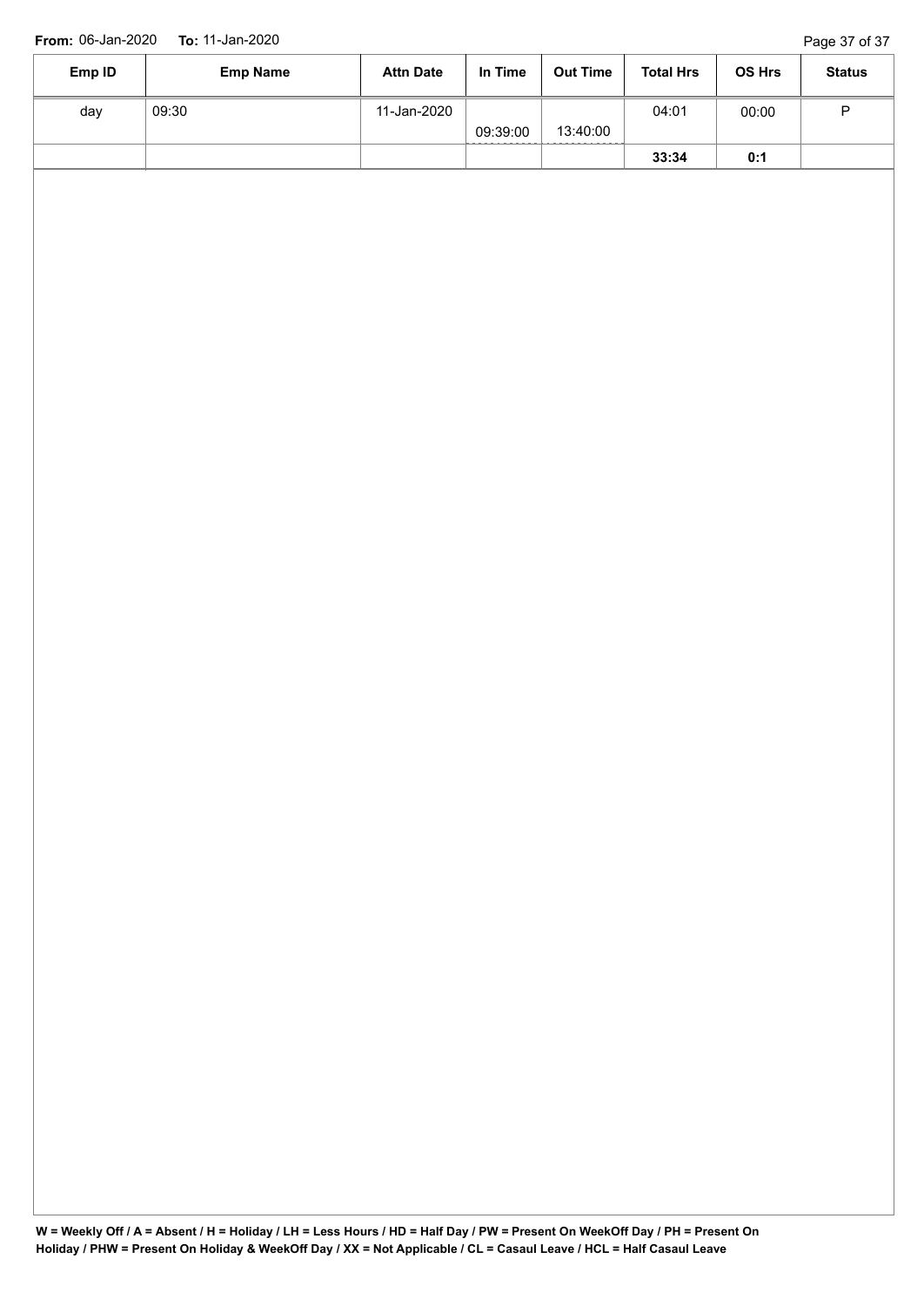From: 06-Jan-2020 To: 11-Jan-2020

| Emp ID | Emp Name | Attn Date | In Time | Out Time | Total Hrs | OS Hrs | Status |
|---|---|---|---|---|---|---|---|
| day | 09:30 | 11-Jan-2020 | 09:39:00 | 13:40:00 | 04:01 | 00:00 | P |
| | | | | | **33:34** | **0:1** | |

**W = Weekly Off / A = Absent / H = Holiday / LH = Less Hours / HD = Half Day / PW = Present On WeekOff Day / PH = Present On Holiday / PHW = Present On Holiday & WeekOff Day / XX = Not Applicable / CL = Casaul Leave / HCL = Half Casaul Leave**